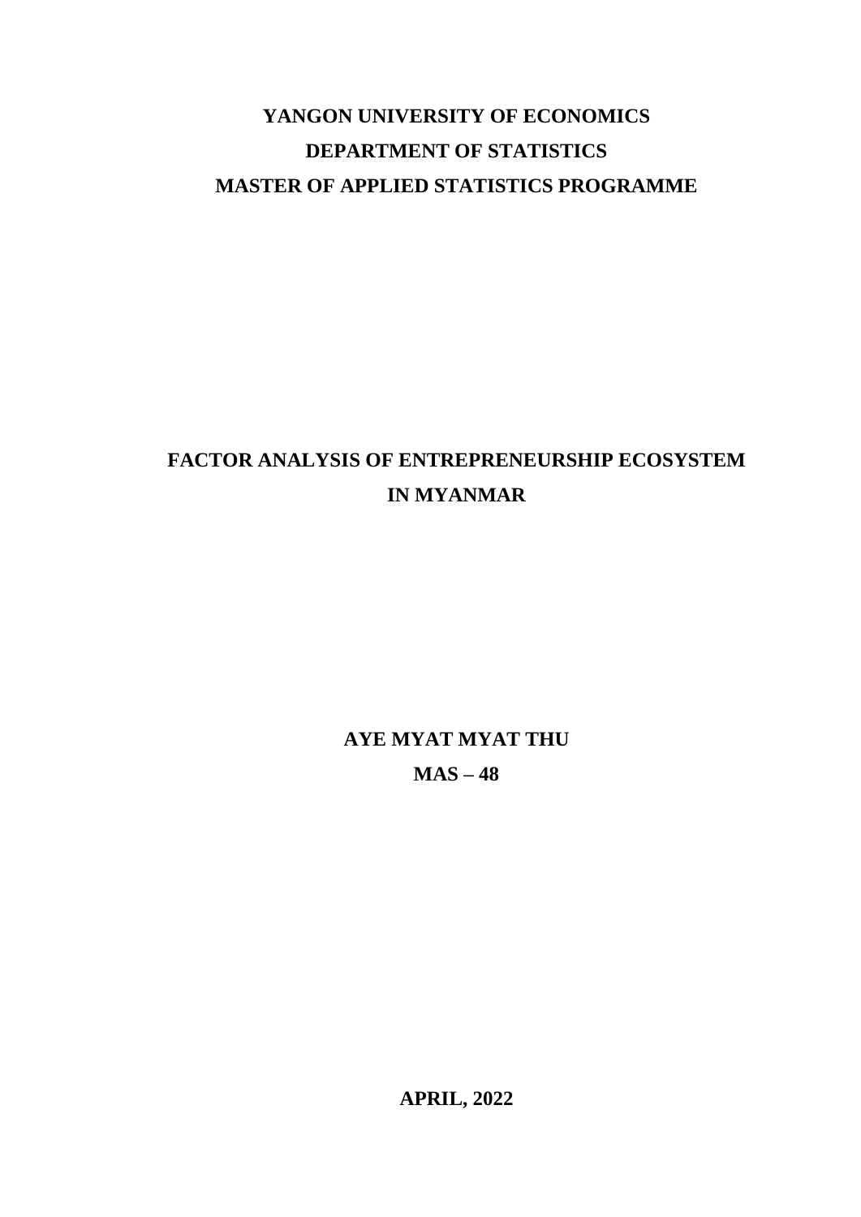**YANGON UNIVERSITY OF ECONOMICS**

**DEPARTMENT OF STATISTICS**

**MASTER OF APPLIED STATISTICS PROGRAMME**

# FACTOR ANALYSIS OF ENTREPRENEURSHIP ECOSYSTEM IN MYANMAR

**AYE MYAT MYAT THU**

**MAS – 48**

**APRIL, 2022**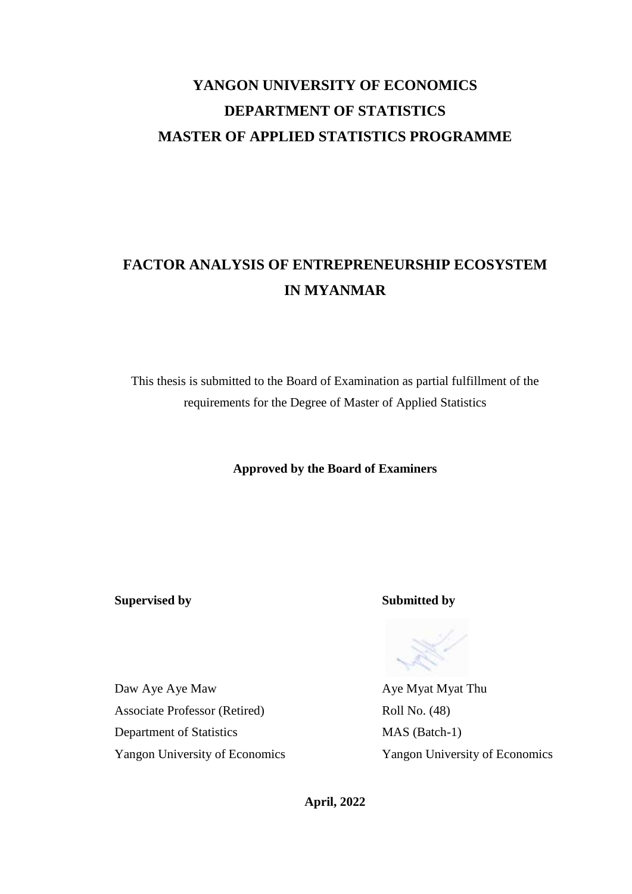# YANGON UNIVERSITY OF ECONOMICS
# DEPARTMENT OF STATISTICS
# MASTER OF APPLIED STATISTICS PROGRAMME

# FACTOR ANALYSIS OF ENTREPRENEURSHIP ECOSYSTEM IN MYANMAR

This thesis is submitted to the Board of Examination as partial fulfillment of the requirements for the Degree of Master of Applied Statistics

**Approved by the Board of Examiners**

**Supervised by**

Daw Aye Aye Maw
Associate Professor (Retired)
Department of Statistics
Yangon University of Economics

**Submitted by**

Aye Myat Myat Thu
Roll No. (48)
MAS (Batch-1)
Yangon University of Economics

**April, 2022**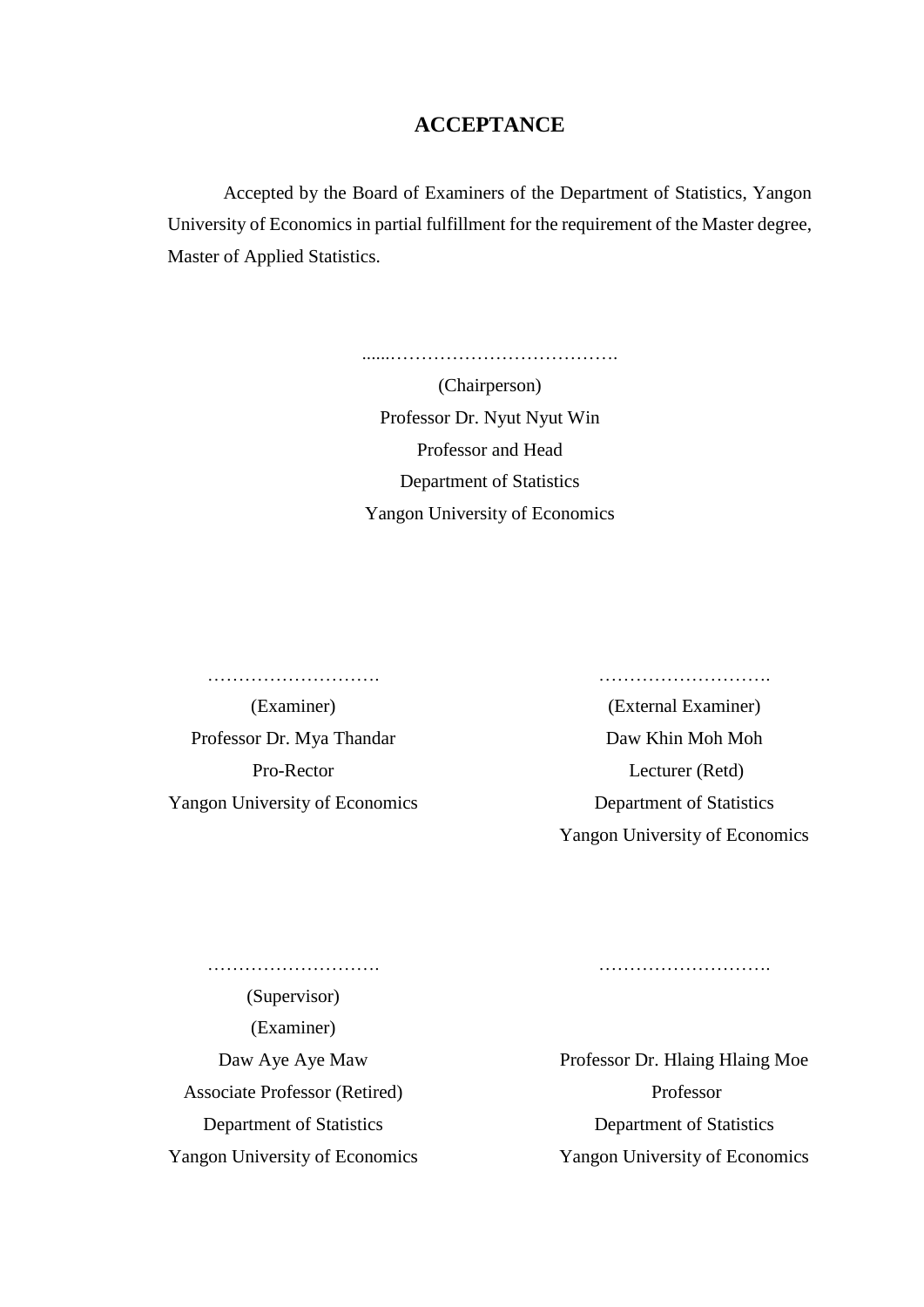# ACCEPTANCE

Accepted by the Board of Examiners of the Department of Statistics, Yangon University of Economics in partial fulfillment for the requirement of the Master degree, Master of Applied Statistics.

......……………………………….

(Chairperson)

Professor Dr. Nyut Nyut Win

Professor and Head

Department of Statistics

Yangon University of Economics

……………………….

(Examiner)

Professor Dr. Mya Thandar

Pro-Rector

Yangon University of Economics

……………………….

(External Examiner)

Daw Khin Moh Moh

Lecturer (Retd)

Department of Statistics

Yangon University of Economics

……………………….

(Supervisor)

(Examiner)

Daw Aye Aye Maw

Associate Professor (Retired)

Department of Statistics

Yangon University of Economics

……………………….

Professor Dr. Hlaing Hlaing Moe

Professor

Department of Statistics

Yangon University of Economics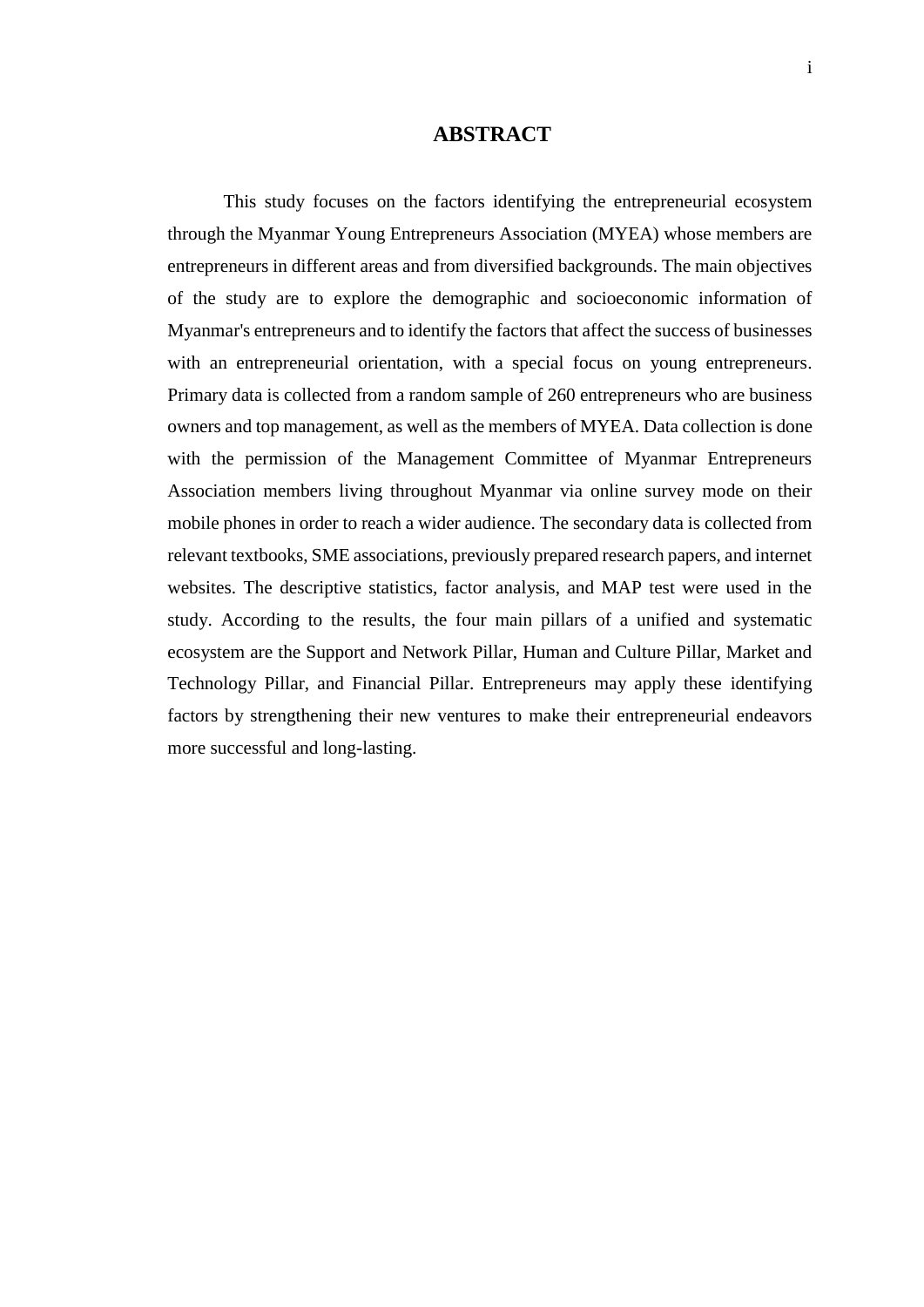# ABSTRACT

This study focuses on the factors identifying the entrepreneurial ecosystem through the Myanmar Young Entrepreneurs Association (MYEA) whose members are entrepreneurs in different areas and from diversified backgrounds. The main objectives of the study are to explore the demographic and socioeconomic information of Myanmar's entrepreneurs and to identify the factors that affect the success of businesses with an entrepreneurial orientation, with a special focus on young entrepreneurs. Primary data is collected from a random sample of 260 entrepreneurs who are business owners and top management, as well as the members of MYEA. Data collection is done with the permission of the Management Committee of Myanmar Entrepreneurs Association members living throughout Myanmar via online survey mode on their mobile phones in order to reach a wider audience. The secondary data is collected from relevant textbooks, SME associations, previously prepared research papers, and internet websites. The descriptive statistics, factor analysis, and MAP test were used in the study. According to the results, the four main pillars of a unified and systematic ecosystem are the Support and Network Pillar, Human and Culture Pillar, Market and Technology Pillar, and Financial Pillar. Entrepreneurs may apply these identifying factors by strengthening their new ventures to make their entrepreneurial endeavors more successful and long-lasting.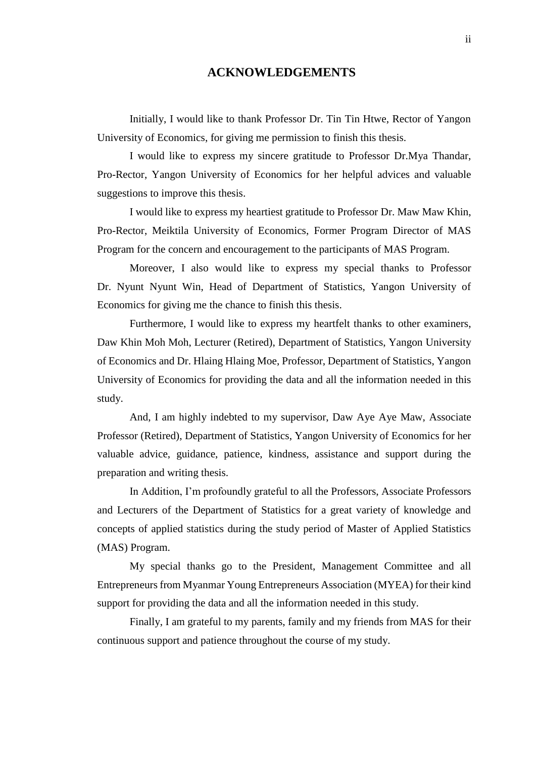# ACKNOWLEDGEMENTS

Initially, I would like to thank Professor Dr. Tin Tin Htwe, Rector of Yangon University of Economics, for giving me permission to finish this thesis.

I would like to express my sincere gratitude to Professor Dr.Mya Thandar, Pro-Rector, Yangon University of Economics for her helpful advices and valuable suggestions to improve this thesis.

I would like to express my heartiest gratitude to Professor Dr. Maw Maw Khin, Pro-Rector, Meiktila University of Economics, Former Program Director of MAS Program for the concern and encouragement to the participants of MAS Program.

Moreover, I also would like to express my special thanks to Professor Dr. Nyunt Nyunt Win, Head of Department of Statistics, Yangon University of Economics for giving me the chance to finish this thesis.

Furthermore, I would like to express my heartfelt thanks to other examiners, Daw Khin Moh Moh, Lecturer (Retired), Department of Statistics, Yangon University of Economics and Dr. Hlaing Hlaing Moe, Professor, Department of Statistics, Yangon University of Economics for providing the data and all the information needed in this study.

And, I am highly indebted to my supervisor, Daw Aye Aye Maw, Associate Professor (Retired), Department of Statistics, Yangon University of Economics for her valuable advice, guidance, patience, kindness, assistance and support during the preparation and writing thesis.

In Addition, I'm profoundly grateful to all the Professors, Associate Professors and Lecturers of the Department of Statistics for a great variety of knowledge and concepts of applied statistics during the study period of Master of Applied Statistics (MAS) Program.

My special thanks go to the President, Management Committee and all Entrepreneurs from Myanmar Young Entrepreneurs Association (MYEA) for their kind support for providing the data and all the information needed in this study.

Finally, I am grateful to my parents, family and my friends from MAS for their continuous support and patience throughout the course of my study.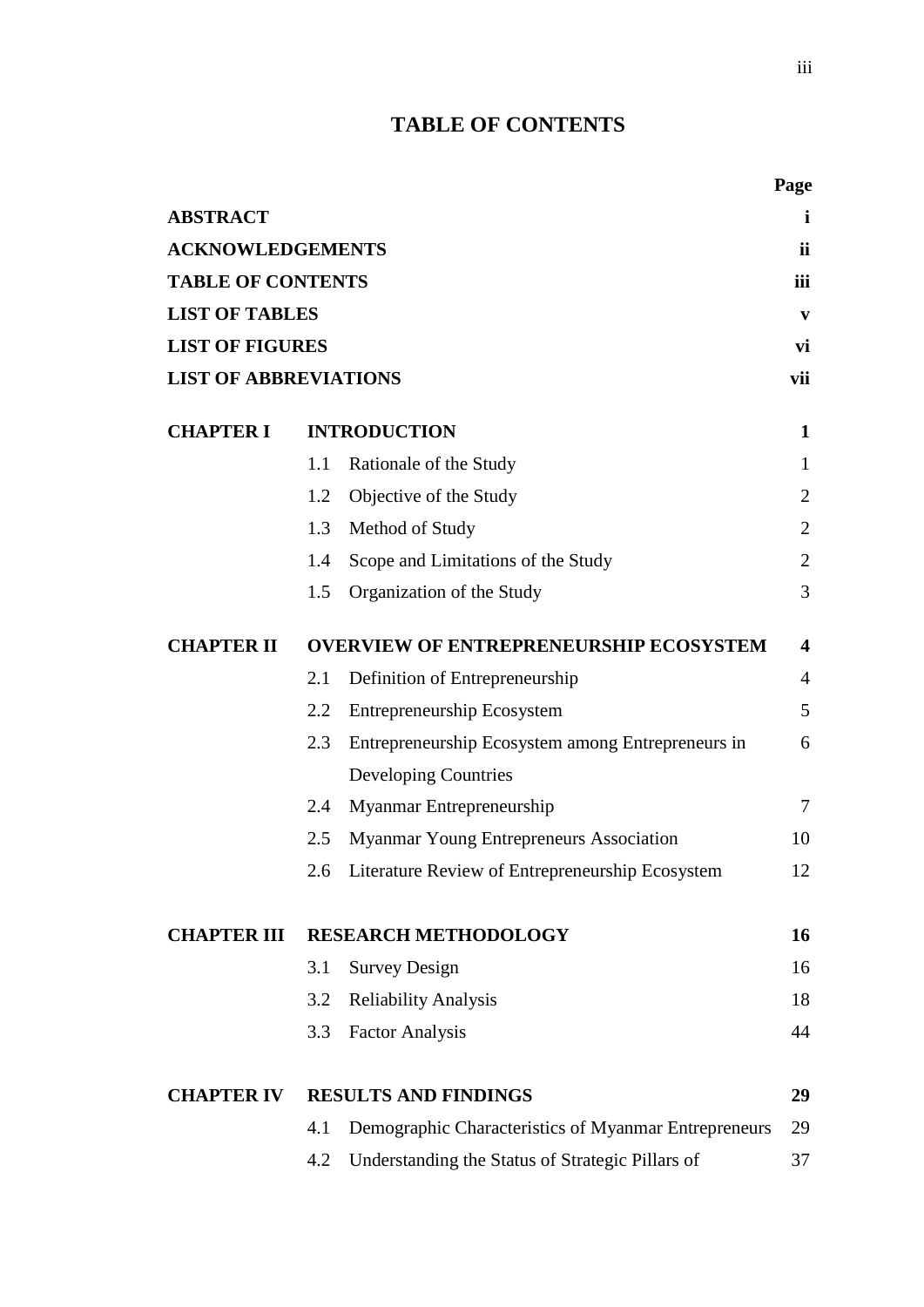# TABLE OF CONTENTS

| | | | Page |
|---|---|---|---|
| **ABSTRACT** | | | **i** |
| **ACKNOWLEDGEMENTS** | | | **ii** |
| **TABLE OF CONTENTS** | | | **iii** |
| **LIST OF TABLES** | | | **v** |
| **LIST OF FIGURES** | | | **vi** |
| **LIST OF ABBREVIATIONS** | | | **vii** |
| **CHAPTER I** | **INTRODUCTION** | | **1** |
| | 1.1 | Rationale of the Study | 1 |
| | 1.2 | Objective of the Study | 2 |
| | 1.3 | Method of Study | 2 |
| | 1.4 | Scope and Limitations of the Study | 2 |
| | 1.5 | Organization of the Study | 3 |
| **CHAPTER II** | **OVERVIEW OF ENTREPRENEURSHIP ECOSYSTEM** | | **4** |
| | 2.1 | Definition of Entrepreneurship | 4 |
| | 2.2 | Entrepreneurship Ecosystem | 5 |
| | 2.3 | Entrepreneurship Ecosystem among Entrepreneurs in Developing Countries | 6 |
| | 2.4 | Myanmar Entrepreneurship | 7 |
| | 2.5 | Myanmar Young Entrepreneurs Association | 10 |
| | 2.6 | Literature Review of Entrepreneurship Ecosystem | 12 |
| **CHAPTER III** | **RESEARCH METHODOLOGY** | | **16** |
| | 3.1 | Survey Design | 16 |
| | 3.2 | Reliability Analysis | 18 |
| | 3.3 | Factor Analysis | 44 |
| **CHAPTER IV** | **RESULTS AND FINDINGS** | | **29** |
| | 4.1 | Demographic Characteristics of Myanmar Entrepreneurs | 29 |
| | 4.2 | Understanding the Status of Strategic Pillars of | 37 |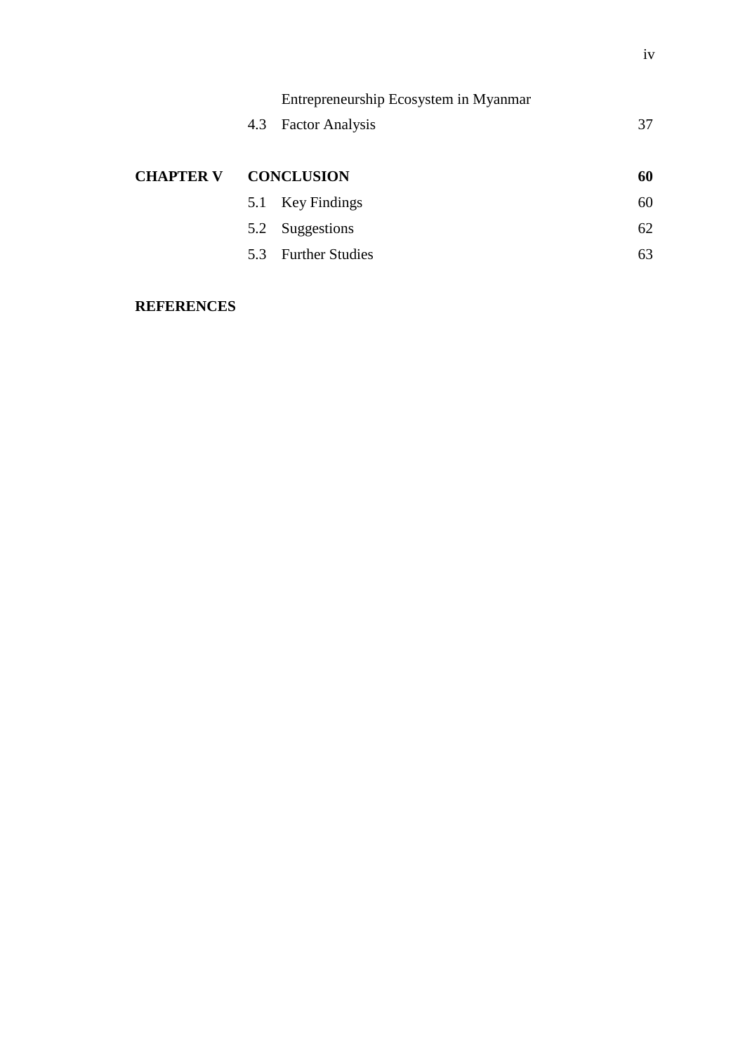| | | | |
|---|---|---|---|
| | | Entrepreneurship Ecosystem in Myanmar | |
| | 4.3 | Factor Analysis | 37 |
| **CHAPTER V** | **CONCLUSION** | | **60** |
| | 5.1 | Key Findings | 60 |
| | 5.2 | Suggestions | 62 |
| | 5.3 | Further Studies | 63 |

**REFERENCES**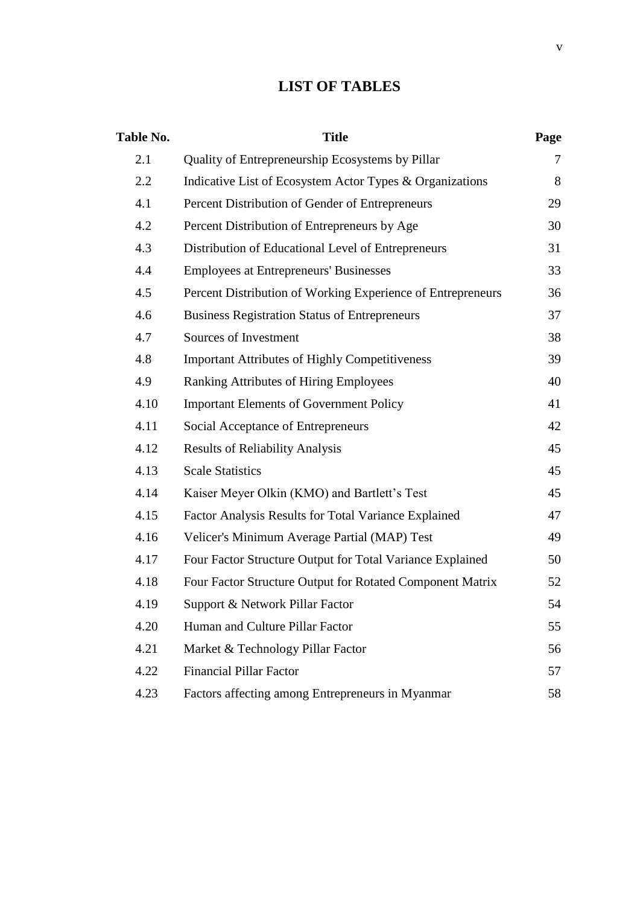# LIST OF TABLES

| Table No. | Title | Page |
|---|---|---|
| 2.1 | Quality of Entrepreneurship Ecosystems by Pillar | 7 |
| 2.2 | Indicative List of Ecosystem Actor Types & Organizations | 8 |
| 4.1 | Percent Distribution of Gender of Entrepreneurs | 29 |
| 4.2 | Percent Distribution of Entrepreneurs by Age | 30 |
| 4.3 | Distribution of Educational Level of Entrepreneurs | 31 |
| 4.4 | Employees at Entrepreneurs' Businesses | 33 |
| 4.5 | Percent Distribution of Working Experience of Entrepreneurs | 36 |
| 4.6 | Business Registration Status of Entrepreneurs | 37 |
| 4.7 | Sources of Investment | 38 |
| 4.8 | Important Attributes of Highly Competitiveness | 39 |
| 4.9 | Ranking Attributes of Hiring Employees | 40 |
| 4.10 | Important Elements of Government Policy | 41 |
| 4.11 | Social Acceptance of Entrepreneurs | 42 |
| 4.12 | Results of Reliability Analysis | 45 |
| 4.13 | Scale Statistics | 45 |
| 4.14 | Kaiser Meyer Olkin (KMO) and Bartlett's Test | 45 |
| 4.15 | Factor Analysis Results for Total Variance Explained | 47 |
| 4.16 | Velicer's Minimum Average Partial (MAP) Test | 49 |
| 4.17 | Four Factor Structure Output for Total Variance Explained | 50 |
| 4.18 | Four Factor Structure Output for Rotated Component Matrix | 52 |
| 4.19 | Support & Network Pillar Factor | 54 |
| 4.20 | Human and Culture Pillar Factor | 55 |
| 4.21 | Market & Technology Pillar Factor | 56 |
| 4.22 | Financial Pillar Factor | 57 |
| 4.23 | Factors affecting among Entrepreneurs in Myanmar | 58 |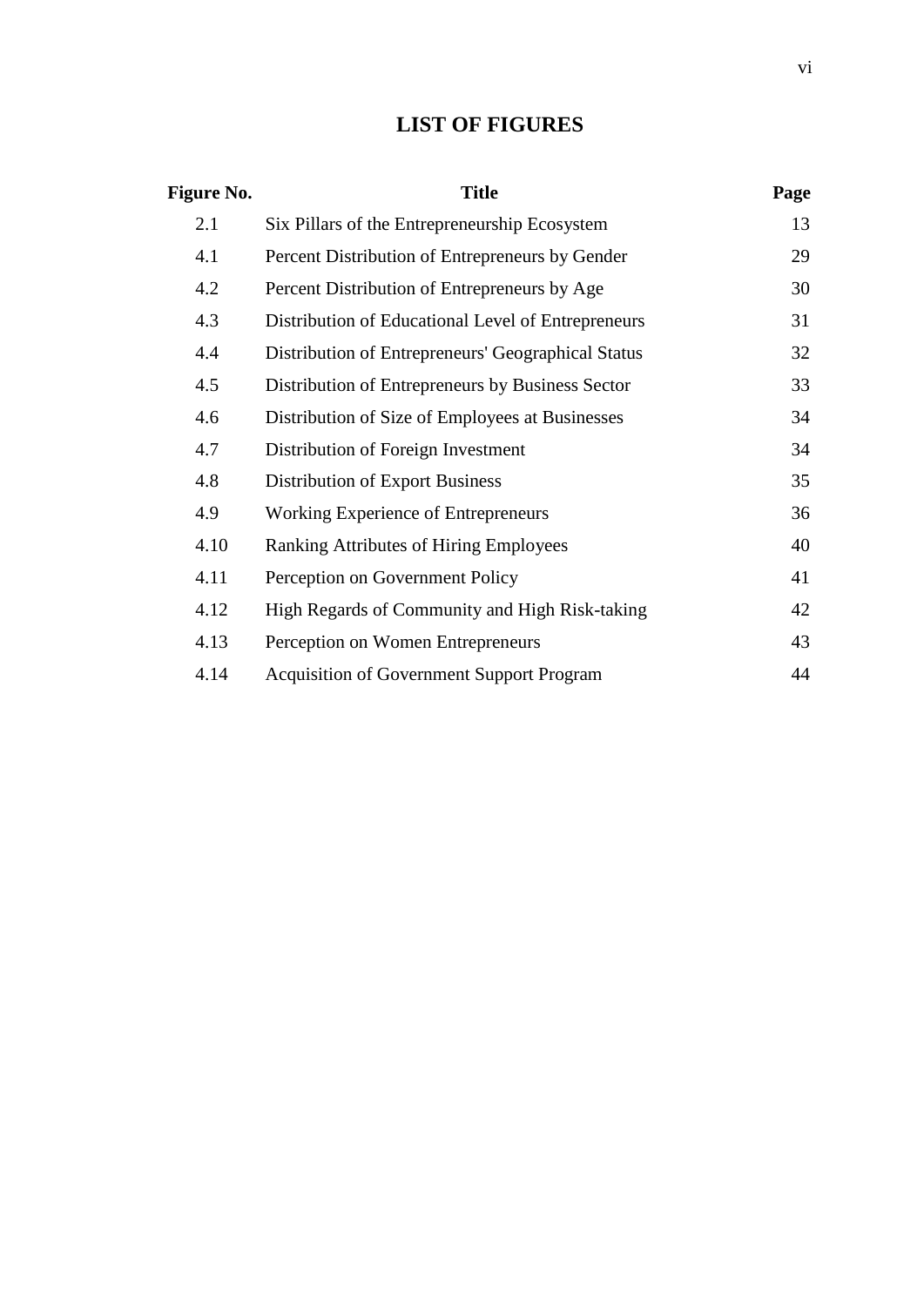# LIST OF FIGURES

| Figure No. | Title | Page |
|---|---|---|
| 2.1 | Six Pillars of the Entrepreneurship Ecosystem | 13 |
| 4.1 | Percent Distribution of Entrepreneurs by Gender | 29 |
| 4.2 | Percent Distribution of Entrepreneurs by Age | 30 |
| 4.3 | Distribution of Educational Level of Entrepreneurs | 31 |
| 4.4 | Distribution of Entrepreneurs' Geographical Status | 32 |
| 4.5 | Distribution of Entrepreneurs by Business Sector | 33 |
| 4.6 | Distribution of Size of Employees at Businesses | 34 |
| 4.7 | Distribution of Foreign Investment | 34 |
| 4.8 | Distribution of Export Business | 35 |
| 4.9 | Working Experience of Entrepreneurs | 36 |
| 4.10 | Ranking Attributes of Hiring Employees | 40 |
| 4.11 | Perception on Government Policy | 41 |
| 4.12 | High Regards of Community and High Risk-taking | 42 |
| 4.13 | Perception on Women Entrepreneurs | 43 |
| 4.14 | Acquisition of Government Support Program | 44 |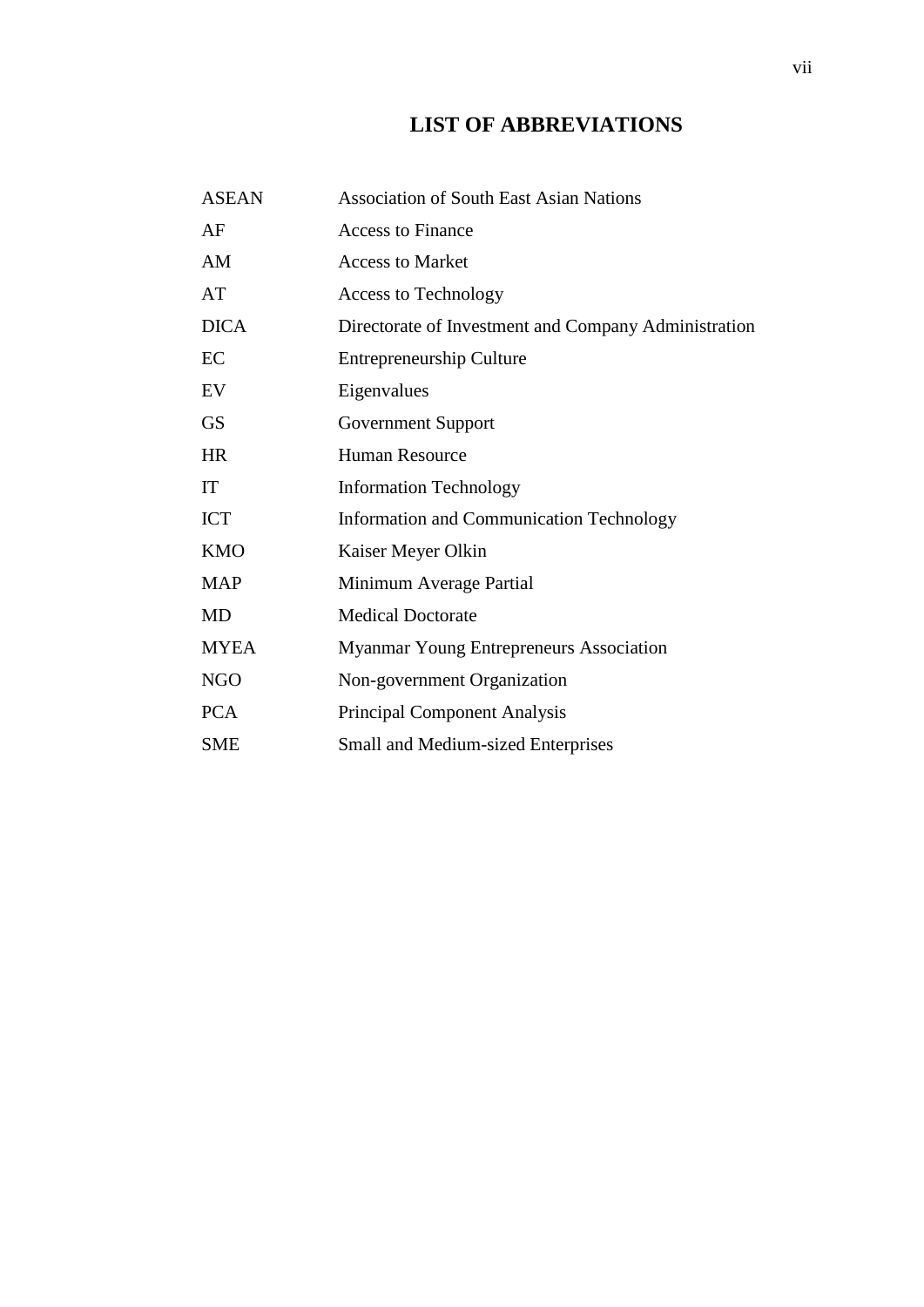# LIST OF ABBREVIATIONS

| | |
|---|---|
| ASEAN | Association of South East Asian Nations |
| AF | Access to Finance |
| AM | Access to Market |
| AT | Access to Technology |
| DICA | Directorate of Investment and Company Administration |
| EC | Entrepreneurship Culture |
| EV | Eigenvalues |
| GS | Government Support |
| HR | Human Resource |
| IT | Information Technology |
| ICT | Information and Communication Technology |
| KMO | Kaiser Meyer Olkin |
| MAP | Minimum Average Partial |
| MD | Medical Doctorate |
| MYEA | Myanmar Young Entrepreneurs Association |
| NGO | Non-government Organization |
| PCA | Principal Component Analysis |
| SME | Small and Medium-sized Enterprises |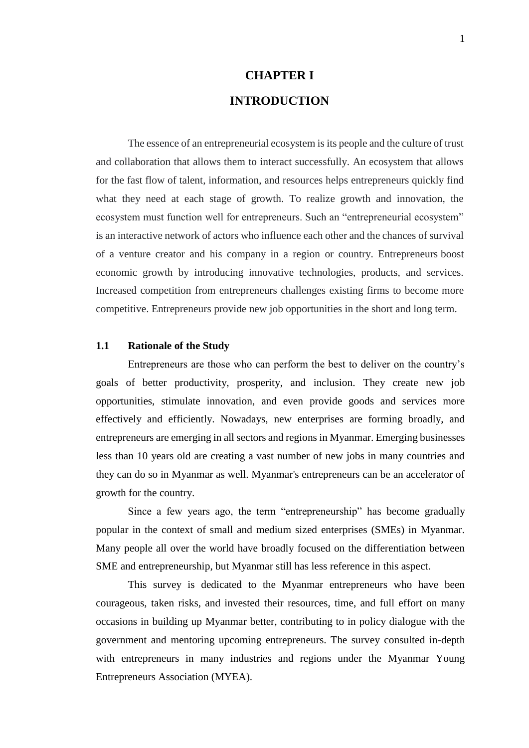# CHAPTER I

# INTRODUCTION

The essence of an entrepreneurial ecosystem is its people and the culture of trust and collaboration that allows them to interact successfully. An ecosystem that allows for the fast flow of talent, information, and resources helps entrepreneurs quickly find what they need at each stage of growth. To realize growth and innovation, the ecosystem must function well for entrepreneurs. Such an "entrepreneurial ecosystem" is an interactive network of actors who influence each other and the chances of survival of a venture creator and his company in a region or country. Entrepreneurs boost economic growth by introducing innovative technologies, products, and services. Increased competition from entrepreneurs challenges existing firms to become more competitive. Entrepreneurs provide new job opportunities in the short and long term.

## 1.1 Rationale of the Study

Entrepreneurs are those who can perform the best to deliver on the country's goals of better productivity, prosperity, and inclusion. They create new job opportunities, stimulate innovation, and even provide goods and services more effectively and efficiently. Nowadays, new enterprises are forming broadly, and entrepreneurs are emerging in all sectors and regions in Myanmar. Emerging businesses less than 10 years old are creating a vast number of new jobs in many countries and they can do so in Myanmar as well. Myanmar's entrepreneurs can be an accelerator of growth for the country.

Since a few years ago, the term "entrepreneurship" has become gradually popular in the context of small and medium sized enterprises (SMEs) in Myanmar. Many people all over the world have broadly focused on the differentiation between SME and entrepreneurship, but Myanmar still has less reference in this aspect.

This survey is dedicated to the Myanmar entrepreneurs who have been courageous, taken risks, and invested their resources, time, and full effort on many occasions in building up Myanmar better, contributing to in policy dialogue with the government and mentoring upcoming entrepreneurs. The survey consulted in-depth with entrepreneurs in many industries and regions under the Myanmar Young Entrepreneurs Association (MYEA).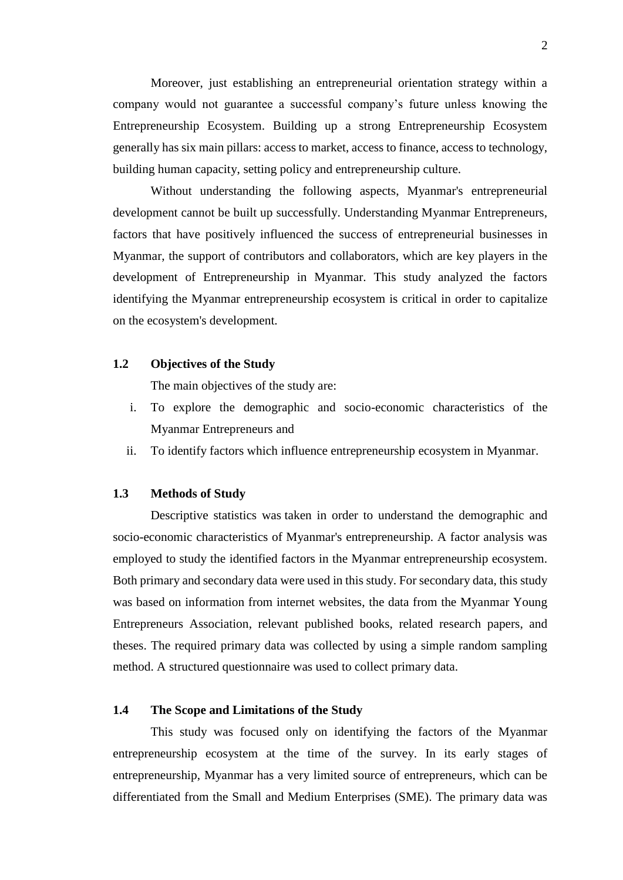Moreover, just establishing an entrepreneurial orientation strategy within a company would not guarantee a successful company's future unless knowing the Entrepreneurship Ecosystem. Building up a strong Entrepreneurship Ecosystem generally has six main pillars: access to market, access to finance, access to technology, building human capacity, setting policy and entrepreneurship culture.

Without understanding the following aspects, Myanmar's entrepreneurial development cannot be built up successfully. Understanding Myanmar Entrepreneurs, factors that have positively influenced the success of entrepreneurial businesses in Myanmar, the support of contributors and collaborators, which are key players in the development of Entrepreneurship in Myanmar. This study analyzed the factors identifying the Myanmar entrepreneurship ecosystem is critical in order to capitalize on the ecosystem's development.

### 1.2 Objectives of the Study

The main objectives of the study are:

i. To explore the demographic and socio-economic characteristics of the Myanmar Entrepreneurs and
ii. To identify factors which influence entrepreneurship ecosystem in Myanmar.

### 1.3 Methods of Study

Descriptive statistics was taken in order to understand the demographic and socio-economic characteristics of Myanmar's entrepreneurship. A factor analysis was employed to study the identified factors in the Myanmar entrepreneurship ecosystem. Both primary and secondary data were used in this study. For secondary data, this study was based on information from internet websites, the data from the Myanmar Young Entrepreneurs Association, relevant published books, related research papers, and theses. The required primary data was collected by using a simple random sampling method. A structured questionnaire was used to collect primary data.

### 1.4 The Scope and Limitations of the Study

This study was focused only on identifying the factors of the Myanmar entrepreneurship ecosystem at the time of the survey. In its early stages of entrepreneurship, Myanmar has a very limited source of entrepreneurs, which can be differentiated from the Small and Medium Enterprises (SME). The primary data was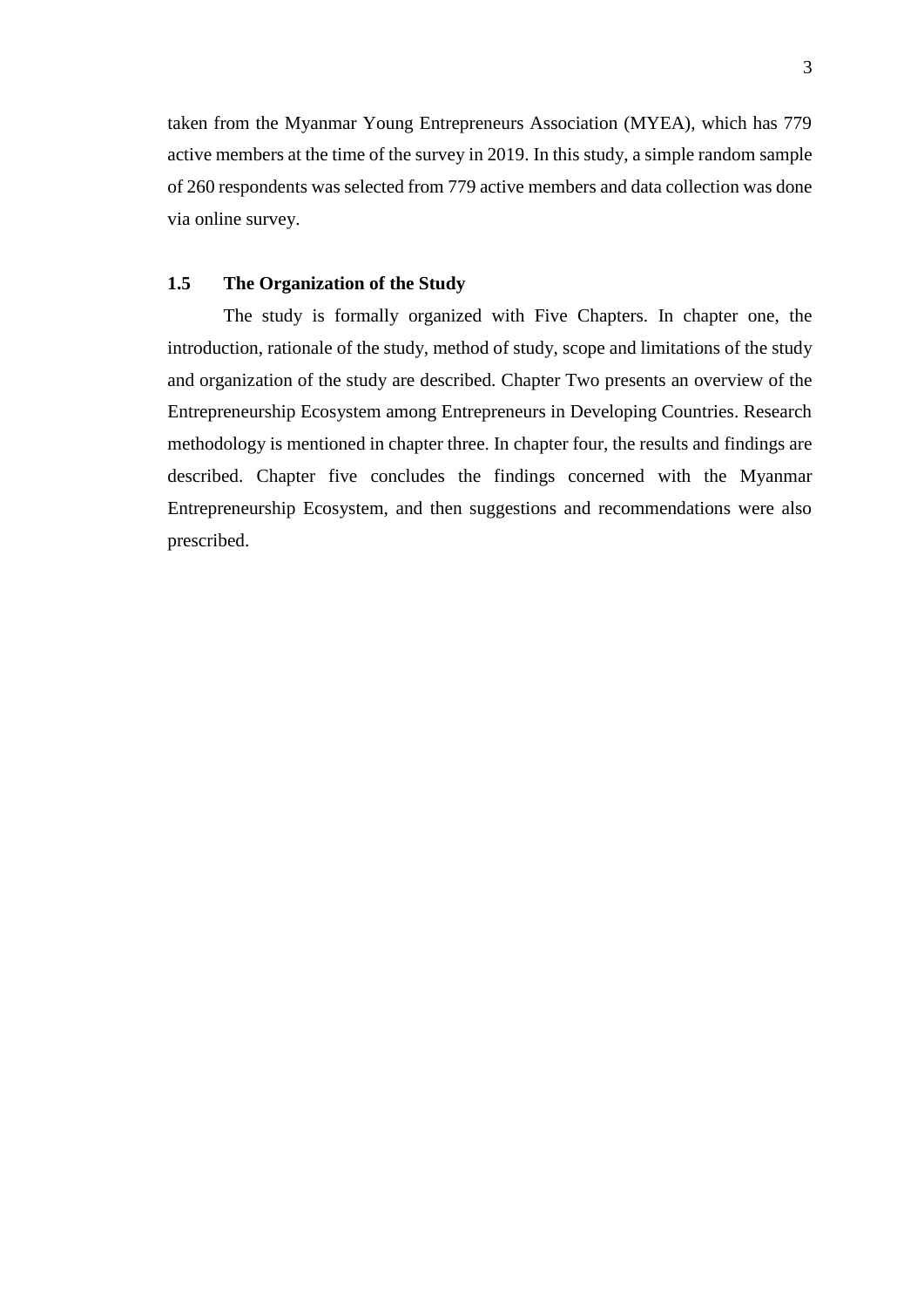taken from the Myanmar Young Entrepreneurs Association (MYEA), which has 779 active members at the time of the survey in 2019. In this study, a simple random sample of 260 respondents was selected from 779 active members and data collection was done via online survey.

## 1.5 The Organization of the Study

The study is formally organized with Five Chapters. In chapter one, the introduction, rationale of the study, method of study, scope and limitations of the study and organization of the study are described. Chapter Two presents an overview of the Entrepreneurship Ecosystem among Entrepreneurs in Developing Countries. Research methodology is mentioned in chapter three. In chapter four, the results and findings are described. Chapter five concludes the findings concerned with the Myanmar Entrepreneurship Ecosystem, and then suggestions and recommendations were also prescribed.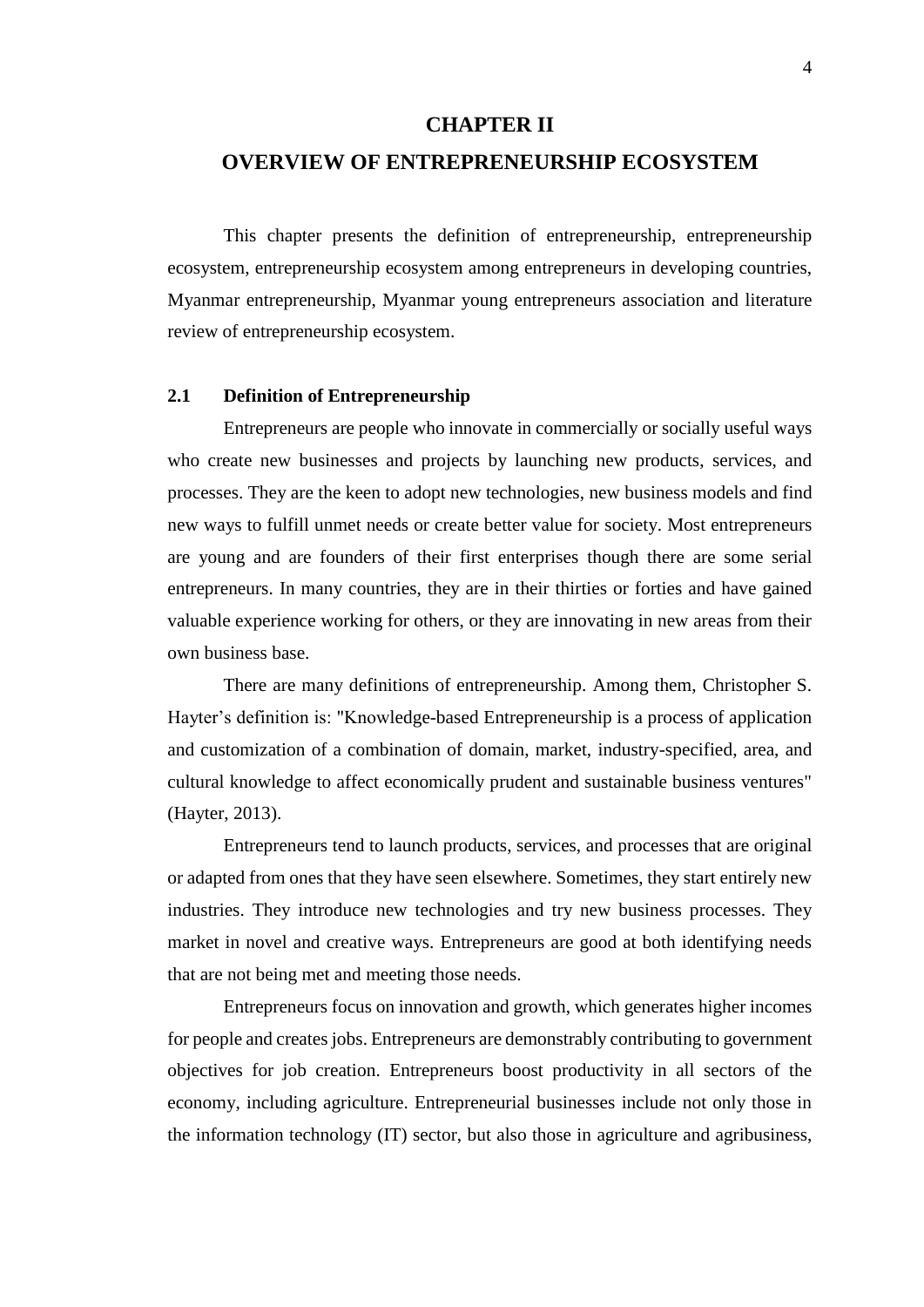# CHAPTER II

# OVERVIEW OF ENTREPRENEURSHIP ECOSYSTEM

This chapter presents the definition of entrepreneurship, entrepreneurship ecosystem, entrepreneurship ecosystem among entrepreneurs in developing countries, Myanmar entrepreneurship, Myanmar young entrepreneurs association and literature review of entrepreneurship ecosystem.

## 2.1 Definition of Entrepreneurship

Entrepreneurs are people who innovate in commercially or socially useful ways who create new businesses and projects by launching new products, services, and processes. They are the keen to adopt new technologies, new business models and find new ways to fulfill unmet needs or create better value for society. Most entrepreneurs are young and are founders of their first enterprises though there are some serial entrepreneurs. In many countries, they are in their thirties or forties and have gained valuable experience working for others, or they are innovating in new areas from their own business base.

There are many definitions of entrepreneurship. Among them, Christopher S. Hayter's definition is: "Knowledge-based Entrepreneurship is a process of application and customization of a combination of domain, market, industry-specified, area, and cultural knowledge to affect economically prudent and sustainable business ventures" (Hayter, 2013).

Entrepreneurs tend to launch products, services, and processes that are original or adapted from ones that they have seen elsewhere. Sometimes, they start entirely new industries. They introduce new technologies and try new business processes. They market in novel and creative ways. Entrepreneurs are good at both identifying needs that are not being met and meeting those needs.

Entrepreneurs focus on innovation and growth, which generates higher incomes for people and creates jobs. Entrepreneurs are demonstrably contributing to government objectives for job creation. Entrepreneurs boost productivity in all sectors of the economy, including agriculture. Entrepreneurial businesses include not only those in the information technology (IT) sector, but also those in agriculture and agribusiness,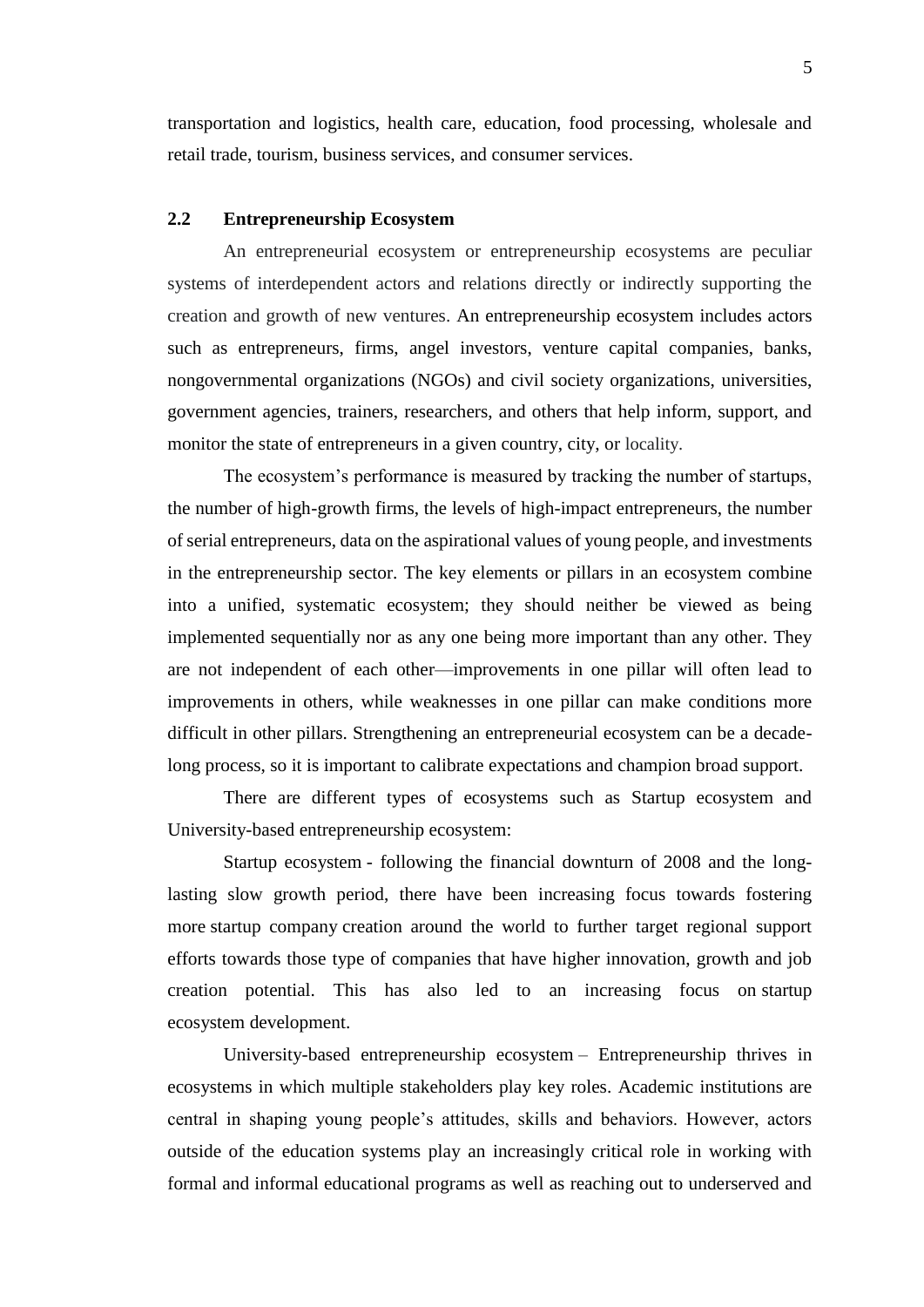transportation and logistics, health care, education, food processing, wholesale and retail trade, tourism, business services, and consumer services.

### 2.2 Entrepreneurship Ecosystem

An entrepreneurial ecosystem or entrepreneurship ecosystems are peculiar systems of interdependent actors and relations directly or indirectly supporting the creation and growth of new ventures. An entrepreneurship ecosystem includes actors such as entrepreneurs, firms, angel investors, venture capital companies, banks, nongovernmental organizations (NGOs) and civil society organizations, universities, government agencies, trainers, researchers, and others that help inform, support, and monitor the state of entrepreneurs in a given country, city, or locality.

The ecosystem's performance is measured by tracking the number of startups, the number of high-growth firms, the levels of high-impact entrepreneurs, the number of serial entrepreneurs, data on the aspirational values of young people, and investments in the entrepreneurship sector. The key elements or pillars in an ecosystem combine into a unified, systematic ecosystem; they should neither be viewed as being implemented sequentially nor as any one being more important than any other. They are not independent of each other—improvements in one pillar will often lead to improvements in others, while weaknesses in one pillar can make conditions more difficult in other pillars. Strengthening an entrepreneurial ecosystem can be a decade-long process, so it is important to calibrate expectations and champion broad support.

There are different types of ecosystems such as Startup ecosystem and University-based entrepreneurship ecosystem:

Startup ecosystem - following the financial downturn of 2008 and the long-lasting slow growth period, there have been increasing focus towards fostering more startup company creation around the world to further target regional support efforts towards those type of companies that have higher innovation, growth and job creation potential. This has also led to an increasing focus on startup ecosystem development.

University-based entrepreneurship ecosystem – Entrepreneurship thrives in ecosystems in which multiple stakeholders play key roles. Academic institutions are central in shaping young people's attitudes, skills and behaviors. However, actors outside of the education systems play an increasingly critical role in working with formal and informal educational programs as well as reaching out to underserved and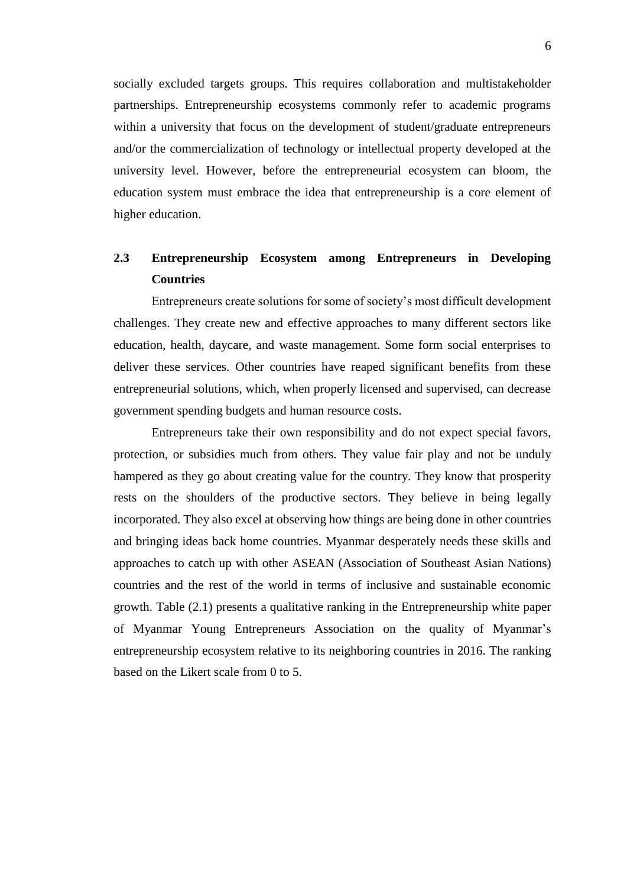socially excluded targets groups. This requires collaboration and multistakeholder partnerships. Entrepreneurship ecosystems commonly refer to academic programs within a university that focus on the development of student/graduate entrepreneurs and/or the commercialization of technology or intellectual property developed at the university level. However, before the entrepreneurial ecosystem can bloom, the education system must embrace the idea that entrepreneurship is a core element of higher education.

## 2.3 Entrepreneurship Ecosystem among Entrepreneurs in Developing Countries

Entrepreneurs create solutions for some of society's most difficult development challenges. They create new and effective approaches to many different sectors like education, health, daycare, and waste management. Some form social enterprises to deliver these services. Other countries have reaped significant benefits from these entrepreneurial solutions, which, when properly licensed and supervised, can decrease government spending budgets and human resource costs.

Entrepreneurs take their own responsibility and do not expect special favors, protection, or subsidies much from others. They value fair play and not be unduly hampered as they go about creating value for the country. They know that prosperity rests on the shoulders of the productive sectors. They believe in being legally incorporated. They also excel at observing how things are being done in other countries and bringing ideas back home countries. Myanmar desperately needs these skills and approaches to catch up with other ASEAN (Association of Southeast Asian Nations) countries and the rest of the world in terms of inclusive and sustainable economic growth. Table (2.1) presents a qualitative ranking in the Entrepreneurship white paper of Myanmar Young Entrepreneurs Association on the quality of Myanmar's entrepreneurship ecosystem relative to its neighboring countries in 2016. The ranking based on the Likert scale from 0 to 5.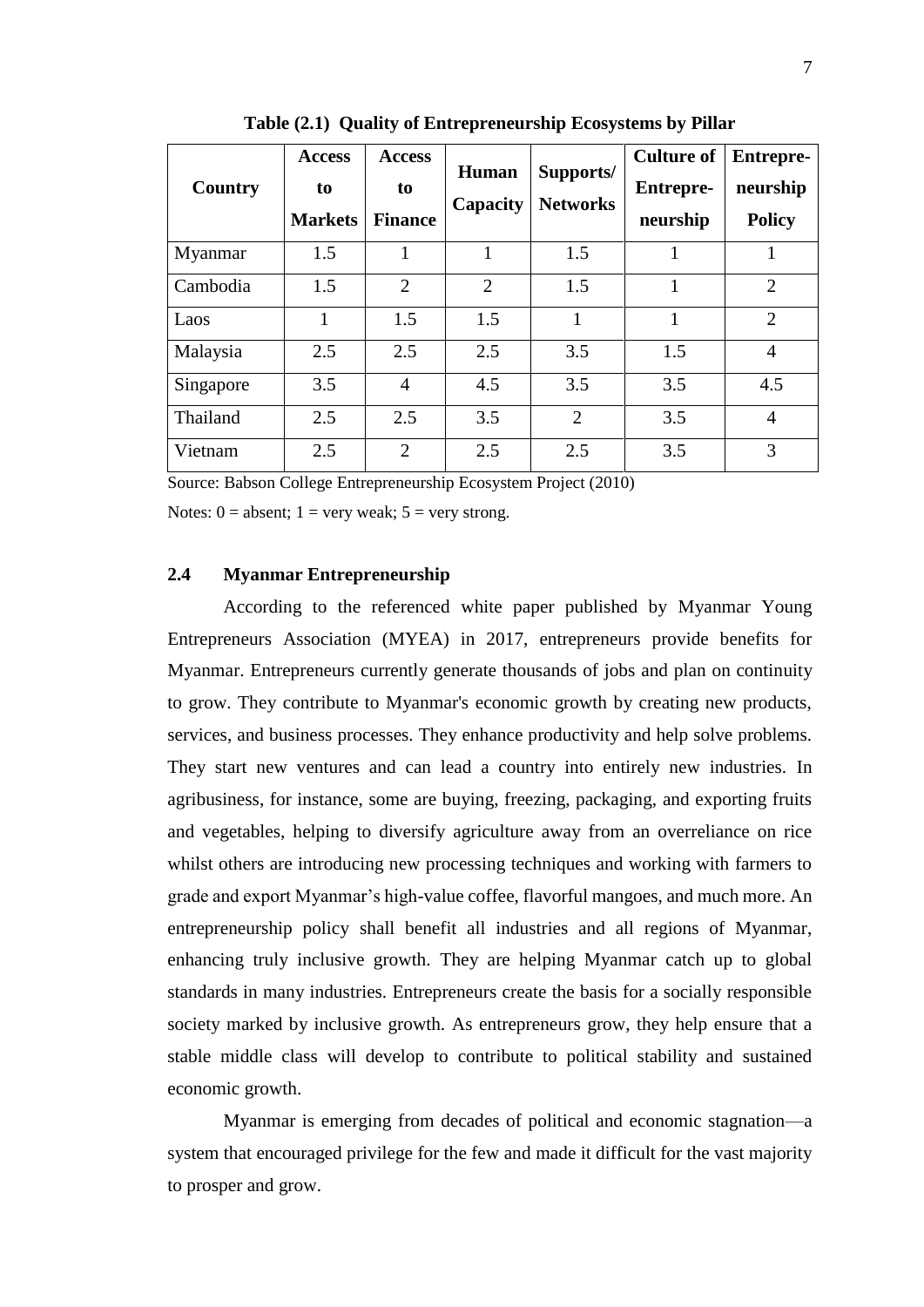**Table (2.1) Quality of Entrepreneurship Ecosystems by Pillar**

| Country | Access to Markets | Access to Finance | Human Capacity | Supports/ Networks | Culture of Entrepre-neurship | Entrepre-neurship Policy |
|---|---|---|---|---|---|---|
| Myanmar | 1.5 | 1 | 1 | 1.5 | 1 | 1 |
| Cambodia | 1.5 | 2 | 2 | 1.5 | 1 | 2 |
| Laos | 1 | 1.5 | 1.5 | 1 | 1 | 2 |
| Malaysia | 2.5 | 2.5 | 2.5 | 3.5 | 1.5 | 4 |
| Singapore | 3.5 | 4 | 4.5 | 3.5 | 3.5 | 4.5 |
| Thailand | 2.5 | 2.5 | 3.5 | 2 | 3.5 | 4 |
| Vietnam | 2.5 | 2 | 2.5 | 2.5 | 3.5 | 3 |

Source: Babson College Entrepreneurship Ecosystem Project (2010)

Notes: 0 = absent; 1 = very weak; 5 = very strong.

## 2.4 Myanmar Entrepreneurship

According to the referenced white paper published by Myanmar Young Entrepreneurs Association (MYEA) in 2017, entrepreneurs provide benefits for Myanmar. Entrepreneurs currently generate thousands of jobs and plan on continuity to grow. They contribute to Myanmar's economic growth by creating new products, services, and business processes. They enhance productivity and help solve problems. They start new ventures and can lead a country into entirely new industries. In agribusiness, for instance, some are buying, freezing, packaging, and exporting fruits and vegetables, helping to diversify agriculture away from an overreliance on rice whilst others are introducing new processing techniques and working with farmers to grade and export Myanmar's high-value coffee, flavorful mangoes, and much more. An entrepreneurship policy shall benefit all industries and all regions of Myanmar, enhancing truly inclusive growth. They are helping Myanmar catch up to global standards in many industries. Entrepreneurs create the basis for a socially responsible society marked by inclusive growth. As entrepreneurs grow, they help ensure that a stable middle class will develop to contribute to political stability and sustained economic growth.

Myanmar is emerging from decades of political and economic stagnation—a system that encouraged privilege for the few and made it difficult for the vast majority to prosper and grow.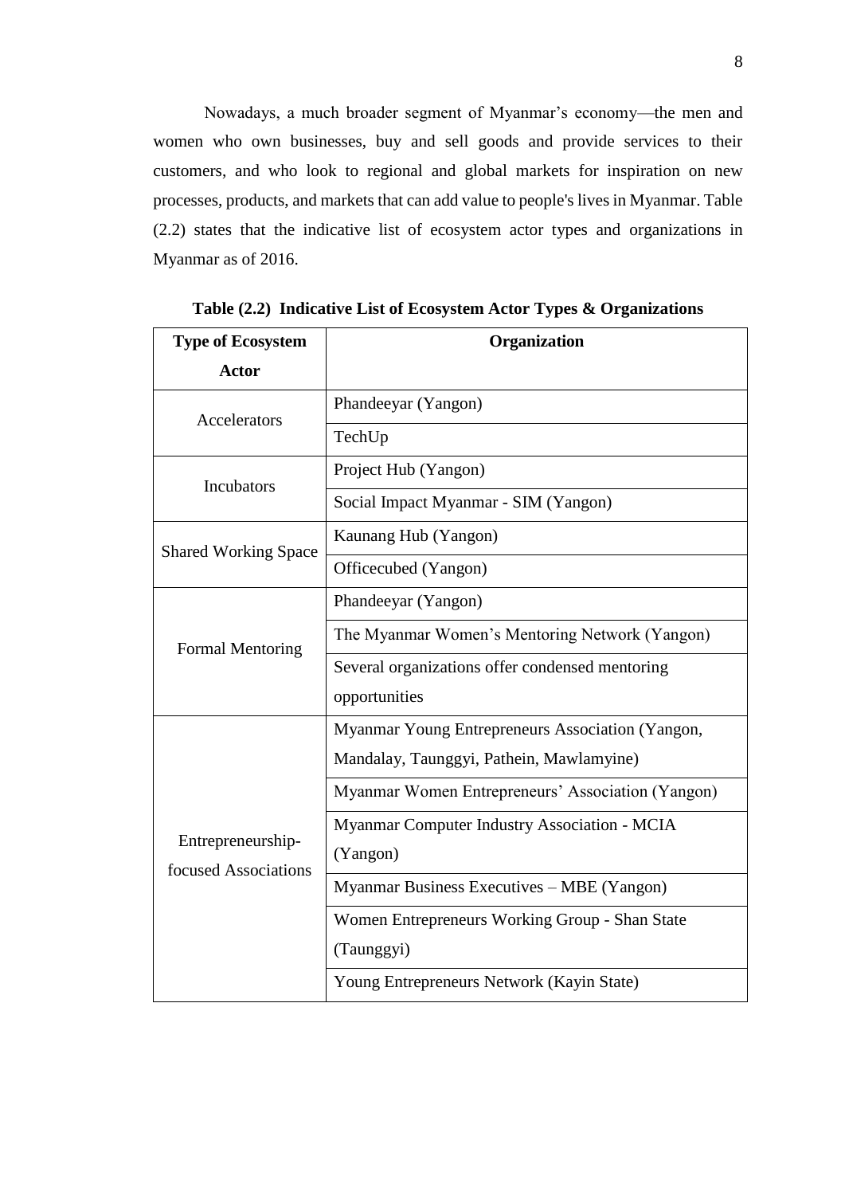Nowadays, a much broader segment of Myanmar's economy—the men and women who own businesses, buy and sell goods and provide services to their customers, and who look to regional and global markets for inspiration on new processes, products, and markets that can add value to people's lives in Myanmar. Table (2.2) states that the indicative list of ecosystem actor types and organizations in Myanmar as of 2016.

**Table (2.2) Indicative List of Ecosystem Actor Types & Organizations**

| Type of Ecosystem Actor | Organization |
|---|---|
| Accelerators | Phandeeyar (Yangon) |
| | TechUp |
| Incubators | Project Hub (Yangon) |
| | Social Impact Myanmar - SIM (Yangon) |
| Shared Working Space | Kaunang Hub (Yangon) |
| | Officecubed (Yangon) |
| Formal Mentoring | Phandeeyar (Yangon) |
| | The Myanmar Women's Mentoring Network (Yangon) |
| | Several organizations offer condensed mentoring opportunities |
| Entrepreneurship-focused Associations | Myanmar Young Entrepreneurs Association (Yangon, Mandalay, Taunggyi, Pathein, Mawlamyine) |
| | Myanmar Women Entrepreneurs' Association (Yangon) |
| | Myanmar Computer Industry Association - MCIA (Yangon) |
| | Myanmar Business Executives – MBE (Yangon) |
| | Women Entrepreneurs Working Group - Shan State (Taunggyi) |
| | Young Entrepreneurs Network (Kayin State) |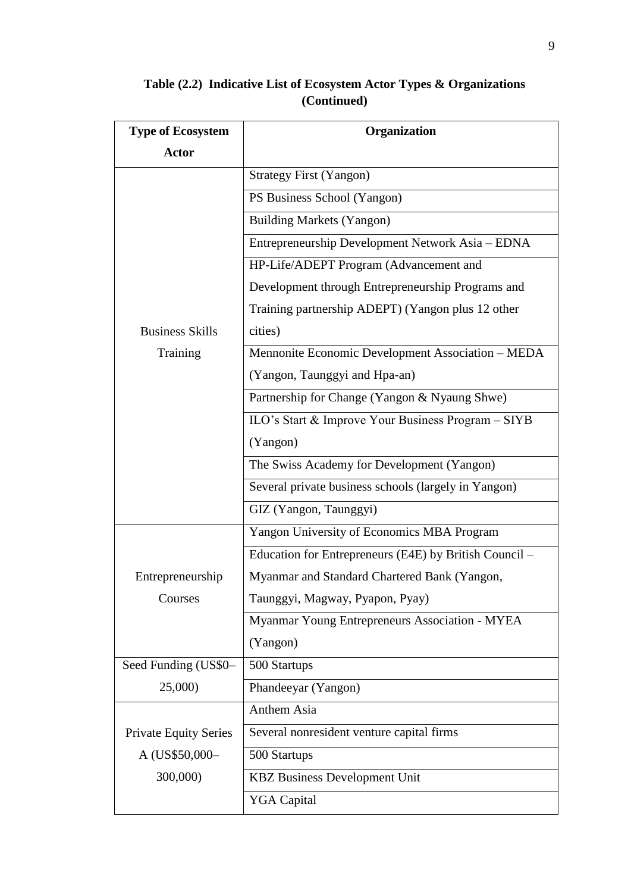**Table (2.2) Indicative List of Ecosystem Actor Types & Organizations (Continued)**

| Type of Ecosystem Actor | Organization |
|---|---|
| Business Skills Training | Strategy First (Yangon) |
| | PS Business School (Yangon) |
| | Building Markets (Yangon) |
| | Entrepreneurship Development Network Asia – EDNA |
| | HP-Life/ADEPT Program (Advancement and Development through Entrepreneurship Programs and Training partnership ADEPT) (Yangon plus 12 other cities) |
| | Mennonite Economic Development Association – MEDA (Yangon, Taunggyi and Hpa-an) |
| | Partnership for Change (Yangon & Nyaung Shwe) |
| | ILO's Start & Improve Your Business Program – SIYB (Yangon) |
| | The Swiss Academy for Development (Yangon) |
| | Several private business schools (largely in Yangon) |
| | GIZ (Yangon, Taunggyi) |
| Entrepreneurship Courses | Yangon University of Economics MBA Program |
| | Education for Entrepreneurs (E4E) by British Council – Myanmar and Standard Chartered Bank (Yangon, Taunggyi, Magway, Pyapon, Pyay) |
| | Myanmar Young Entrepreneurs Association - MYEA (Yangon) |
| Seed Funding (US$0–25,000) | 500 Startups |
| | Phandeeyar (Yangon) |
| Private Equity Series A (US$50,000–300,000) | Anthem Asia |
| | Several nonresident venture capital firms |
| | 500 Startups |
| | KBZ Business Development Unit |
| | YGA Capital |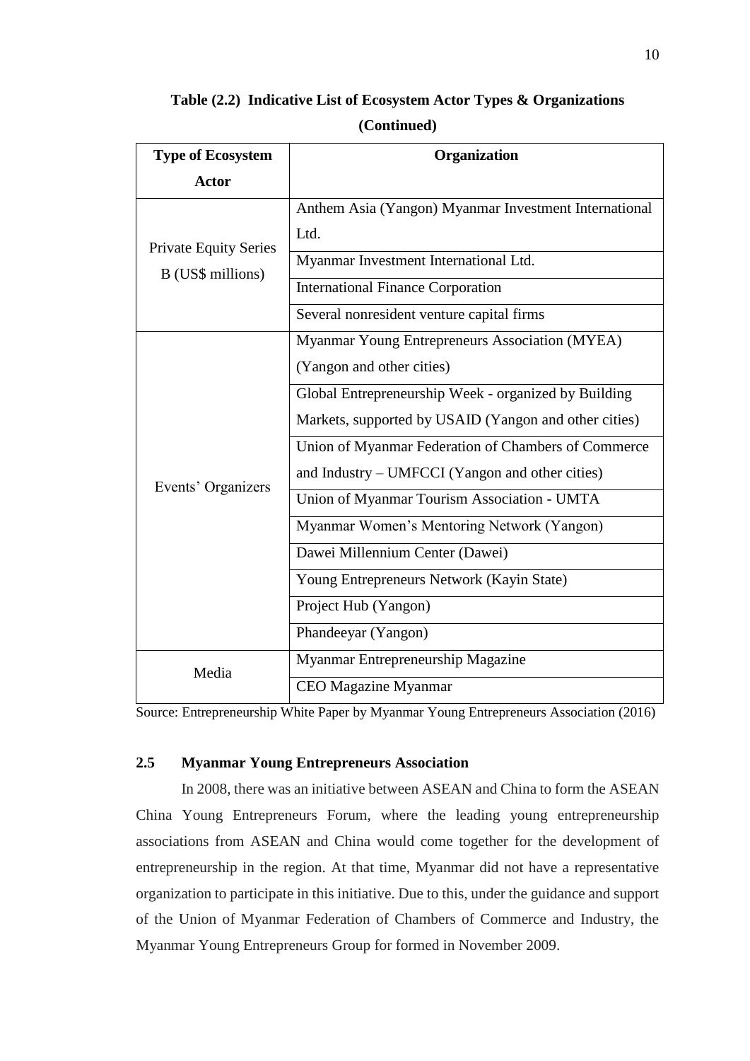**Table (2.2) Indicative List of Ecosystem Actor Types & Organizations (Continued)**

| Type of Ecosystem Actor | Organization |
|---|---|
| Private Equity Series B (US$ millions) | Anthem Asia (Yangon) Myanmar Investment International Ltd. |
| | Myanmar Investment International Ltd. |
| | International Finance Corporation |
| | Several nonresident venture capital firms |
| Events' Organizers | Myanmar Young Entrepreneurs Association (MYEA) (Yangon and other cities) |
| | Global Entrepreneurship Week - organized by Building Markets, supported by USAID (Yangon and other cities) |
| | Union of Myanmar Federation of Chambers of Commerce and Industry – UMFCCI (Yangon and other cities) |
| | Union of Myanmar Tourism Association - UMTA |
| | Myanmar Women's Mentoring Network (Yangon) |
| | Dawei Millennium Center (Dawei) |
| | Young Entrepreneurs Network (Kayin State) |
| | Project Hub (Yangon) |
| | Phandeeyar (Yangon) |
| Media | Myanmar Entrepreneurship Magazine |
| | CEO Magazine Myanmar |

Source: Entrepreneurship White Paper by Myanmar Young Entrepreneurs Association (2016)

## 2.5 Myanmar Young Entrepreneurs Association

In 2008, there was an initiative between ASEAN and China to form the ASEAN China Young Entrepreneurs Forum, where the leading young entrepreneurship associations from ASEAN and China would come together for the development of entrepreneurship in the region. At that time, Myanmar did not have a representative organization to participate in this initiative. Due to this, under the guidance and support of the Union of Myanmar Federation of Chambers of Commerce and Industry, the Myanmar Young Entrepreneurs Group for formed in November 2009.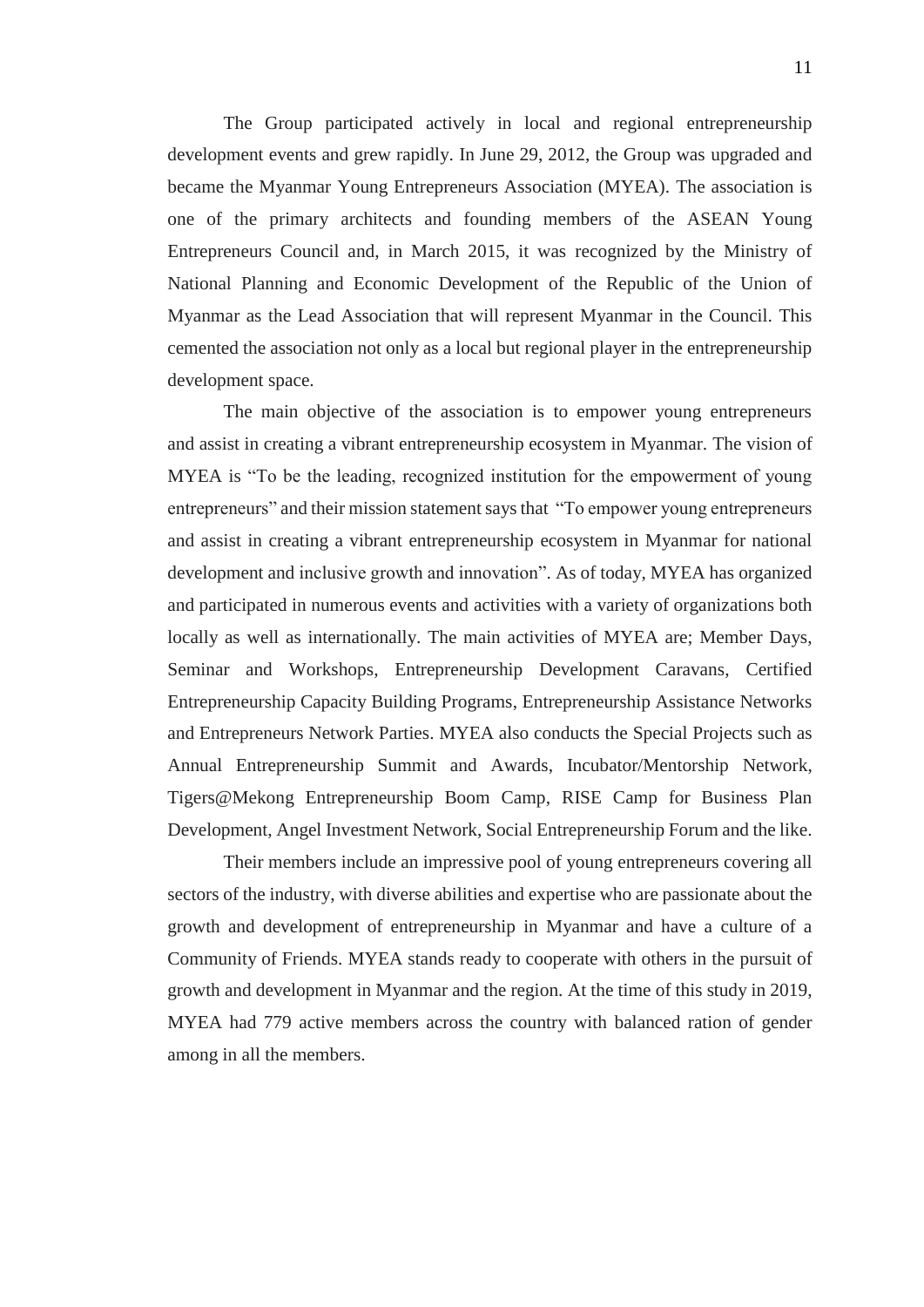The Group participated actively in local and regional entrepreneurship development events and grew rapidly. In June 29, 2012, the Group was upgraded and became the Myanmar Young Entrepreneurs Association (MYEA). The association is one of the primary architects and founding members of the ASEAN Young Entrepreneurs Council and, in March 2015, it was recognized by the Ministry of National Planning and Economic Development of the Republic of the Union of Myanmar as the Lead Association that will represent Myanmar in the Council. This cemented the association not only as a local but regional player in the entrepreneurship development space.

The main objective of the association is to empower young entrepreneurs and assist in creating a vibrant entrepreneurship ecosystem in Myanmar. The vision of MYEA is "To be the leading, recognized institution for the empowerment of young entrepreneurs" and their mission statement says that "To empower young entrepreneurs and assist in creating a vibrant entrepreneurship ecosystem in Myanmar for national development and inclusive growth and innovation". As of today, MYEA has organized and participated in numerous events and activities with a variety of organizations both locally as well as internationally. The main activities of MYEA are; Member Days, Seminar and Workshops, Entrepreneurship Development Caravans, Certified Entrepreneurship Capacity Building Programs, Entrepreneurship Assistance Networks and Entrepreneurs Network Parties. MYEA also conducts the Special Projects such as Annual Entrepreneurship Summit and Awards, Incubator/Mentorship Network, Tigers@Mekong Entrepreneurship Boom Camp, RISE Camp for Business Plan Development, Angel Investment Network, Social Entrepreneurship Forum and the like.

Their members include an impressive pool of young entrepreneurs covering all sectors of the industry, with diverse abilities and expertise who are passionate about the growth and development of entrepreneurship in Myanmar and have a culture of a Community of Friends. MYEA stands ready to cooperate with others in the pursuit of growth and development in Myanmar and the region. At the time of this study in 2019, MYEA had 779 active members across the country with balanced ration of gender among in all the members.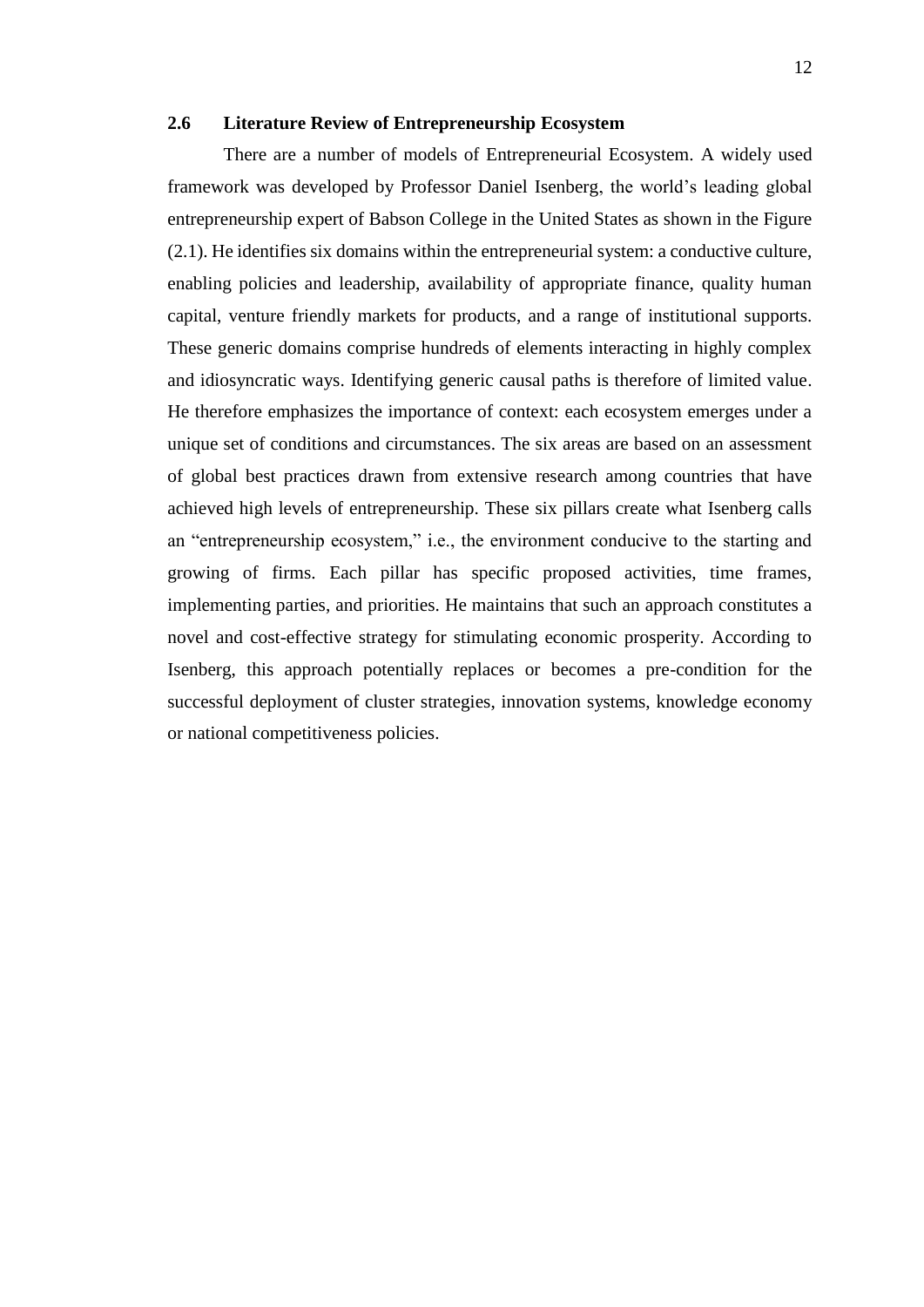### 2.6 Literature Review of Entrepreneurship Ecosystem

There are a number of models of Entrepreneurial Ecosystem. A widely used framework was developed by Professor Daniel Isenberg, the world's leading global entrepreneurship expert of Babson College in the United States as shown in the Figure (2.1). He identifies six domains within the entrepreneurial system: a conductive culture, enabling policies and leadership, availability of appropriate finance, quality human capital, venture friendly markets for products, and a range of institutional supports. These generic domains comprise hundreds of elements interacting in highly complex and idiosyncratic ways. Identifying generic causal paths is therefore of limited value. He therefore emphasizes the importance of context: each ecosystem emerges under a unique set of conditions and circumstances. The six areas are based on an assessment of global best practices drawn from extensive research among countries that have achieved high levels of entrepreneurship. These six pillars create what Isenberg calls an "entrepreneurship ecosystem," i.e., the environment conducive to the starting and growing of firms. Each pillar has specific proposed activities, time frames, implementing parties, and priorities. He maintains that such an approach constitutes a novel and cost-effective strategy for stimulating economic prosperity. According to Isenberg, this approach potentially replaces or becomes a pre-condition for the successful deployment of cluster strategies, innovation systems, knowledge economy or national competitiveness policies.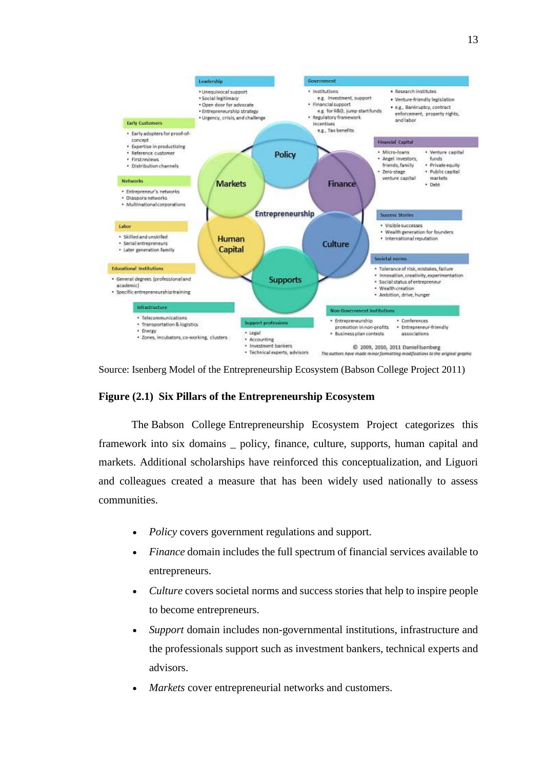Leadership
- Unequivocal support
- Social legitimacy
- Open door for advocate
- Entrepreneurship strategy
- Urgency, crisis, and challenge

Government
- Institutions
  e.g. Investment, support
- Financial support
  e.g. for R&D, jump start funds
- Regulatory framework incentives
  e.g., Tax benefits
- Research institutes
- Venture-friendly legislation
- e.g., Bankruptcy, contract enforcement, property rights, and labor

Early Customers
- Early adopters for proof-of-concept
- Expertise in productizing
- Reference customer
- First reviews
- Distribution channels

Financial Capital
- Micro-loans
- Angel investors, friends, family
- Zero-stage venture capital
- Venture capital funds
- Private equity
- Public capital markets
- Debt

Networks
- Entrepreneur's networks
- Diaspora networks
- Multinational corporations

Policy | Finance | Markets | Entrepreneurship | Human Capital | Culture | Supports

Success Stories
- Visible successes
- Wealth generation for founders
- International reputation

Labor
- Skilled and unskilled
- Serial entrepreneurs
- Later generation family

Societal norms
- Tolerance of risk, mistakes, failure
- Innovation, creativity, experimentation
- Social status of entrepreneur
- Wealth creation
- Ambition, drive, hunger

Educational Institutions
- General degrees (professional and academic)
- Specific entrepreneurship training

Infrastructure
- Telecommunications
- Transportation & logistics
- Energy
- Zones, incubators, co-working, clusters

Support professions
- Legal
- Accounting
- Investment bankers
- Technical experts, advisors

Non-Government Institutions
- Entrepreneurship promotion in non-profits
- Business plan contests
- Conferences
- Entrepreneur-friendly associations

© 2009, 2010, 2011 Daniel Isenberg
*The authors have made minor formatting modifications to the original graphic*

Source: Isenberg Model of the Entrepreneurship Ecosystem (Babson College Project 2011)

**Figure (2.1) Six Pillars of the Entrepreneurship Ecosystem**

The Babson College Entrepreneurship Ecosystem Project categorizes this framework into six domains _ policy, finance, culture, supports, human capital and markets. Additional scholarships have reinforced this conceptualization, and Liguori and colleagues created a measure that has been widely used nationally to assess communities.

- *Policy* covers government regulations and support.
- *Finance* domain includes the full spectrum of financial services available to entrepreneurs.
- *Culture* covers societal norms and success stories that help to inspire people to become entrepreneurs.
- *Support* domain includes non-governmental institutions, infrastructure and the professionals support such as investment bankers, technical experts and advisors.
- *Markets* cover entrepreneurial networks and customers.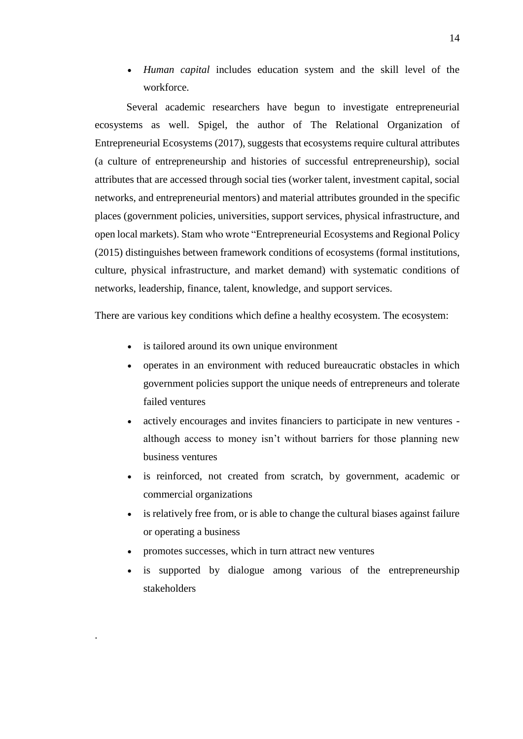- *Human capital* includes education system and the skill level of the workforce.

Several academic researchers have begun to investigate entrepreneurial ecosystems as well. Spigel, the author of The Relational Organization of Entrepreneurial Ecosystems (2017), suggests that ecosystems require cultural attributes (a culture of entrepreneurship and histories of successful entrepreneurship), social attributes that are accessed through social ties (worker talent, investment capital, social networks, and entrepreneurial mentors) and material attributes grounded in the specific places (government policies, universities, support services, physical infrastructure, and open local markets). Stam who wrote "Entrepreneurial Ecosystems and Regional Policy (2015) distinguishes between framework conditions of ecosystems (formal institutions, culture, physical infrastructure, and market demand) with systematic conditions of networks, leadership, finance, talent, knowledge, and support services.

There are various key conditions which define a healthy ecosystem. The ecosystem:

- is tailored around its own unique environment
- operates in an environment with reduced bureaucratic obstacles in which government policies support the unique needs of entrepreneurs and tolerate failed ventures
- actively encourages and invites financiers to participate in new ventures - although access to money isn't without barriers for those planning new business ventures
- is reinforced, not created from scratch, by government, academic or commercial organizations
- is relatively free from, or is able to change the cultural biases against failure or operating a business
- promotes successes, which in turn attract new ventures
- is supported by dialogue among various of the entrepreneurship stakeholders

.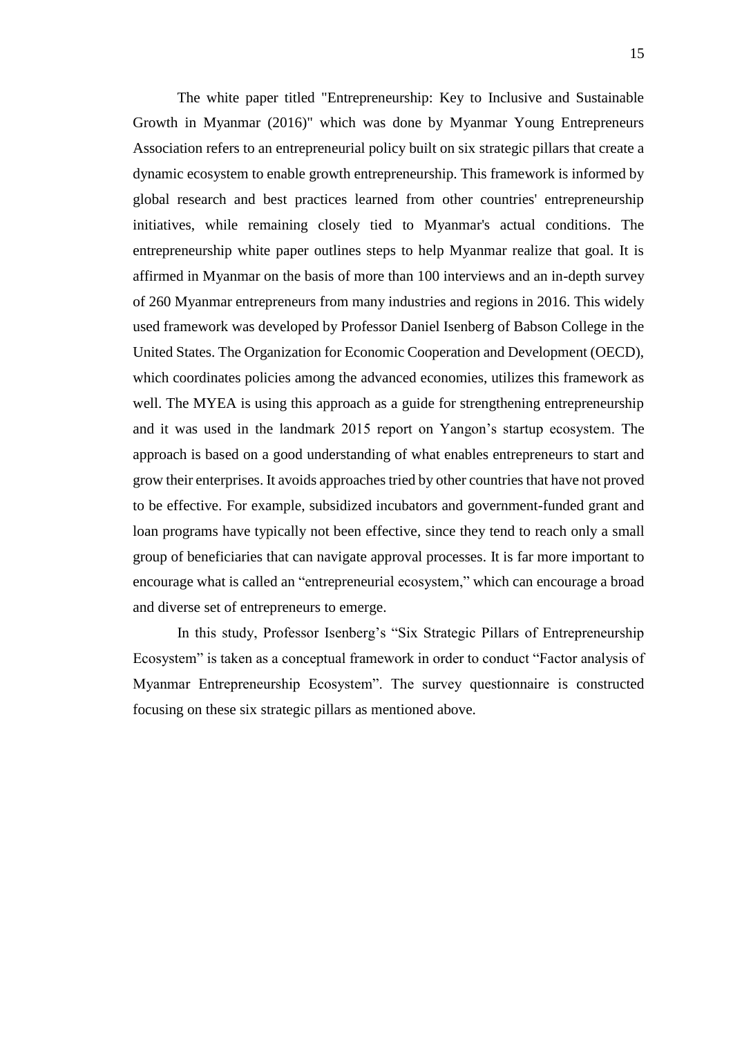The white paper titled "Entrepreneurship: Key to Inclusive and Sustainable Growth in Myanmar (2016)" which was done by Myanmar Young Entrepreneurs Association refers to an entrepreneurial policy built on six strategic pillars that create a dynamic ecosystem to enable growth entrepreneurship. This framework is informed by global research and best practices learned from other countries' entrepreneurship initiatives, while remaining closely tied to Myanmar's actual conditions. The entrepreneurship white paper outlines steps to help Myanmar realize that goal. It is affirmed in Myanmar on the basis of more than 100 interviews and an in-depth survey of 260 Myanmar entrepreneurs from many industries and regions in 2016. This widely used framework was developed by Professor Daniel Isenberg of Babson College in the United States. The Organization for Economic Cooperation and Development (OECD), which coordinates policies among the advanced economies, utilizes this framework as well. The MYEA is using this approach as a guide for strengthening entrepreneurship and it was used in the landmark 2015 report on Yangon's startup ecosystem. The approach is based on a good understanding of what enables entrepreneurs to start and grow their enterprises. It avoids approaches tried by other countries that have not proved to be effective. For example, subsidized incubators and government-funded grant and loan programs have typically not been effective, since they tend to reach only a small group of beneficiaries that can navigate approval processes. It is far more important to encourage what is called an "entrepreneurial ecosystem," which can encourage a broad and diverse set of entrepreneurs to emerge.

In this study, Professor Isenberg's "Six Strategic Pillars of Entrepreneurship Ecosystem" is taken as a conceptual framework in order to conduct "Factor analysis of Myanmar Entrepreneurship Ecosystem". The survey questionnaire is constructed focusing on these six strategic pillars as mentioned above.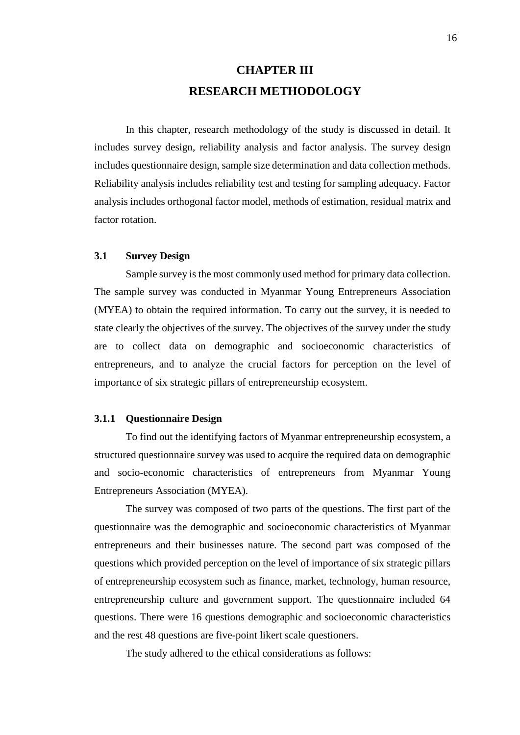# CHAPTER III
# RESEARCH METHODOLOGY

In this chapter, research methodology of the study is discussed in detail. It includes survey design, reliability analysis and factor analysis. The survey design includes questionnaire design, sample size determination and data collection methods. Reliability analysis includes reliability test and testing for sampling adequacy. Factor analysis includes orthogonal factor model, methods of estimation, residual matrix and factor rotation.

## 3.1 Survey Design

Sample survey is the most commonly used method for primary data collection. The sample survey was conducted in Myanmar Young Entrepreneurs Association (MYEA) to obtain the required information. To carry out the survey, it is needed to state clearly the objectives of the survey. The objectives of the survey under the study are to collect data on demographic and socioeconomic characteristics of entrepreneurs, and to analyze the crucial factors for perception on the level of importance of six strategic pillars of entrepreneurship ecosystem.

### 3.1.1 Questionnaire Design

To find out the identifying factors of Myanmar entrepreneurship ecosystem, a structured questionnaire survey was used to acquire the required data on demographic and socio-economic characteristics of entrepreneurs from Myanmar Young Entrepreneurs Association (MYEA).

The survey was composed of two parts of the questions. The first part of the questionnaire was the demographic and socioeconomic characteristics of Myanmar entrepreneurs and their businesses nature. The second part was composed of the questions which provided perception on the level of importance of six strategic pillars of entrepreneurship ecosystem such as finance, market, technology, human resource, entrepreneurship culture and government support. The questionnaire included 64 questions. There were 16 questions demographic and socioeconomic characteristics and the rest 48 questions are five-point likert scale questioners.

The study adhered to the ethical considerations as follows: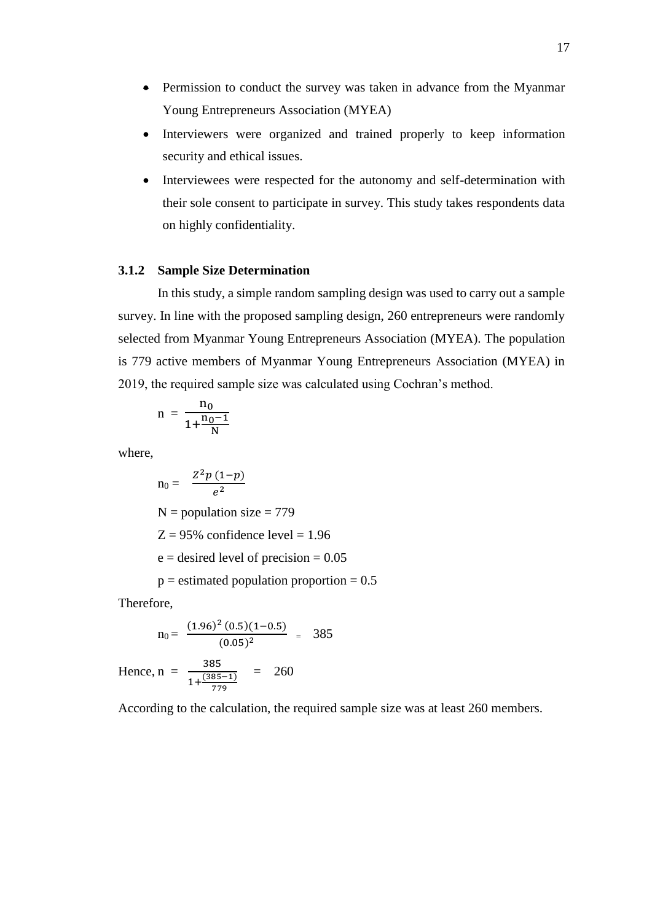- Permission to conduct the survey was taken in advance from the Myanmar Young Entrepreneurs Association (MYEA)
- Interviewers were organized and trained properly to keep information security and ethical issues.
- Interviewees were respected for the autonomy and self-determination with their sole consent to participate in survey. This study takes respondents data on highly confidentiality.

### 3.1.2 Sample Size Determination

In this study, a simple random sampling design was used to carry out a sample survey. In line with the proposed sampling design, 260 entrepreneurs were randomly selected from Myanmar Young Entrepreneurs Association (MYEA). The population is 779 active members of Myanmar Young Entrepreneurs Association (MYEA) in 2019, the required sample size was calculated using Cochran's method.

$$n = \frac{n_0}{1+\frac{n_0-1}{N}}$$

where,

$$n_0 = \frac{Z^2 p\,(1-p)}{e^2}$$

N = population size = 779

Z = 95% confidence level = 1.96

e = desired level of precision = 0.05

p = estimated population proportion = 0.5

Therefore,

$$n_0 = \frac{(1.96)^2\,(0.5)(1-0.5)}{(0.05)^2} = 385$$

Hence, $n = \frac{385}{1+\frac{(385-1)}{779}} = 260$

According to the calculation, the required sample size was at least 260 members.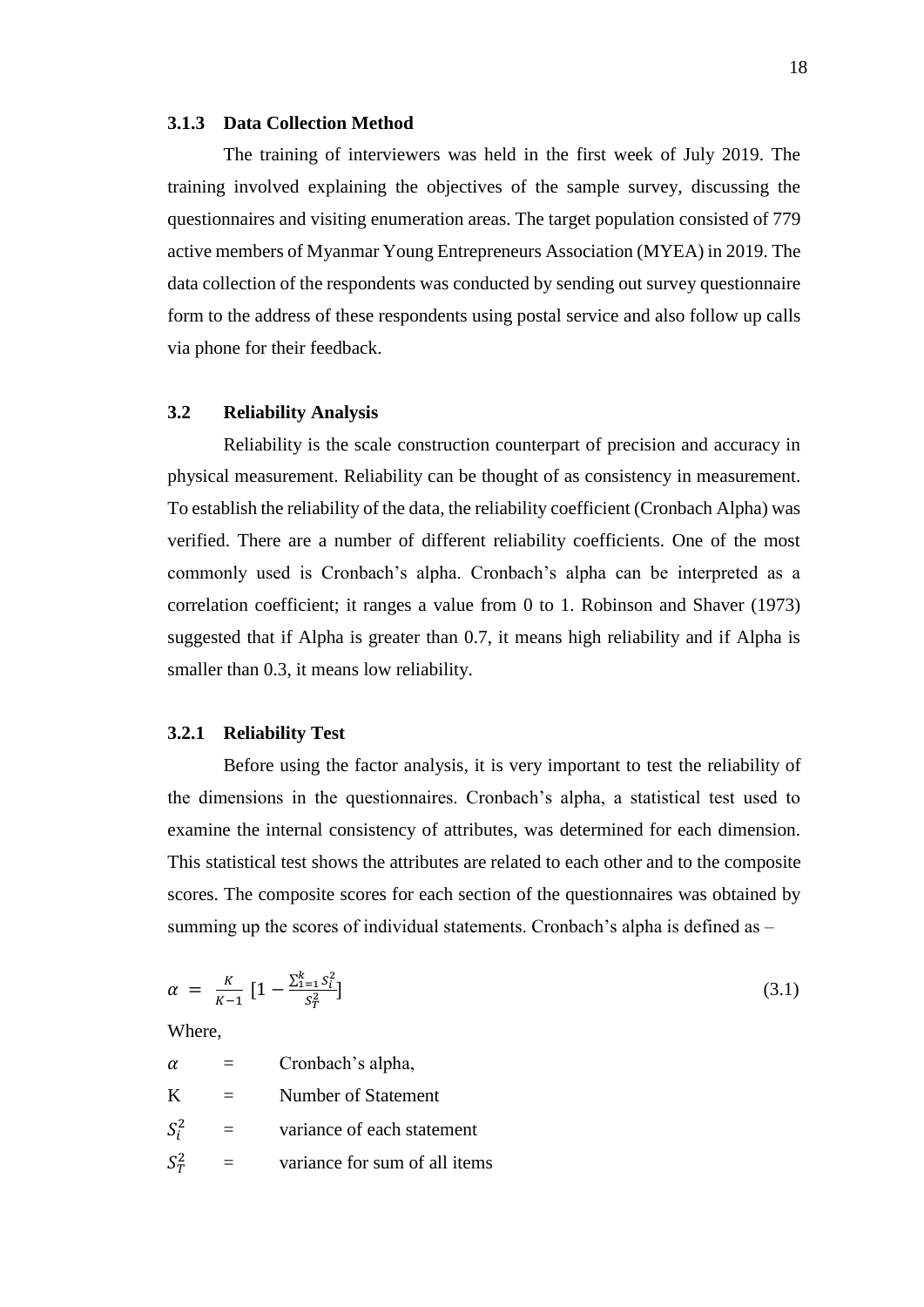### 3.1.3 Data Collection Method

The training of interviewers was held in the first week of July 2019. The training involved explaining the objectives of the sample survey, discussing the questionnaires and visiting enumeration areas. The target population consisted of 779 active members of Myanmar Young Entrepreneurs Association (MYEA) in 2019. The data collection of the respondents was conducted by sending out survey questionnaire form to the address of these respondents using postal service and also follow up calls via phone for their feedback.

## 3.2 Reliability Analysis

Reliability is the scale construction counterpart of precision and accuracy in physical measurement. Reliability can be thought of as consistency in measurement. To establish the reliability of the data, the reliability coefficient (Cronbach Alpha) was verified. There are a number of different reliability coefficients. One of the most commonly used is Cronbach's alpha. Cronbach's alpha can be interpreted as a correlation coefficient; it ranges a value from 0 to 1. Robinson and Shaver (1973) suggested that if Alpha is greater than 0.7, it means high reliability and if Alpha is smaller than 0.3, it means low reliability.

### 3.2.1 Reliability Test

Before using the factor analysis, it is very important to test the reliability of the dimensions in the questionnaires. Cronbach's alpha, a statistical test used to examine the internal consistency of attributes, was determined for each dimension. This statistical test shows the attributes are related to each other and to the composite scores. The composite scores for each section of the questionnaires was obtained by summing up the scores of individual statements. Cronbach's alpha is defined as –

$$\alpha = \frac{K}{K-1}\left[1 - \frac{\sum_{1=1}^{k} S_i^2}{S_T^2}\right] \tag{3.1}$$

Where,

| | | |
|---|---|---|
| $\alpha$ | = | Cronbach's alpha, |
| K | = | Number of Statement |
| $S_i^2$ | = | variance of each statement |
| $S_T^2$ | = | variance for sum of all items |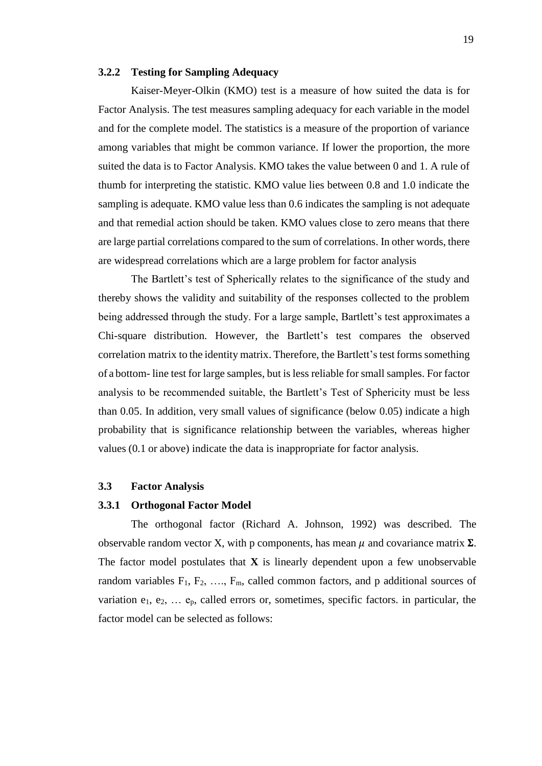### 3.2.2 Testing for Sampling Adequacy

Kaiser-Meyer-Olkin (KMO) test is a measure of how suited the data is for Factor Analysis. The test measures sampling adequacy for each variable in the model and for the complete model. The statistics is a measure of the proportion of variance among variables that might be common variance. If lower the proportion, the more suited the data is to Factor Analysis. KMO takes the value between 0 and 1. A rule of thumb for interpreting the statistic. KMO value lies between 0.8 and 1.0 indicate the sampling is adequate. KMO value less than 0.6 indicates the sampling is not adequate and that remedial action should be taken. KMO values close to zero means that there are large partial correlations compared to the sum of correlations. In other words, there are widespread correlations which are a large problem for factor analysis

The Bartlett's test of Spherically relates to the significance of the study and thereby shows the validity and suitability of the responses collected to the problem being addressed through the study. For a large sample, Bartlett's test approximates a Chi-square distribution. However, the Bartlett's test compares the observed correlation matrix to the identity matrix. Therefore, the Bartlett's test forms something of a bottom- line test for large samples, but is less reliable for small samples. For factor analysis to be recommended suitable, the Bartlett's Test of Sphericity must be less than 0.05. In addition, very small values of significance (below 0.05) indicate a high probability that is significance relationship between the variables, whereas higher values (0.1 or above) indicate the data is inappropriate for factor analysis.

## 3.3 Factor Analysis

### 3.3.1 Orthogonal Factor Model

The orthogonal factor (Richard A. Johnson, 1992) was described. The observable random vector X, with p components, has mean $\mu$ and covariance matrix $\mathbf{\Sigma}$. The factor model postulates that $\mathbf{X}$ is linearly dependent upon a few unobservable random variables $F_1$, $F_2$, …., $F_m$, called common factors, and p additional sources of variation $e_1$, $e_2$, … $e_p$, called errors or, sometimes, specific factors. in particular, the factor model can be selected as follows: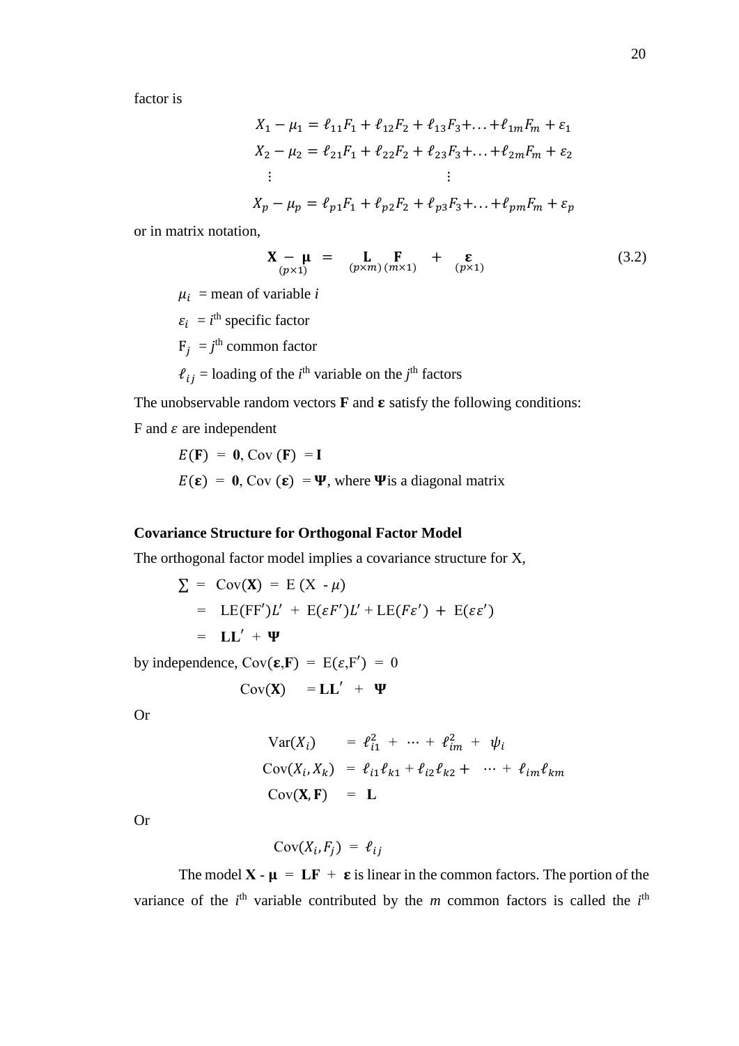factor is

$$X_1 - \mu_1 = \ell_{11}F_1 + \ell_{12}F_2 + \ell_{13}F_3 + \ldots + \ell_{1m}F_m + \varepsilon_1$$
$$X_2 - \mu_2 = \ell_{21}F_1 + \ell_{22}F_2 + \ell_{23}F_3 + \ldots + \ell_{2m}F_m + \varepsilon_2$$
$$\vdots \qquad\qquad\qquad \vdots$$
$$X_p - \mu_p = \ell_{p1}F_1 + \ell_{p2}F_2 + \ell_{p3}F_3 + \ldots + \ell_{pm}F_m + \varepsilon_p$$

or in matrix notation,

$$\underset{(p\times1)}{\mathbf{X} - \boldsymbol{\mu}} = \underset{(p\times m)}{\mathbf{L}}\,\underset{(m\times1)}{\mathbf{F}} + \underset{(p\times1)}{\boldsymbol{\varepsilon}} \tag{3.2}$$

$\mu_i$ = mean of variable $i$

$\varepsilon_i$ = $i^{\text{th}}$ specific factor

$\mathrm{F}_j$ = $j^{\text{th}}$ common factor

$\ell_{ij}$ = loading of the $i^{\text{th}}$ variable on the $j^{\text{th}}$ factors

The unobservable random vectors **F** and $\boldsymbol{\varepsilon}$ satisfy the following conditions:

F and $\varepsilon$ are independent

$E(\mathbf{F}) = \mathbf{0}$, Cov $(\mathbf{F}) = \mathbf{I}$

$E(\boldsymbol{\varepsilon}) = \mathbf{0}$, Cov $(\boldsymbol{\varepsilon}) = \boldsymbol{\Psi}$, where $\boldsymbol{\Psi}$ is a diagonal matrix

**Covariance Structure for Orthogonal Factor Model**

The orthogonal factor model implies a covariance structure for X,

$$\begin{aligned}
\sum &= \mathrm{Cov}(\mathbf{X}) = \mathrm{E}\,(\mathrm{X} - \mu) \\
&= \mathrm{LE}(\mathrm{FF}')L' + \mathrm{E}(\varepsilon F')L' + \mathrm{LE}(F\varepsilon') + \mathrm{E}(\varepsilon\varepsilon') \\
&= \mathbf{LL}' + \boldsymbol{\Psi}
\end{aligned}$$

by independence, $\mathrm{Cov}(\boldsymbol{\varepsilon},\mathbf{F}) = \mathrm{E}(\varepsilon,\mathrm{F}') = 0$

$$\mathrm{Cov}(\mathbf{X}) = \mathbf{LL}' + \boldsymbol{\Psi}$$

Or

$$\begin{aligned}
\mathrm{Var}(X_i) &= \ell_{i1}^2 + \cdots + \ell_{im}^2 + \psi_i \\
\mathrm{Cov}(X_i, X_k) &= \ell_{i1}\ell_{k1} + \ell_{i2}\ell_{k2} + \cdots + \ell_{im}\ell_{km} \\
\mathrm{Cov}(\mathbf{X}, \mathbf{F}) &= \mathbf{L}
\end{aligned}$$

Or

$$\mathrm{Cov}(X_i, F_j) = \ell_{ij}$$

The model $\mathbf{X} - \boldsymbol{\mu} = \mathbf{LF} + \boldsymbol{\varepsilon}$ is linear in the common factors. The portion of the variance of the $i^{\text{th}}$ variable contributed by the $m$ common factors is called the $i^{\text{th}}$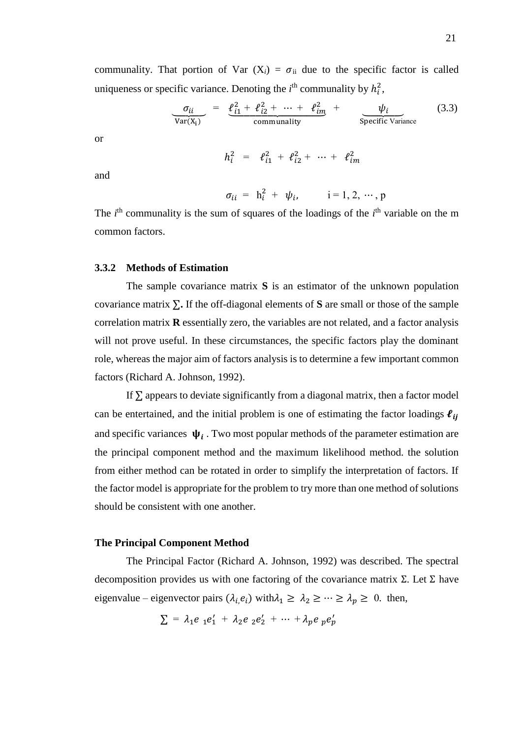communality. That portion of Var ($X_i$) = $\sigma_{ii}$ due to the specific factor is called uniqueness or specific variance. Denoting the $i^{th}$ communality by $h_i^2$,

$$\underbrace{\sigma_{ii}}_{\text{Var}(X_i)} = \underbrace{\ell_{i1}^2 + \ell_{i2}^2 + \cdots + \ell_{im}^2}_{\text{communality}} + \underbrace{\psi_i}_{\text{Specific Variance}} \tag{3.3}$$

or

$$h_i^2 = \ell_{i1}^2 + \ell_{i2}^2 + \cdots + \ell_{im}^2$$

and

$$\sigma_{ii} = h_i^2 + \psi_i, \qquad i = 1, 2, \cdots, p$$

The $i^{th}$ communality is the sum of squares of the loadings of the $i^{th}$ variable on the m common factors.

### 3.3.2 Methods of Estimation

The sample covariance matrix **S** is an estimator of the unknown population covariance matrix $\sum$**.** If the off-diagonal elements of **S** are small or those of the sample correlation matrix **R** essentially zero, the variables are not related, and a factor analysis will not prove useful. In these circumstances, the specific factors play the dominant role, whereas the major aim of factors analysis is to determine a few important common factors (Richard A. Johnson, 1992).

If $\sum$ appears to deviate significantly from a diagonal matrix, then a factor model can be entertained, and the initial problem is one of estimating the factor loadings $\boldsymbol{\ell_{ij}}$ and specific variances $\boldsymbol{\psi_i}$ . Two most popular methods of the parameter estimation are the principal component method and the maximum likelihood method. the solution from either method can be rotated in order to simplify the interpretation of factors. If the factor model is appropriate for the problem to try more than one method of solutions should be consistent with one another.

**The Principal Component Method**

The Principal Factor (Richard A. Johnson, 1992) was described. The spectral decomposition provides us with one factoring of the covariance matrix Σ. Let Σ have eigenvalue – eigenvector pairs $(\lambda_i, e_i)$ with $\lambda_1 \geq \lambda_2 \geq \cdots \geq \lambda_p \geq 0$. then,

$$\sum = \lambda_1 e_1 e_1' + \lambda_2 e_2 e_2' + \cdots + \lambda_p e_p e_p'$$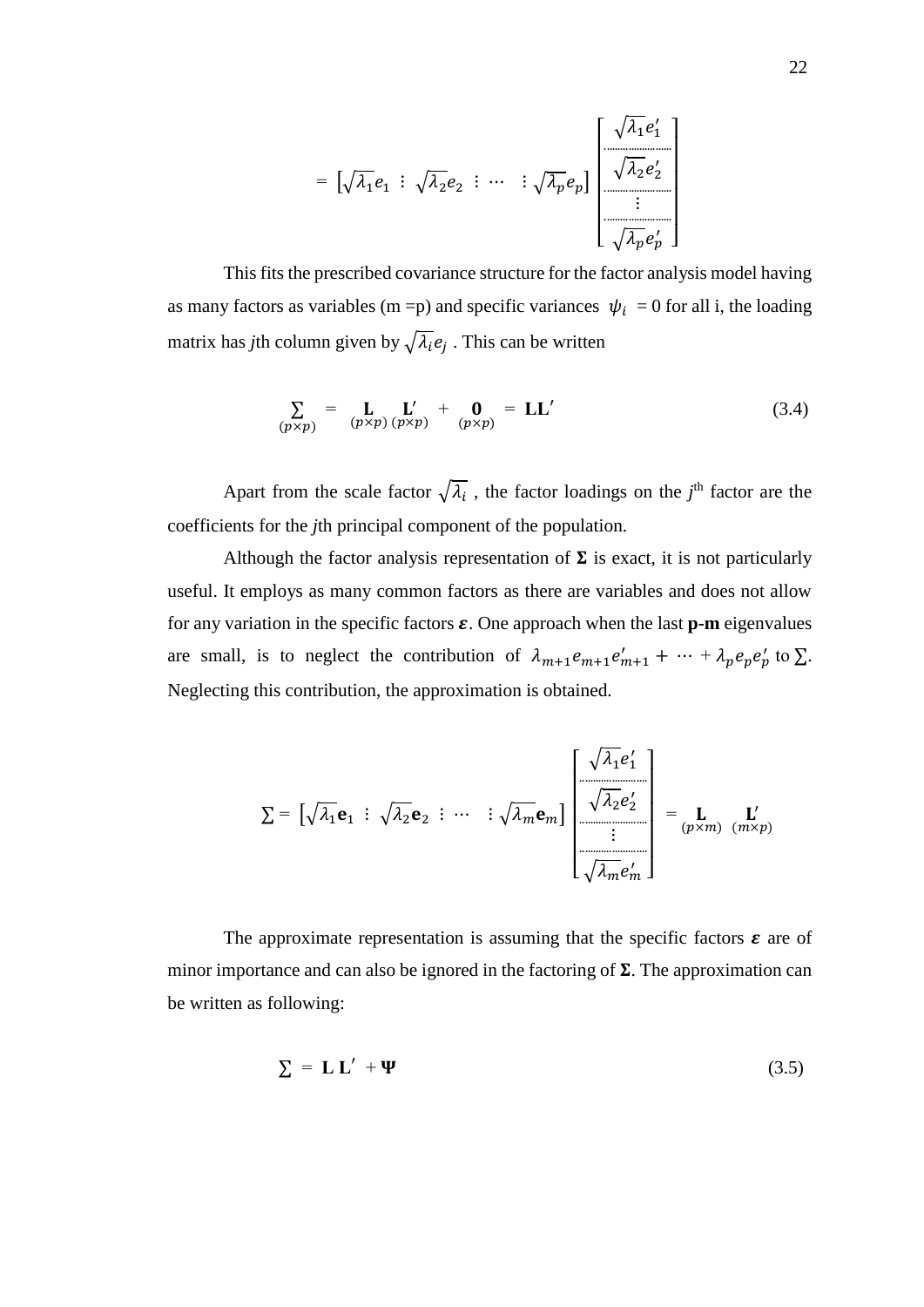$$= \left[\sqrt{\lambda_1}e_1 \ \vdots \ \sqrt{\lambda_2}e_2 \ \vdots \ \cdots \ \ \vdots \sqrt{\lambda_p}e_p\right] \begin{bmatrix} \sqrt{\lambda_1}e_1' \\ \cdots\cdots\cdots \\ \sqrt{\lambda_2}e_2' \\ \cdots\cdots\cdots \\ \vdots \\ \cdots\cdots\cdots \\ \sqrt{\lambda_p}e_p' \end{bmatrix}$$

This fits the prescribed covariance structure for the factor analysis model having as many factors as variables (m =p) and specific variances $\psi_i$ = 0 for all i, the loading matrix has *j*th column given by $\sqrt{\lambda_i}e_j$ . This can be written

$$\underset{(p\times p)}{\Sigma} = \underset{(p\times p)}{\mathbf{L}}\,\underset{(p\times p)}{\mathbf{L}'} + \underset{(p\times p)}{\mathbf{0}} = \mathbf{L}\mathbf{L}' \tag{3.4}$$

Apart from the scale factor $\sqrt{\lambda_i}$ , the factor loadings on the $j^{th}$ factor are the coefficients for the *j*th principal component of the population.

Although the factor analysis representation of $\mathbf{\Sigma}$ is exact, it is not particularly useful. It employs as many common factors as there are variables and does not allow for any variation in the specific factors $\boldsymbol{\varepsilon}$. One approach when the last **p-m** eigenvalues are small, is to neglect the contribution of $\lambda_{m+1}e_{m+1}e_{m+1}' + \cdots + \lambda_p e_p e_p'$ to $\Sigma$. Neglecting this contribution, the approximation is obtained.

$$\Sigma = \left[\sqrt{\lambda_1}\mathbf{e}_1 \ \vdots \ \sqrt{\lambda_2}\mathbf{e}_2 \ \vdots \ \cdots \ \ \vdots \sqrt{\lambda_m}\mathbf{e}_m\right] \begin{bmatrix} \sqrt{\lambda_1}e_1' \\ \cdots\cdots\cdots \\ \sqrt{\lambda_2}e_2' \\ \cdots\cdots\cdots \\ \vdots \\ \cdots\cdots\cdots \\ \sqrt{\lambda_m}e_m' \end{bmatrix} = \underset{(p\times m)}{\mathbf{L}}\ \underset{(m\times p)}{\mathbf{L}'}$$

The approximate representation is assuming that the specific factors $\boldsymbol{\varepsilon}$ are of minor importance and can also be ignored in the factoring of $\mathbf{\Sigma}$. The approximation can be written as following:

$$\Sigma = \mathbf{L}\,\mathbf{L}' + \mathbf{\Psi} \tag{3.5}$$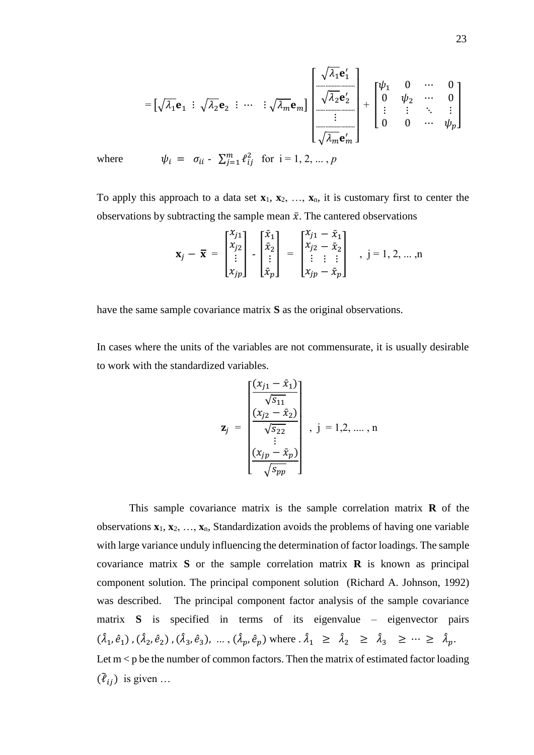$$= \left[\sqrt{\lambda_1}\mathbf{e}_1 \;\vdots\; \sqrt{\lambda_2}\mathbf{e}_2 \;\vdots\; \cdots \;\;\vdots \sqrt{\lambda_m}\mathbf{e}_m\right] \begin{bmatrix} \sqrt{\lambda_1}\mathbf{e}_1' \\ \hdashline \sqrt{\lambda_2}\mathbf{e}_2' \\ \hdashline \vdots \\ \hdashline \sqrt{\lambda_m}\mathbf{e}_m' \end{bmatrix} + \begin{bmatrix} \psi_1 & 0 & \cdots & 0 \\ 0 & \psi_2 & \cdots & 0 \\ \vdots & \vdots & \ddots & \vdots \\ 0 & 0 & \cdots & \psi_p \end{bmatrix}$$

where $\quad \psi_i = \sigma_{ii} - \sum_{j=1}^{m} \ell_{ij}^2 \quad$ for $i = 1, 2, \ldots, p$

To apply this approach to a data set $\mathbf{x}_1, \mathbf{x}_2, \ldots, \mathbf{x}_n$, it is customary first to center the observations by subtracting the sample mean $\bar{x}$. The cantered observations

$$\mathbf{x}_j - \bar{\mathbf{x}} = \begin{bmatrix} x_{j1} \\ x_{j2} \\ \vdots \\ x_{jp} \end{bmatrix} - \begin{bmatrix} \bar{x}_1 \\ \bar{x}_2 \\ \vdots \\ \bar{x}_p \end{bmatrix} = \begin{bmatrix} x_{j1} - \bar{x}_1 \\ x_{j2} - \bar{x}_2 \\ \vdots \quad \vdots \quad \vdots \\ x_{jp} - \bar{x}_p \end{bmatrix} \quad , \; j = 1, 2, \ldots, n$$

have the same sample covariance matrix **S** as the original observations.

In cases where the units of the variables are not commensurate, it is usually desirable to work with the standardized variables.

$$\mathbf{z}_j = \begin{bmatrix} \dfrac{(x_{j1} - \bar{x}_1)}{\sqrt{s_{11}}} \\ \dfrac{(x_{j2} - \bar{x}_2)}{\sqrt{s_{22}}} \\ \vdots \\ \dfrac{(x_{jp} - \bar{x}_p)}{\sqrt{s_{pp}}} \end{bmatrix} \quad , \; j = 1, 2, \ldots, n$$

This sample covariance matrix is the sample correlation matrix **R** of the observations $\mathbf{x}_1, \mathbf{x}_2, \ldots, \mathbf{x}_n$, Standardization avoids the problems of having one variable with large variance unduly influencing the determination of factor loadings. The sample covariance matrix **S** or the sample correlation matrix **R** is known as principal component solution. The principal component solution (Richard A. Johnson, 1992) was described. The principal component factor analysis of the sample covariance matrix **S** is specified in terms of its eigenvalue – eigenvector pairs $(\hat{\lambda}_1, \hat{e}_1)$ , $(\hat{\lambda}_2, \hat{e}_2)$ , $(\hat{\lambda}_3, \hat{e}_3)$, ... , $(\hat{\lambda}_p, \hat{e}_p)$ where . $\hat{\lambda}_1 \geq \hat{\lambda}_2 \geq \hat{\lambda}_3 \geq \cdots \geq \hat{\lambda}_p$. Let $m < p$ be the number of common factors. Then the matrix of estimated factor loading $(\tilde{\ell}_{ij})$ is given …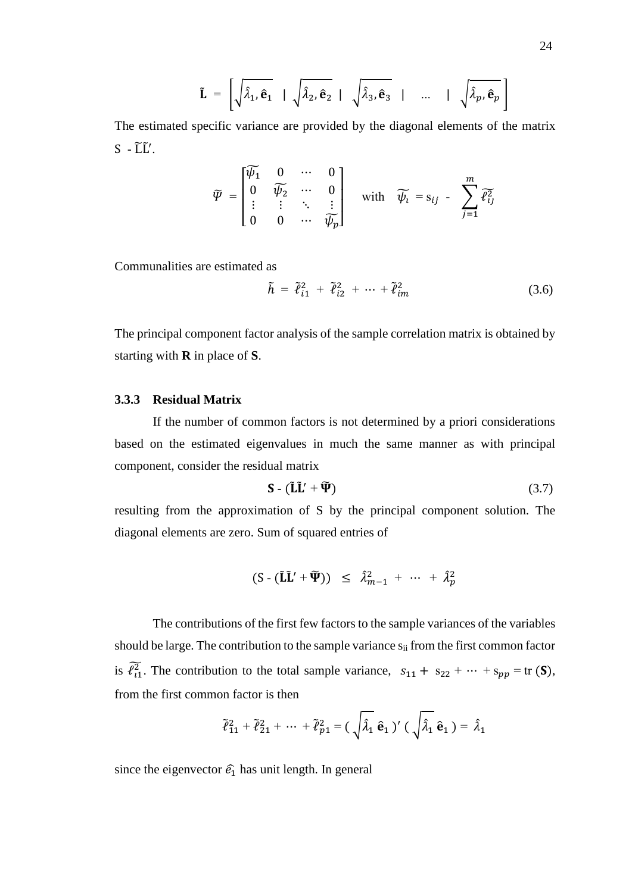$$\tilde{\mathbf{L}} = \left[ \sqrt{\hat{\lambda}_1, \hat{\mathbf{e}}_1} \;\; | \;\; \sqrt{\hat{\lambda}_2, \hat{\mathbf{e}}_2} \;\; | \;\; \sqrt{\hat{\lambda}_3, \hat{\mathbf{e}}_3} \;\; | \;\; \ldots \;\; | \;\; \sqrt{\hat{\lambda}_p, \hat{\mathbf{e}}_p} \right]$$

The estimated specific variance are provided by the diagonal elements of the matrix $\mathrm{S} - \tilde{\mathrm{L}}\tilde{\mathrm{L}}'$.

$$\widetilde{\Psi} = \begin{bmatrix} \widetilde{\psi_1} & 0 & \cdots & 0 \\ 0 & \widetilde{\psi_2} & \cdots & 0 \\ \vdots & \vdots & \ddots & \vdots \\ 0 & 0 & \cdots & \widetilde{\psi_p} \end{bmatrix} \quad \text{with} \quad \widetilde{\psi_\iota} = \mathrm{s}_{ij} - \sum_{j=1}^{m} \widetilde{\ell_{\iota J}^2}$$

Communalities are estimated as

$$\tilde{h} = \tilde{\ell}_{i1}^2 + \tilde{\ell}_{i2}^2 + \cdots + \tilde{\ell}_{im}^2 \tag{3.6}$$

The principal component factor analysis of the sample correlation matrix is obtained by starting with **R** in place of **S**.

### 3.3.3 Residual Matrix

If the number of common factors is not determined by a priori considerations based on the estimated eigenvalues in much the same manner as with principal component, consider the residual matrix

$$\mathbf{S} - (\tilde{\mathbf{L}}\tilde{\mathbf{L}}' + \widetilde{\boldsymbol{\Psi}}) \tag{3.7}$$

resulting from the approximation of S by the principal component solution. The diagonal elements are zero. Sum of squared entries of

$$(\mathrm{S} - (\tilde{\mathbf{L}}\tilde{\mathbf{L}}' + \widetilde{\boldsymbol{\Psi}})) \;\; \leq \;\; \hat{\lambda}_{m-1}^2 + \cdots + \hat{\lambda}_p^2$$

The contributions of the first few factors to the sample variances of the variables should be large. The contribution to the sample variance $s_{ii}$ from the first common factor is $\widetilde{\ell_{\iota 1}^2}$. The contribution to the total sample variance, $s_{11} + s_{22} + \cdots + s_{pp} = \mathrm{tr}\,(\mathbf{S})$, from the first common factor is then

$$\tilde{\ell}_{11}^2 + \tilde{\ell}_{21}^2 + \cdots + \tilde{\ell}_{p1}^2 = (\sqrt{\hat{\lambda}_1}\,\hat{\mathbf{e}}_1)'\,(\sqrt{\hat{\lambda}_1}\,\hat{\mathbf{e}}_1) = \hat{\lambda}_1$$

since the eigenvector $\widehat{e_1}$ has unit length. In general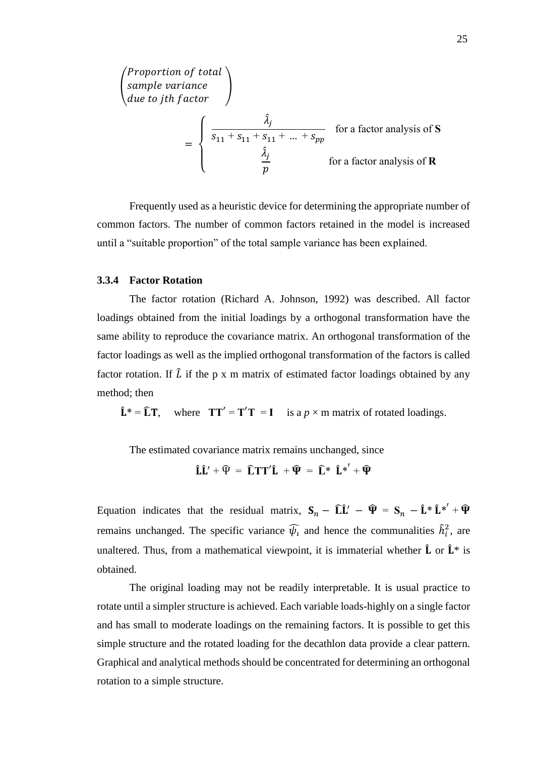$$\begin{pmatrix} \textit{Proportion of total} \\ \textit{sample variance} \\ \textit{due to jth factor} \end{pmatrix}$$

$$= \begin{cases} \dfrac{\hat{\lambda}_j}{s_{11} + s_{11} + s_{11} + \ldots + s_{pp}} & \text{for a factor analysis of } \mathbf{S} \\ \dfrac{\hat{\lambda}_j}{p} & \text{for a factor analysis of } \mathbf{R} \end{cases}$$

Frequently used as a heuristic device for determining the appropriate number of common factors. The number of common factors retained in the model is increased until a "suitable proportion" of the total sample variance has been explained.

### 3.3.4 Factor Rotation

The factor rotation (Richard A. Johnson, 1992) was described. All factor loadings obtained from the initial loadings by a orthogonal transformation have the same ability to reproduce the covariance matrix. An orthogonal transformation of the factor loadings as well as the implied orthogonal transformation of the factors is called factor rotation. If $\hat{L}$ if the p x m matrix of estimated factor loadings obtained by any method; then

$\hat{\mathbf{L}}^* = \hat{\mathbf{L}}\mathbf{T}$, where $\mathbf{T}\mathbf{T}' = \mathbf{T}'\mathbf{T} = \mathbf{I}$ is a $p \times$ m matrix of rotated loadings.

The estimated covariance matrix remains unchanged, since

$$\hat{\mathbf{L}}\hat{\mathbf{L}}' + \hat{\Psi} = \hat{\mathbf{L}}\mathbf{T}\mathbf{T}'\hat{\mathbf{L}} + \hat{\mathbf{\Psi}} = \hat{\mathbf{L}}^* \ \hat{\mathbf{L}}^{*'} + \hat{\mathbf{\Psi}}$$

Equation indicates that the residual matrix, $\mathbf{S}_n - \hat{\mathbf{L}}\hat{\mathbf{L}}' - \hat{\mathbf{\Psi}} = \mathbf{S}_n - \hat{\mathbf{L}}^* \hat{\mathbf{L}}^{*'} + \hat{\mathbf{\Psi}}$ remains unchanged. The specific variance $\widehat{\psi_i}$ and hence the communalities $\hat{h}_i^2$, are unaltered. Thus, from a mathematical viewpoint, it is immaterial whether $\hat{\mathbf{L}}$ or $\hat{\mathbf{L}}^*$ is obtained.

The original loading may not be readily interpretable. It is usual practice to rotate until a simpler structure is achieved. Each variable loads-highly on a single factor and has small to moderate loadings on the remaining factors. It is possible to get this simple structure and the rotated loading for the decathlon data provide a clear pattern. Graphical and analytical methods should be concentrated for determining an orthogonal rotation to a simple structure.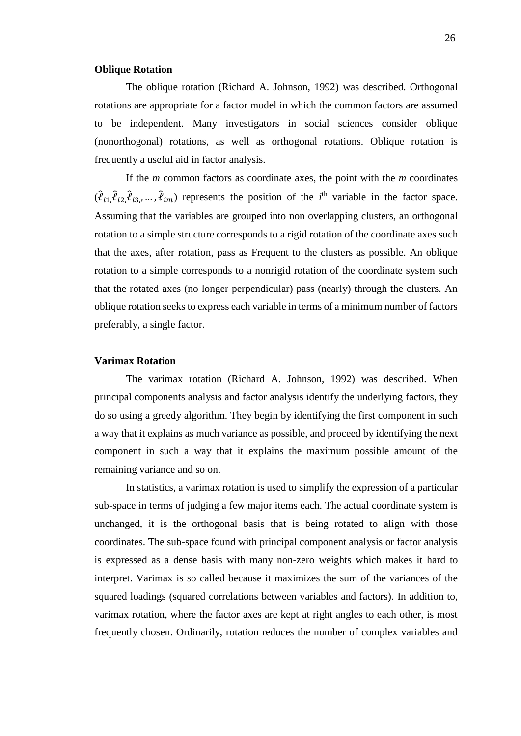**Oblique Rotation**

The oblique rotation (Richard A. Johnson, 1992) was described. Orthogonal rotations are appropriate for a factor model in which the common factors are assumed to be independent. Many investigators in social sciences consider oblique (nonorthogonal) rotations, as well as orthogonal rotations. Oblique rotation is frequently a useful aid in factor analysis.

If the *m* common factors as coordinate axes, the point with the *m* coordinates $(\hat{\ell}_{i1,}\hat{\ell}_{i2,}\hat{\ell}_{i3,}, \dots, \hat{\ell}_{im})$ represents the position of the $i^{th}$ variable in the factor space. Assuming that the variables are grouped into non overlapping clusters, an orthogonal rotation to a simple structure corresponds to a rigid rotation of the coordinate axes such that the axes, after rotation, pass as Frequent to the clusters as possible. An oblique rotation to a simple corresponds to a nonrigid rotation of the coordinate system such that the rotated axes (no longer perpendicular) pass (nearly) through the clusters. An oblique rotation seeks to express each variable in terms of a minimum number of factors preferably, a single factor.

**Varimax Rotation**

The varimax rotation (Richard A. Johnson, 1992) was described. When principal components analysis and factor analysis identify the underlying factors, they do so using a greedy algorithm. They begin by identifying the first component in such a way that it explains as much variance as possible, and proceed by identifying the next component in such a way that it explains the maximum possible amount of the remaining variance and so on.

In statistics, a varimax rotation is used to simplify the expression of a particular sub-space in terms of judging a few major items each. The actual coordinate system is unchanged, it is the orthogonal basis that is being rotated to align with those coordinates. The sub-space found with principal component analysis or factor analysis is expressed as a dense basis with many non-zero weights which makes it hard to interpret. Varimax is so called because it maximizes the sum of the variances of the squared loadings (squared correlations between variables and factors). In addition to, varimax rotation, where the factor axes are kept at right angles to each other, is most frequently chosen. Ordinarily, rotation reduces the number of complex variables and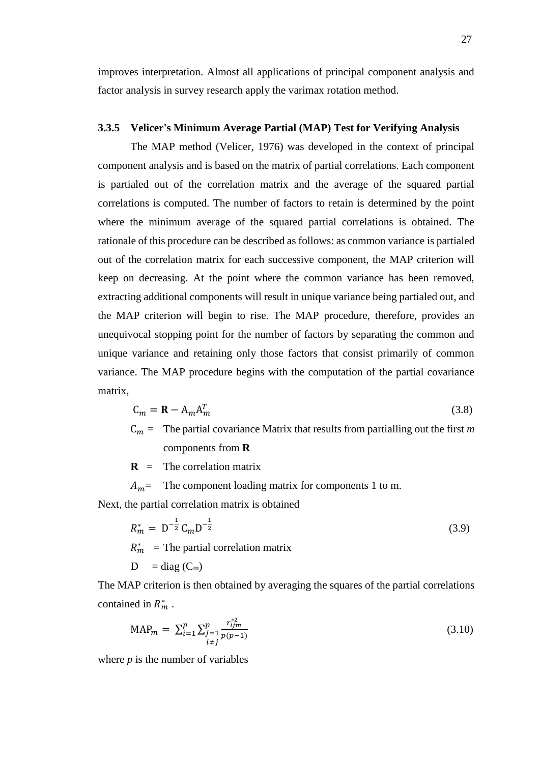improves interpretation. Almost all applications of principal component analysis and factor analysis in survey research apply the varimax rotation method.

### 3.3.5 Velicer's Minimum Average Partial (MAP) Test for Verifying Analysis

The MAP method (Velicer, 1976) was developed in the context of principal component analysis and is based on the matrix of partial correlations. Each component is partialed out of the correlation matrix and the average of the squared partial correlations is computed. The number of factors to retain is determined by the point where the minimum average of the squared partial correlations is obtained. The rationale of this procedure can be described as follows: as common variance is partialed out of the correlation matrix for each successive component, the MAP criterion will keep on decreasing. At the point where the common variance has been removed, extracting additional components will result in unique variance being partialed out, and the MAP criterion will begin to rise. The MAP procedure, therefore, provides an unequivocal stopping point for the number of factors by separating the common and unique variance and retaining only those factors that consist primarily of common variance. The MAP procedure begins with the computation of the partial covariance matrix,

$$C_m = \mathbf{R} - A_m A_m^T \tag{3.8}$$

$C_m$ = The partial covariance Matrix that results from partialling out the first *m* components from **R**

**R** = The correlation matrix

$A_m$ = The component loading matrix for components 1 to m.

Next, the partial correlation matrix is obtained

$$R_m^* = D^{-\frac{1}{2}} C_m D^{-\frac{1}{2}} \tag{3.9}$$

$R_m^*$ = The partial correlation matrix

D = diag ($C_m$)

The MAP criterion is then obtained by averaging the squares of the partial correlations contained in $R_m^*$ .

$$\text{MAP}_m = \sum_{i=1}^{p} \sum_{\substack{j=1 \\ i \neq j}}^{p} \frac{r_{ijm}^{*2}}{p(p-1)} \tag{3.10}$$

where *p* is the number of variables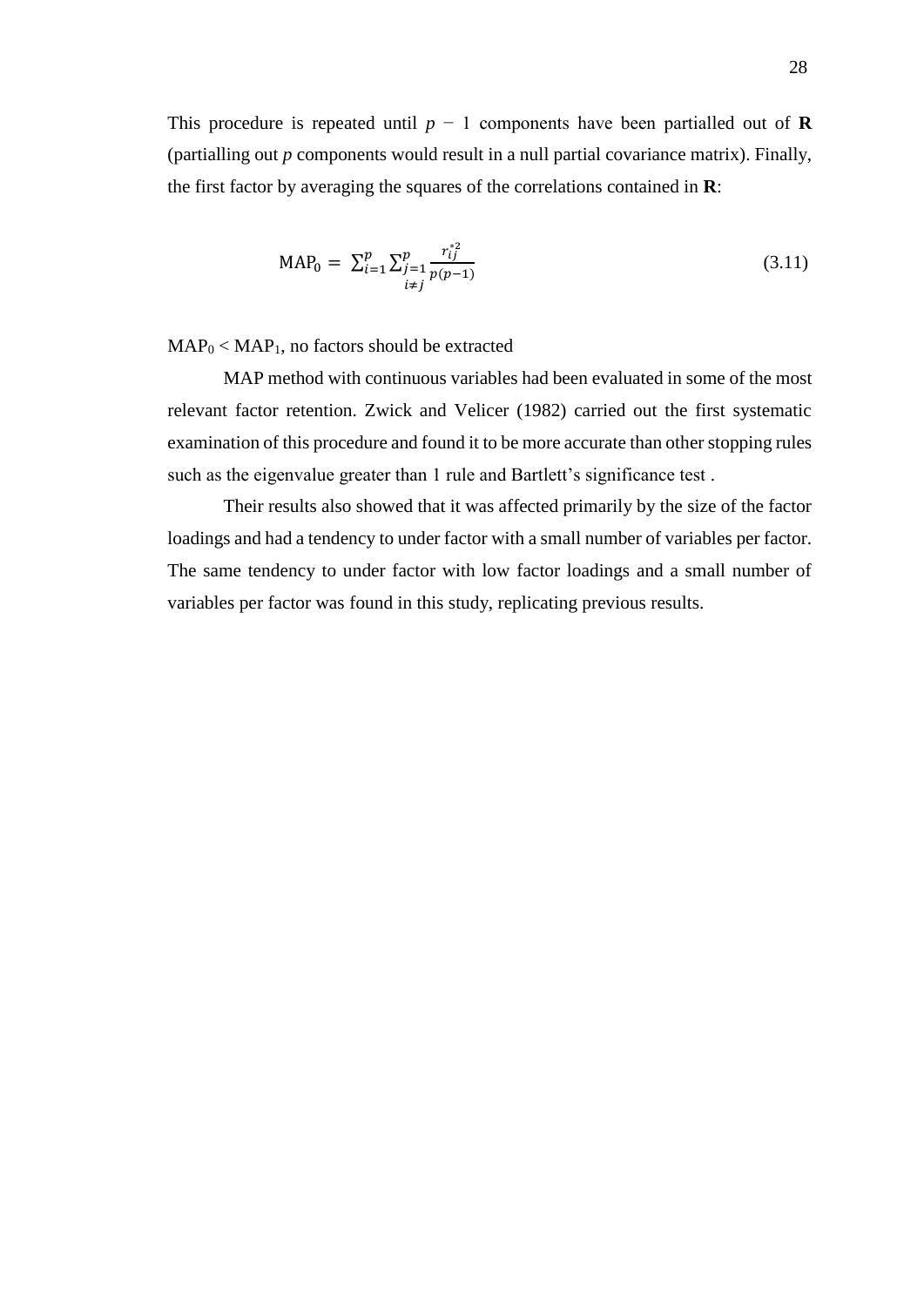This procedure is repeated until $p - 1$ components have been partialled out of **R** (partialling out $p$ components would result in a null partial covariance matrix). Finally, the first factor by averaging the squares of the correlations contained in **R**:

$$\text{MAP}_0 = \sum_{i=1}^{p} \sum_{\substack{j=1 \\ i \neq j}}^{p} \frac{r_{ij}^{*2}}{p(p-1)} \tag{3.11}$$

$\text{MAP}_0 < \text{MAP}_1$, no factors should be extracted

MAP method with continuous variables had been evaluated in some of the most relevant factor retention. Zwick and Velicer (1982) carried out the first systematic examination of this procedure and found it to be more accurate than other stopping rules such as the eigenvalue greater than 1 rule and Bartlett's significance test .

Their results also showed that it was affected primarily by the size of the factor loadings and had a tendency to under factor with a small number of variables per factor. The same tendency to under factor with low factor loadings and a small number of variables per factor was found in this study, replicating previous results.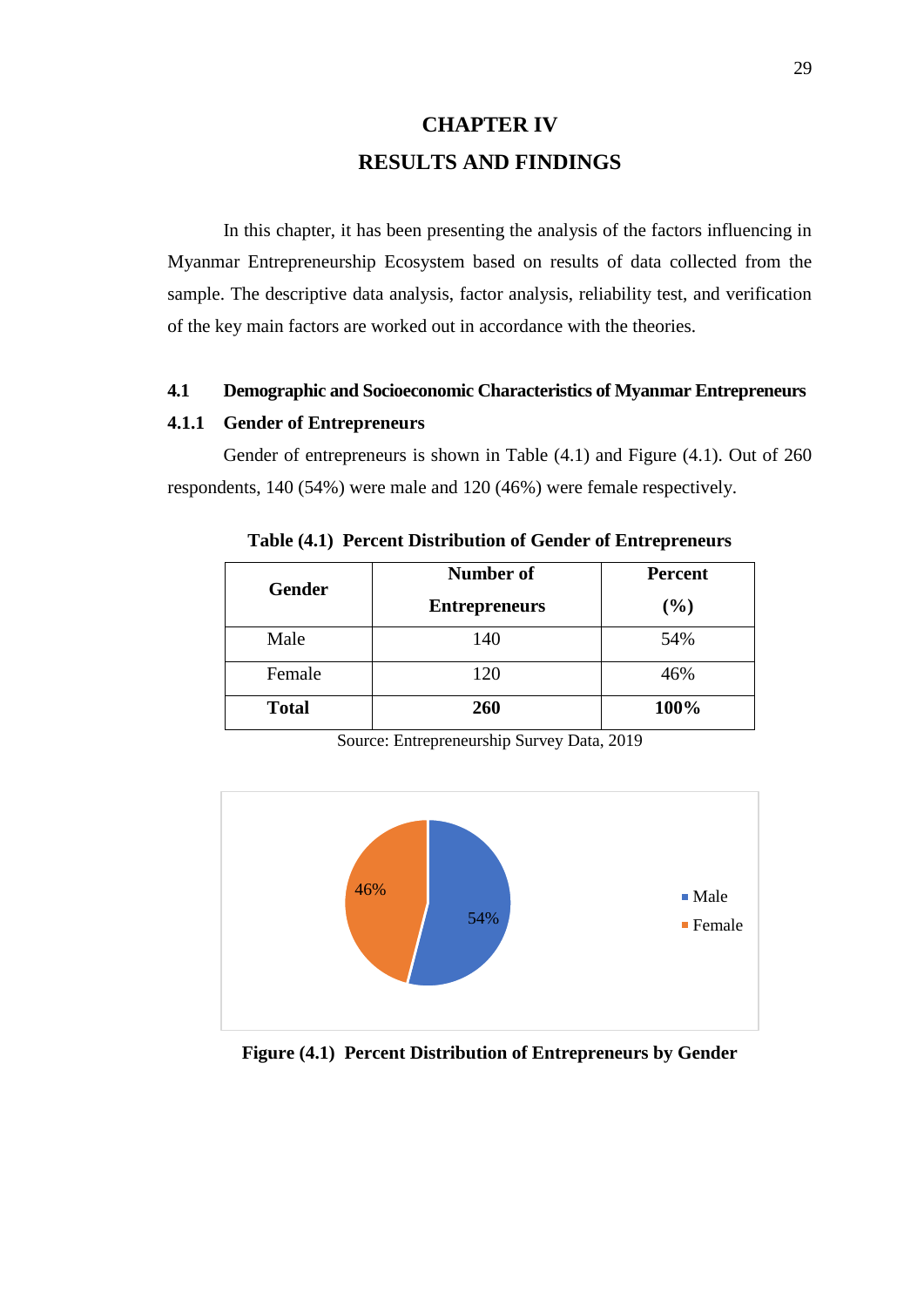# CHAPTER IV

# RESULTS AND FINDINGS

In this chapter, it has been presenting the analysis of the factors influencing in Myanmar Entrepreneurship Ecosystem based on results of data collected from the sample. The descriptive data analysis, factor analysis, reliability test, and verification of the key main factors are worked out in accordance with the theories.

## 4.1 Demographic and Socioeconomic Characteristics of Myanmar Entrepreneurs

### 4.1.1 Gender of Entrepreneurs

Gender of entrepreneurs is shown in Table (4.1) and Figure (4.1). Out of 260 respondents, 140 (54%) were male and 120 (46%) were female respectively.

**Table (4.1) Percent Distribution of Gender of Entrepreneurs**

| Gender | Number of Entrepreneurs | Percent (%) |
|---|---|---|
| Male | 140 | 54% |
| Female | 120 | 46% |
| **Total** | **260** | **100%** |

Source: Entrepreneurship Survey Data, 2019

**Figure (4.1) Percent Distribution of Entrepreneurs by Gender**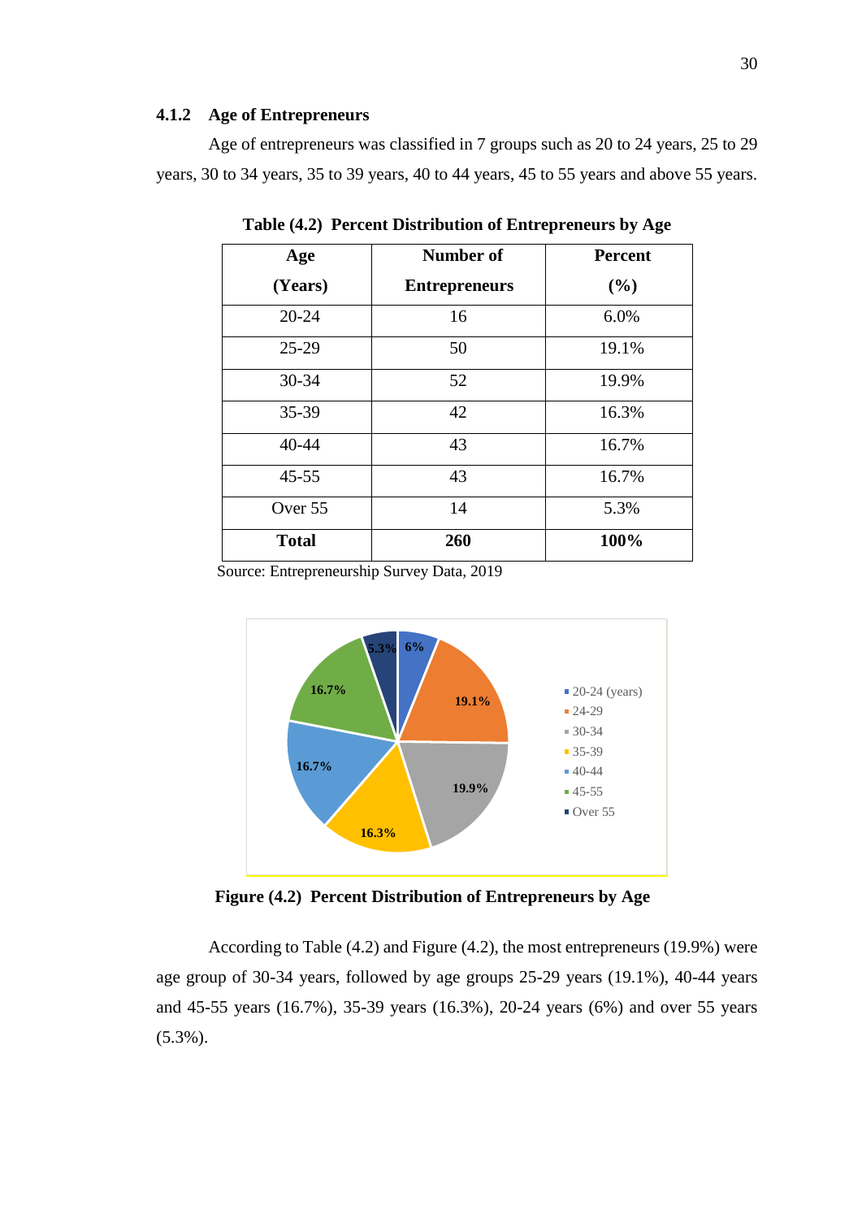### 4.1.2 Age of Entrepreneurs

Age of entrepreneurs was classified in 7 groups such as 20 to 24 years, 25 to 29 years, 30 to 34 years, 35 to 39 years, 40 to 44 years, 45 to 55 years and above 55 years.

**Table (4.2) Percent Distribution of Entrepreneurs by Age**

| Age (Years) | Number of Entrepreneurs | Percent (%) |
|---|---|---|
| 20-24 | 16 | 6.0% |
| 25-29 | 50 | 19.1% |
| 30-34 | 52 | 19.9% |
| 35-39 | 42 | 16.3% |
| 40-44 | 43 | 16.7% |
| 45-55 | 43 | 16.7% |
| Over 55 | 14 | 5.3% |
| **Total** | **260** | **100%** |

Source: Entrepreneurship Survey Data, 2019

**Figure (4.2) Percent Distribution of Entrepreneurs by Age**

According to Table (4.2) and Figure (4.2), the most entrepreneurs (19.9%) were age group of 30-34 years, followed by age groups 25-29 years (19.1%), 40-44 years and 45-55 years (16.7%), 35-39 years (16.3%), 20-24 years (6%) and over 55 years (5.3%).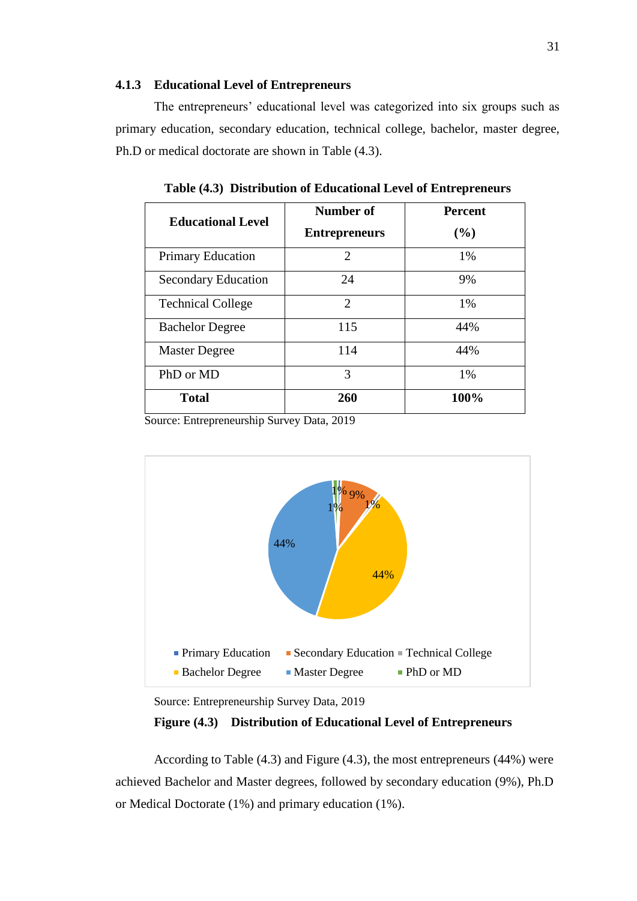### 4.1.3 Educational Level of Entrepreneurs

The entrepreneurs' educational level was categorized into six groups such as primary education, secondary education, technical college, bachelor, master degree, Ph.D or medical doctorate are shown in Table (4.3).

**Table (4.3) Distribution of Educational Level of Entrepreneurs**

| Educational Level | Number of Entrepreneurs | Percent (%) |
|---|---|---|
| Primary Education | 2 | 1% |
| Secondary Education | 24 | 9% |
| Technical College | 2 | 1% |
| Bachelor Degree | 115 | 44% |
| Master Degree | 114 | 44% |
| PhD or MD | 3 | 1% |
| **Total** | **260** | **100%** |

Source: Entrepreneurship Survey Data, 2019

Source: Entrepreneurship Survey Data, 2019

**Figure (4.3) Distribution of Educational Level of Entrepreneurs**

According to Table (4.3) and Figure (4.3), the most entrepreneurs (44%) were achieved Bachelor and Master degrees, followed by secondary education (9%), Ph.D or Medical Doctorate (1%) and primary education (1%).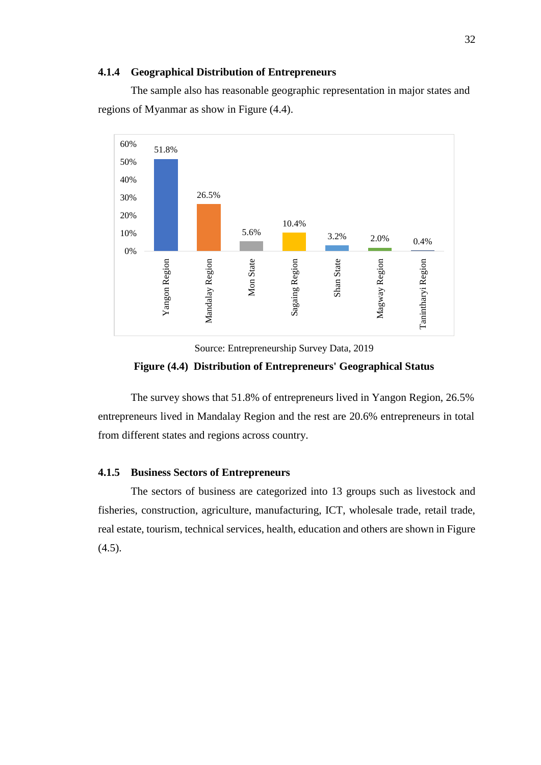### 4.1.4 Geographical Distribution of Entrepreneurs

The sample also has reasonable geographic representation in major states and regions of Myanmar as show in Figure (4.4).

| Region/State | Percentage |
|---|---|
| Yangon Region | 51.8% |
| Mandalay Region | 26.5% |
| Mon State | 5.6% |
| Sagaing Region | 10.4% |
| Shan State | 3.2% |
| Magway Region | 2.0% |
| Tanintharyi Region | 0.4% |

Source: Entrepreneurship Survey Data, 2019

**Figure (4.4) Distribution of Entrepreneurs' Geographical Status**

The survey shows that 51.8% of entrepreneurs lived in Yangon Region, 26.5% entrepreneurs lived in Mandalay Region and the rest are 20.6% entrepreneurs in total from different states and regions across country.

### 4.1.5 Business Sectors of Entrepreneurs

The sectors of business are categorized into 13 groups such as livestock and fisheries, construction, agriculture, manufacturing, ICT, wholesale trade, retail trade, real estate, tourism, technical services, health, education and others are shown in Figure (4.5).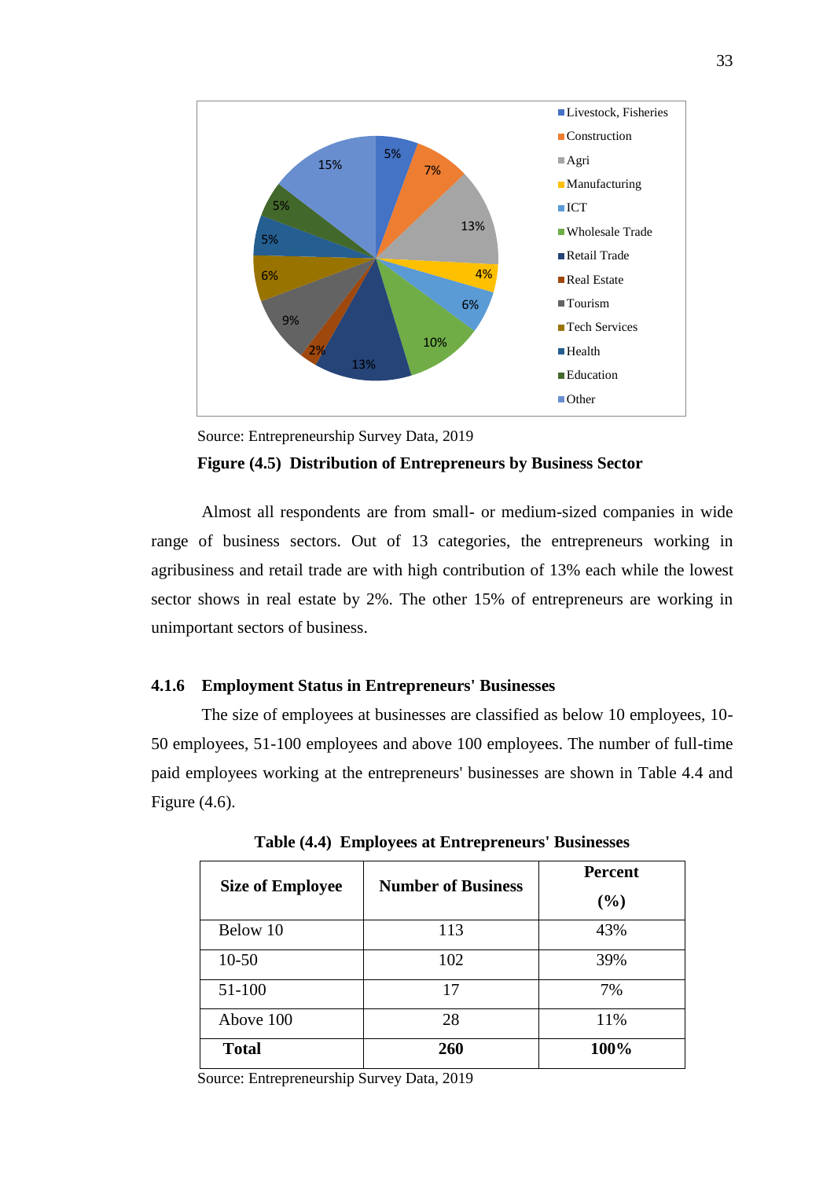Source: Entrepreneurship Survey Data, 2019

**Figure (4.5) Distribution of Entrepreneurs by Business Sector**

Almost all respondents are from small- or medium-sized companies in wide range of business sectors. Out of 13 categories, the entrepreneurs working in agribusiness and retail trade are with high contribution of 13% each while the lowest sector shows in real estate by 2%. The other 15% of entrepreneurs are working in unimportant sectors of business.

### 4.1.6 Employment Status in Entrepreneurs' Businesses

The size of employees at businesses are classified as below 10 employees, 10-50 employees, 51-100 employees and above 100 employees. The number of full-time paid employees working at the entrepreneurs' businesses are shown in Table 4.4 and Figure (4.6).

**Table (4.4) Employees at Entrepreneurs' Businesses**

| Size of Employee | Number of Business | Percent (%) |
|---|---|---|
| Below 10 | 113 | 43% |
| 10-50 | 102 | 39% |
| 51-100 | 17 | 7% |
| Above 100 | 28 | 11% |
| **Total** | **260** | **100%** |

Source: Entrepreneurship Survey Data, 2019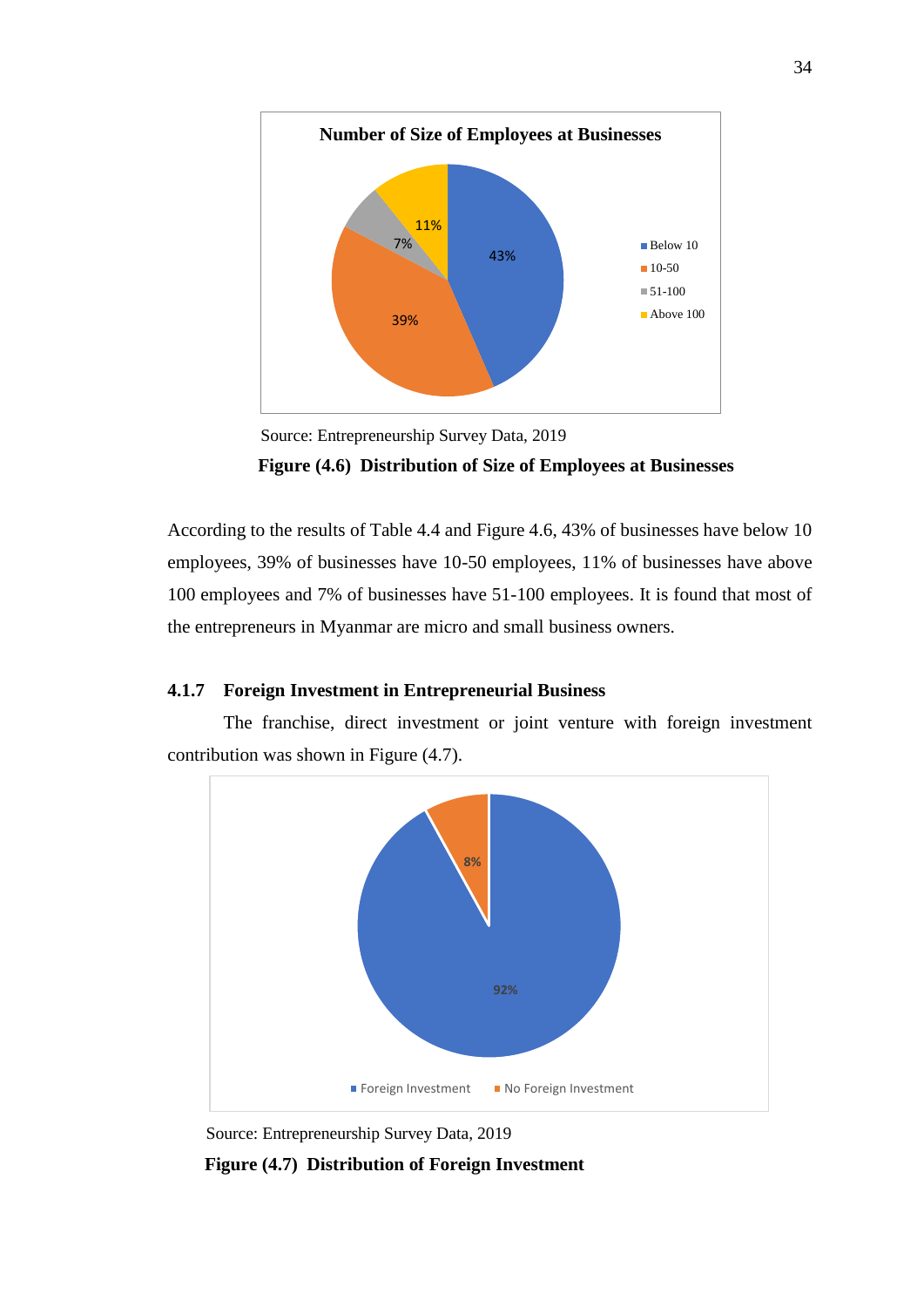Source: Entrepreneurship Survey Data, 2019

**Figure (4.6) Distribution of Size of Employees at Businesses**

According to the results of Table 4.4 and Figure 4.6, 43% of businesses have below 10 employees, 39% of businesses have 10-50 employees, 11% of businesses have above 100 employees and 7% of businesses have 51-100 employees. It is found that most of the entrepreneurs in Myanmar are micro and small business owners.

### 4.1.7 Foreign Investment in Entrepreneurial Business

The franchise, direct investment or joint venture with foreign investment contribution was shown in Figure (4.7).

Source: Entrepreneurship Survey Data, 2019

**Figure (4.7) Distribution of Foreign Investment**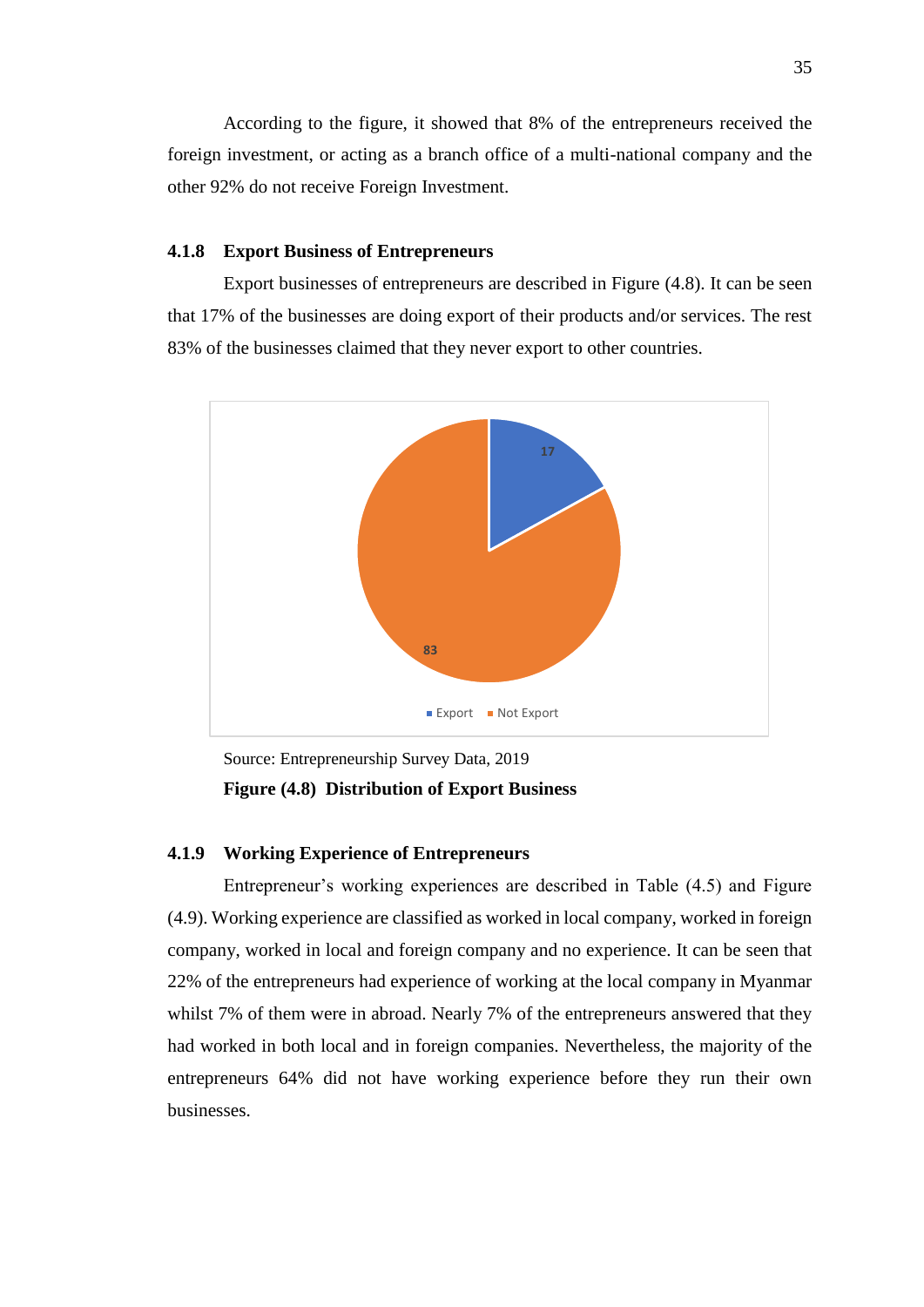According to the figure, it showed that 8% of the entrepreneurs received the foreign investment, or acting as a branch office of a multi-national company and the other 92% do not receive Foreign Investment.

### 4.1.8 Export Business of Entrepreneurs

Export businesses of entrepreneurs are described in Figure (4.8). It can be seen that 17% of the businesses are doing export of their products and/or services. The rest 83% of the businesses claimed that they never export to other countries.

Source: Entrepreneurship Survey Data, 2019

**Figure (4.8) Distribution of Export Business**

### 4.1.9 Working Experience of Entrepreneurs

Entrepreneur's working experiences are described in Table (4.5) and Figure (4.9). Working experience are classified as worked in local company, worked in foreign company, worked in local and foreign company and no experience. It can be seen that 22% of the entrepreneurs had experience of working at the local company in Myanmar whilst 7% of them were in abroad. Nearly 7% of the entrepreneurs answered that they had worked in both local and in foreign companies. Nevertheless, the majority of the entrepreneurs 64% did not have working experience before they run their own businesses.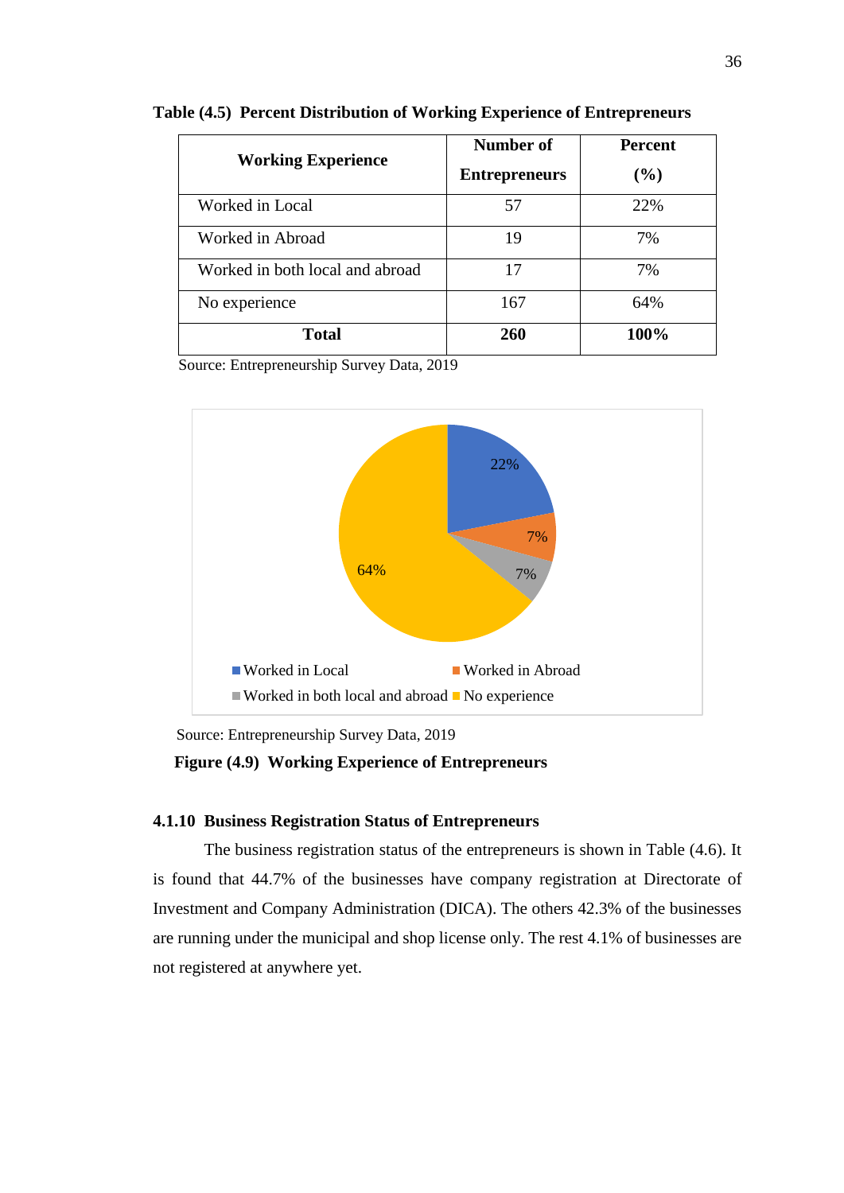**Table (4.5) Percent Distribution of Working Experience of Entrepreneurs**

| Working Experience | Number of Entrepreneurs | Percent (%) |
|---|---|---|
| Worked in Local | 57 | 22% |
| Worked in Abroad | 19 | 7% |
| Worked in both local and abroad | 17 | 7% |
| No experience | 167 | 64% |
| **Total** | **260** | **100%** |

Source: Entrepreneurship Survey Data, 2019

Source: Entrepreneurship Survey Data, 2019

**Figure (4.9) Working Experience of Entrepreneurs**

### 4.1.10 Business Registration Status of Entrepreneurs

The business registration status of the entrepreneurs is shown in Table (4.6). It is found that 44.7% of the businesses have company registration at Directorate of Investment and Company Administration (DICA). The others 42.3% of the businesses are running under the municipal and shop license only. The rest 4.1% of businesses are not registered at anywhere yet.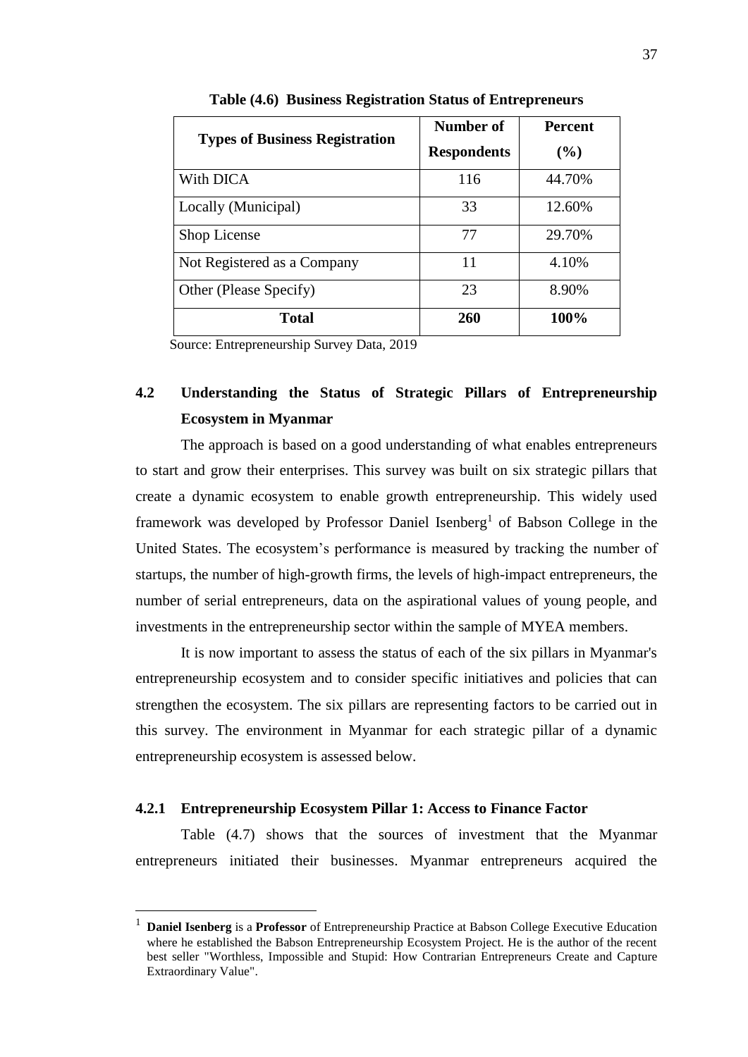**Table (4.6) Business Registration Status of Entrepreneurs**

| Types of Business Registration | Number of Respondents | Percent (%) |
|---|---|---|
| With DICA | 116 | 44.70% |
| Locally (Municipal) | 33 | 12.60% |
| Shop License | 77 | 29.70% |
| Not Registered as a Company | 11 | 4.10% |
| Other (Please Specify) | 23 | 8.90% |
| **Total** | **260** | **100%** |

Source: Entrepreneurship Survey Data, 2019

## 4.2 Understanding the Status of Strategic Pillars of Entrepreneurship Ecosystem in Myanmar

The approach is based on a good understanding of what enables entrepreneurs to start and grow their enterprises. This survey was built on six strategic pillars that create a dynamic ecosystem to enable growth entrepreneurship. This widely used framework was developed by Professor Daniel Isenberg[1] of Babson College in the United States. The ecosystem's performance is measured by tracking the number of startups, the number of high-growth firms, the levels of high-impact entrepreneurs, the number of serial entrepreneurs, data on the aspirational values of young people, and investments in the entrepreneurship sector within the sample of MYEA members.

It is now important to assess the status of each of the six pillars in Myanmar's entrepreneurship ecosystem and to consider specific initiatives and policies that can strengthen the ecosystem. The six pillars are representing factors to be carried out in this survey. The environment in Myanmar for each strategic pillar of a dynamic entrepreneurship ecosystem is assessed below.

### 4.2.1 Entrepreneurship Ecosystem Pillar 1: Access to Finance Factor

Table (4.7) shows that the sources of investment that the Myanmar entrepreneurs initiated their businesses. Myanmar entrepreneurs acquired the

[1] **Daniel Isenberg** is a **Professor** of Entrepreneurship Practice at Babson College Executive Education where he established the Babson Entrepreneurship Ecosystem Project. He is the author of the recent best seller "Worthless, Impossible and Stupid: How Contrarian Entrepreneurs Create and Capture Extraordinary Value".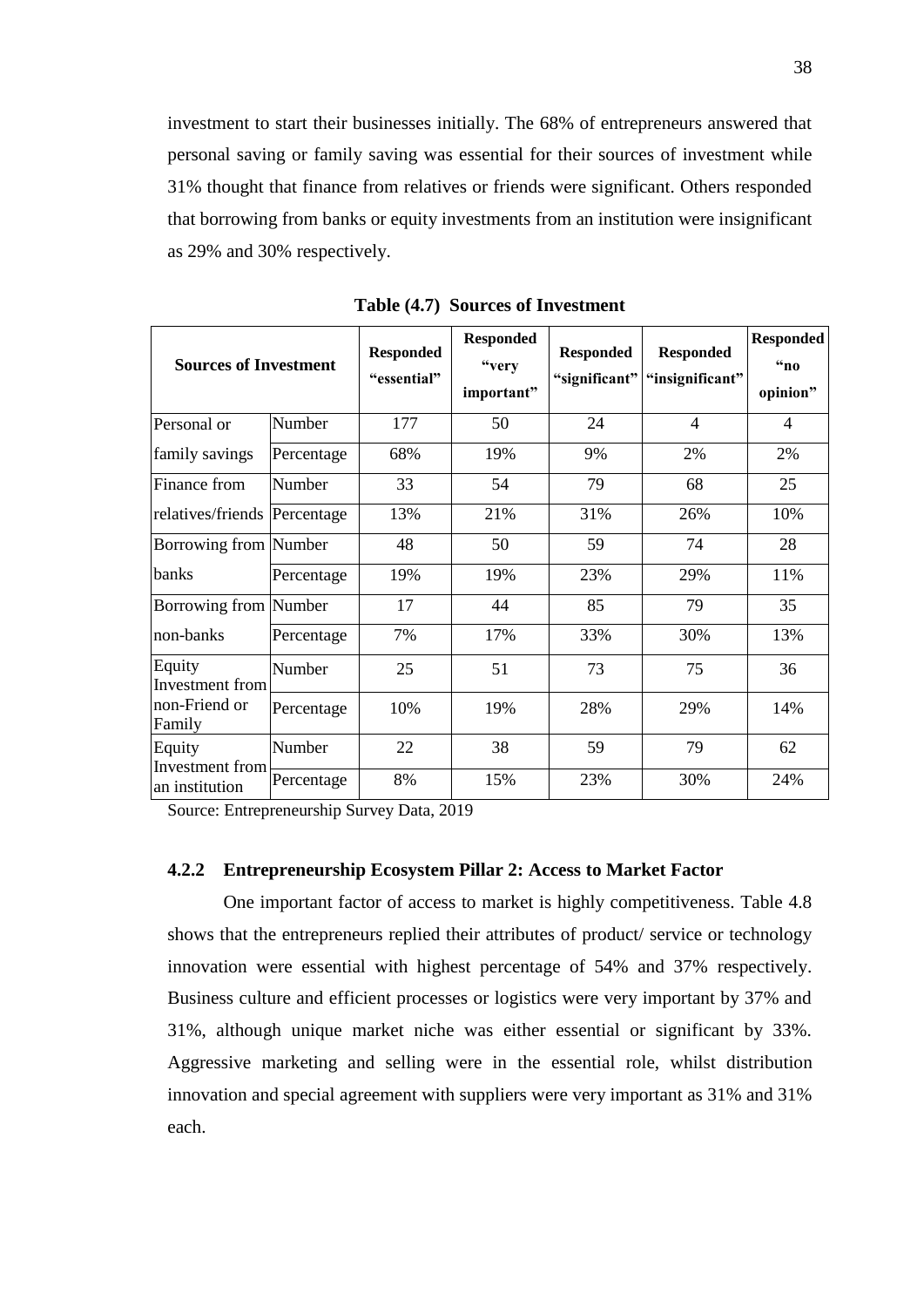investment to start their businesses initially. The 68% of entrepreneurs answered that personal saving or family saving was essential for their sources of investment while 31% thought that finance from relatives or friends were significant. Others responded that borrowing from banks or equity investments from an institution were insignificant as 29% and 30% respectively.

**Table (4.7) Sources of Investment**

| Sources of Investment | | Responded "essential" | Responded "very important" | Responded "significant" | Responded "insignificant" | Responded "no opinion" |
|---|---|---|---|---|---|---|
| Personal or family savings | Number | 177 | 50 | 24 | 4 | 4 |
| | Percentage | 68% | 19% | 9% | 2% | 2% |
| Finance from relatives/friends | Number | 33 | 54 | 79 | 68 | 25 |
| | Percentage | 13% | 21% | 31% | 26% | 10% |
| Borrowing from banks | Number | 48 | 50 | 59 | 74 | 28 |
| | Percentage | 19% | 19% | 23% | 29% | 11% |
| Borrowing from non-banks | Number | 17 | 44 | 85 | 79 | 35 |
| | Percentage | 7% | 17% | 33% | 30% | 13% |
| Equity Investment from non-Friend or Family | Number | 25 | 51 | 73 | 75 | 36 |
| | Percentage | 10% | 19% | 28% | 29% | 14% |
| Equity Investment from an institution | Number | 22 | 38 | 59 | 79 | 62 |
| | Percentage | 8% | 15% | 23% | 30% | 24% |

Source: Entrepreneurship Survey Data, 2019

### 4.2.2 Entrepreneurship Ecosystem Pillar 2: Access to Market Factor

One important factor of access to market is highly competitiveness. Table 4.8 shows that the entrepreneurs replied their attributes of product/ service or technology innovation were essential with highest percentage of 54% and 37% respectively. Business culture and efficient processes or logistics were very important by 37% and 31%, although unique market niche was either essential or significant by 33%. Aggressive marketing and selling were in the essential role, whilst distribution innovation and special agreement with suppliers were very important as 31% and 31% each.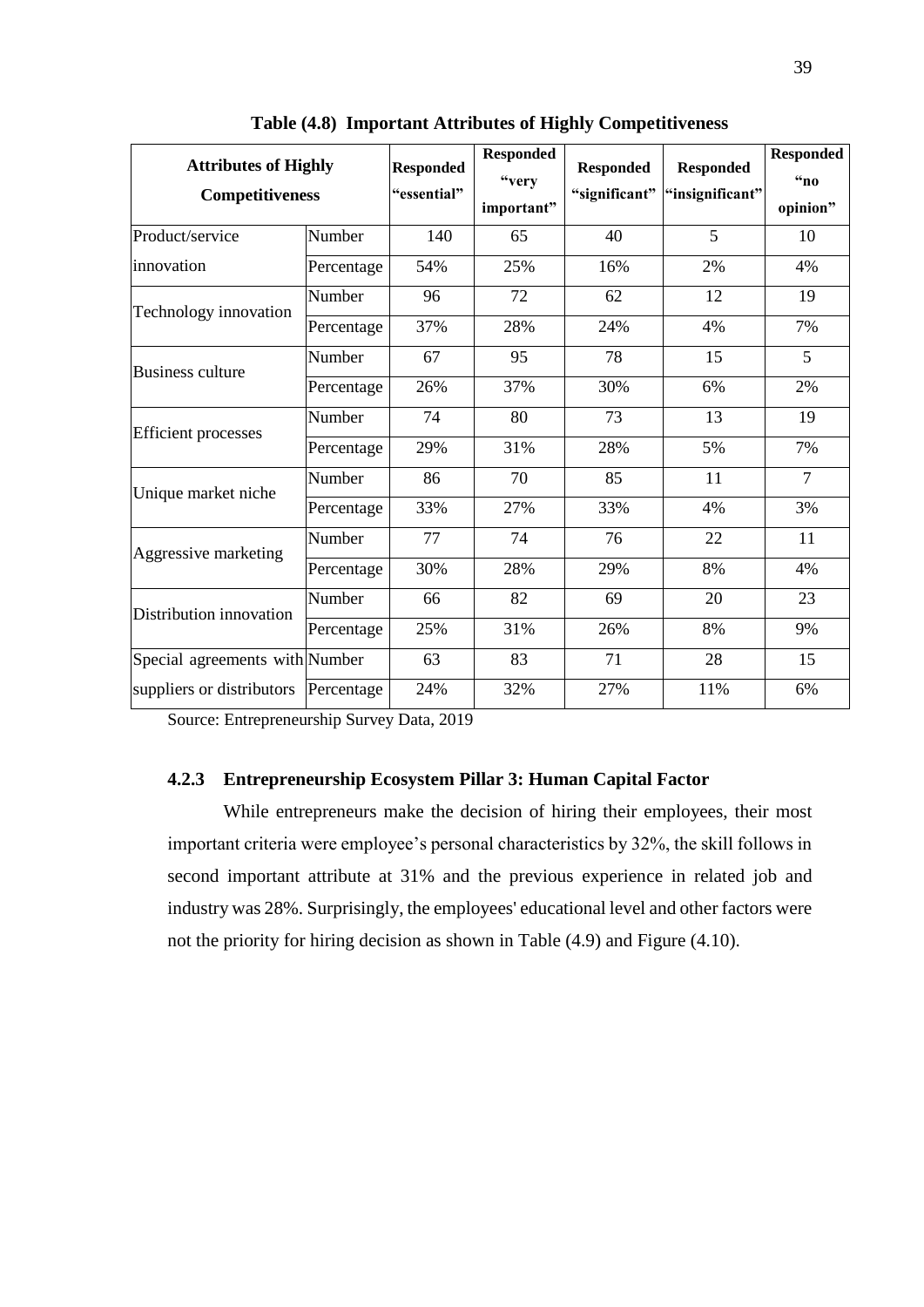**Table (4.8) Important Attributes of Highly Competitiveness**

| Attributes of Highly Competitiveness | | Responded "essential" | Responded "very important" | Responded "significant" | Responded "insignificant" | Responded "no opinion" |
|---|---|---|---|---|---|---|
| Product/service innovation | Number | 140 | 65 | 40 | 5 | 10 |
| | Percentage | 54% | 25% | 16% | 2% | 4% |
| Technology innovation | Number | 96 | 72 | 62 | 12 | 19 |
| | Percentage | 37% | 28% | 24% | 4% | 7% |
| Business culture | Number | 67 | 95 | 78 | 15 | 5 |
| | Percentage | 26% | 37% | 30% | 6% | 2% |
| Efficient processes | Number | 74 | 80 | 73 | 13 | 19 |
| | Percentage | 29% | 31% | 28% | 5% | 7% |
| Unique market niche | Number | 86 | 70 | 85 | 11 | 7 |
| | Percentage | 33% | 27% | 33% | 4% | 3% |
| Aggressive marketing | Number | 77 | 74 | 76 | 22 | 11 |
| | Percentage | 30% | 28% | 29% | 8% | 4% |
| Distribution innovation | Number | 66 | 82 | 69 | 20 | 23 |
| | Percentage | 25% | 31% | 26% | 8% | 9% |
| Special agreements with suppliers or distributors | Number | 63 | 83 | 71 | 28 | 15 |
| | Percentage | 24% | 32% | 27% | 11% | 6% |

Source: Entrepreneurship Survey Data, 2019

### 4.2.3 Entrepreneurship Ecosystem Pillar 3: Human Capital Factor

While entrepreneurs make the decision of hiring their employees, their most important criteria were employee's personal characteristics by 32%, the skill follows in second important attribute at 31% and the previous experience in related job and industry was 28%. Surprisingly, the employees' educational level and other factors were not the priority for hiring decision as shown in Table (4.9) and Figure (4.10).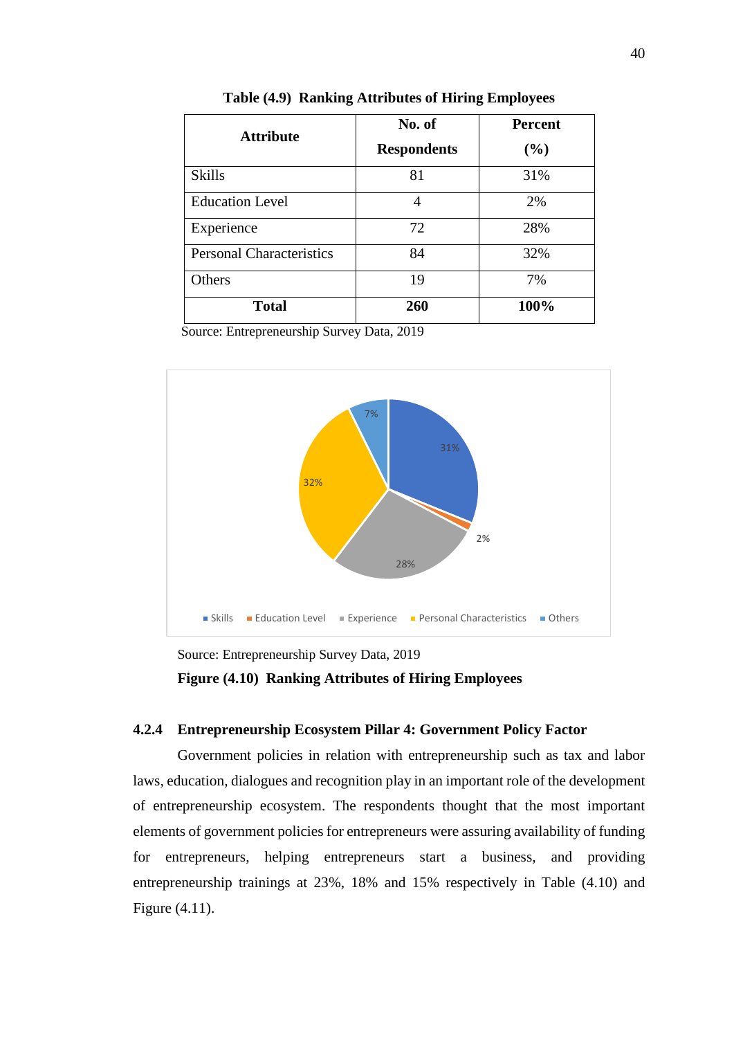**Table (4.9) Ranking Attributes of Hiring Employees**

| Attribute | No. of Respondents | Percent (%) |
|---|---|---|
| Skills | 81 | 31% |
| Education Level | 4 | 2% |
| Experience | 72 | 28% |
| Personal Characteristics | 84 | 32% |
| Others | 19 | 7% |
| **Total** | **260** | **100%** |

Source: Entrepreneurship Survey Data, 2019

Source: Entrepreneurship Survey Data, 2019

**Figure (4.10) Ranking Attributes of Hiring Employees**

### 4.2.4 Entrepreneurship Ecosystem Pillar 4: Government Policy Factor

Government policies in relation with entrepreneurship such as tax and labor laws, education, dialogues and recognition play in an important role of the development of entrepreneurship ecosystem. The respondents thought that the most important elements of government policies for entrepreneurs were assuring availability of funding for entrepreneurs, helping entrepreneurs start a business, and providing entrepreneurship trainings at 23%, 18% and 15% respectively in Table (4.10) and Figure (4.11).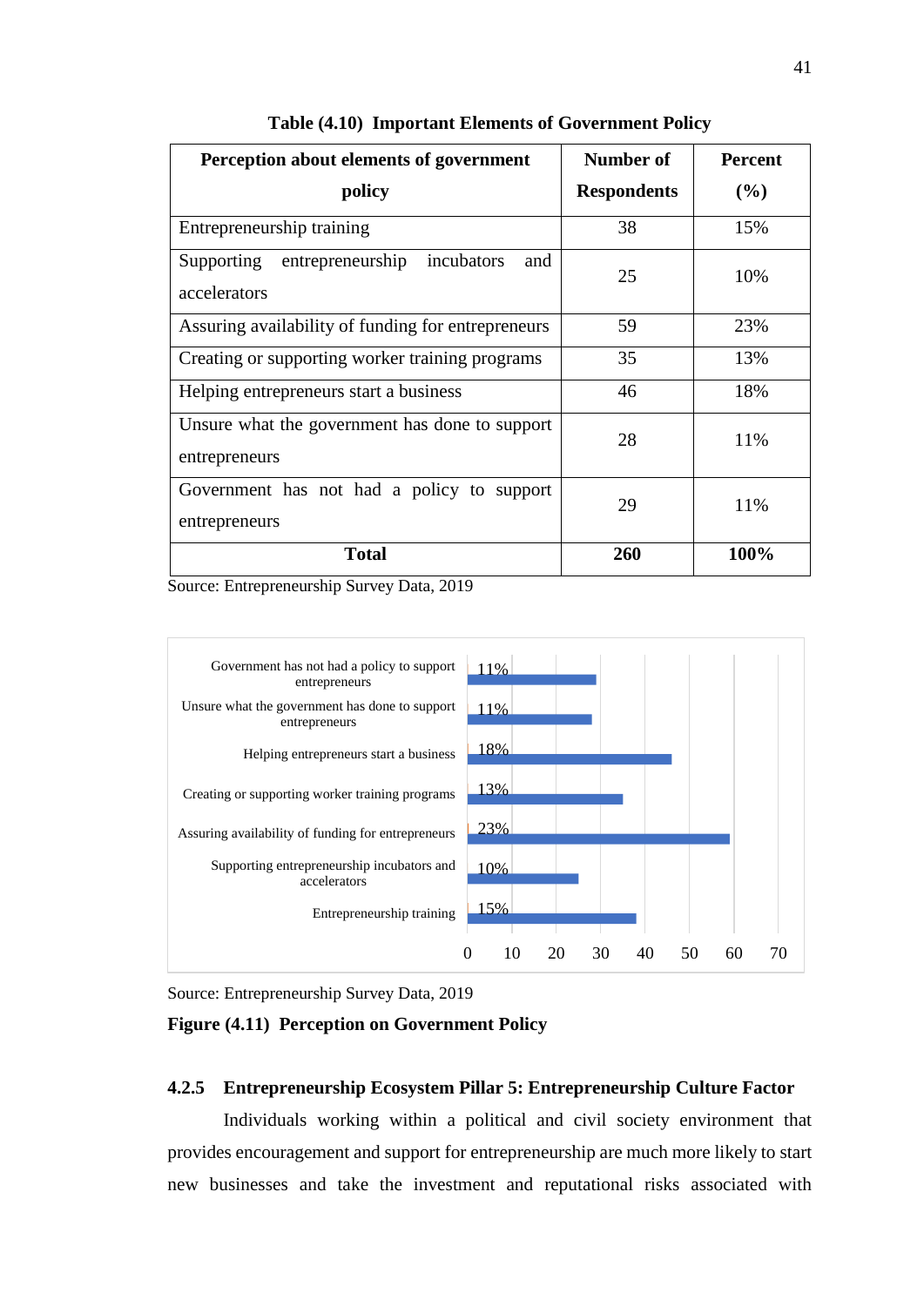**Table (4.10) Important Elements of Government Policy**

| Perception about elements of government policy | Number of Respondents | Percent (%) |
|---|---|---|
| Entrepreneurship training | 38 | 15% |
| Supporting entrepreneurship incubators and accelerators | 25 | 10% |
| Assuring availability of funding for entrepreneurs | 59 | 23% |
| Creating or supporting worker training programs | 35 | 13% |
| Helping entrepreneurs start a business | 46 | 18% |
| Unsure what the government has done to support entrepreneurs | 28 | 11% |
| Government has not had a policy to support entrepreneurs | 29 | 11% |
| **Total** | **260** | **100%** |

Source: Entrepreneurship Survey Data, 2019

| Perception | Number of Respondents | Percent |
|---|---|---|
| Government has not had a policy to support entrepreneurs | 29 | 11% |
| Unsure what the government has done to support entrepreneurs | 28 | 11% |
| Helping entrepreneurs start a business | 46 | 18% |
| Creating or supporting worker training programs | 35 | 13% |
| Assuring availability of funding for entrepreneurs | 59 | 23% |
| Supporting entrepreneurship incubators and accelerators | 25 | 10% |
| Entrepreneurship training | 38 | 15% |

Source: Entrepreneurship Survey Data, 2019

**Figure (4.11) Perception on Government Policy**

### 4.2.5 Entrepreneurship Ecosystem Pillar 5: Entrepreneurship Culture Factor

Individuals working within a political and civil society environment that provides encouragement and support for entrepreneurship are much more likely to start new businesses and take the investment and reputational risks associated with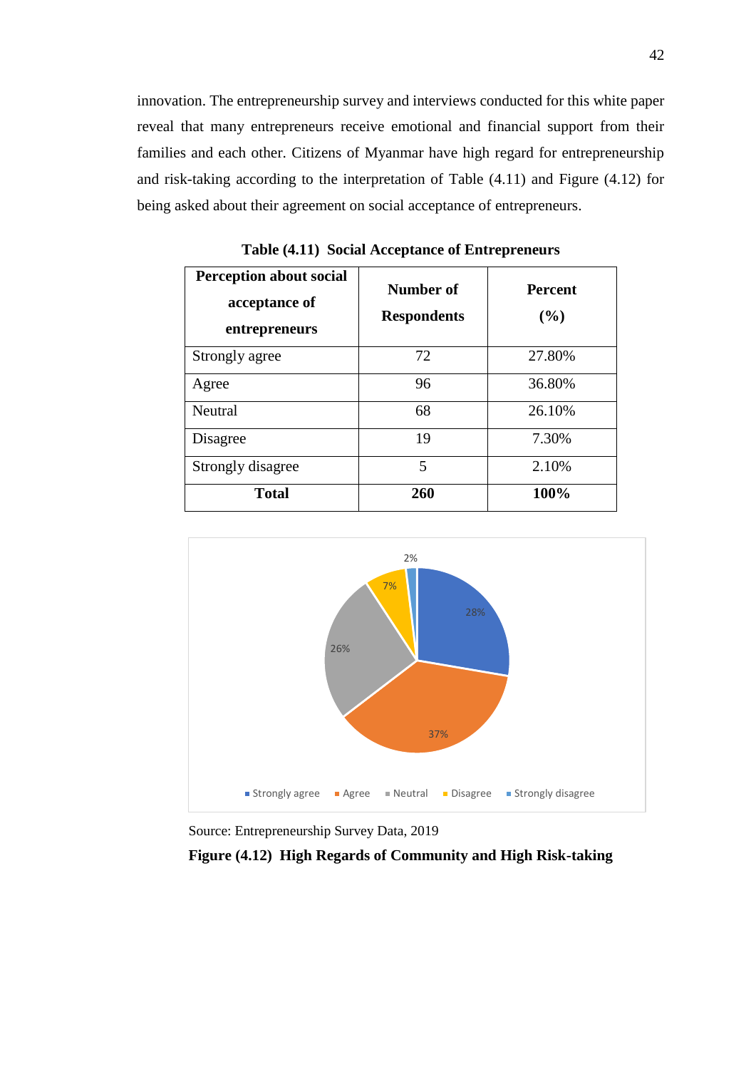innovation. The entrepreneurship survey and interviews conducted for this white paper reveal that many entrepreneurs receive emotional and financial support from their families and each other. Citizens of Myanmar have high regard for entrepreneurship and risk-taking according to the interpretation of Table (4.11) and Figure (4.12) for being asked about their agreement on social acceptance of entrepreneurs.

**Table (4.11) Social Acceptance of Entrepreneurs**

| Perception about social acceptance of entrepreneurs | Number of Respondents | Percent (%) |
|---|---|---|
| Strongly agree | 72 | 27.80% |
| Agree | 96 | 36.80% |
| Neutral | 68 | 26.10% |
| Disagree | 19 | 7.30% |
| Strongly disagree | 5 | 2.10% |
| **Total** | **260** | **100%** |

Source: Entrepreneurship Survey Data, 2019

**Figure (4.12) High Regards of Community and High Risk-taking**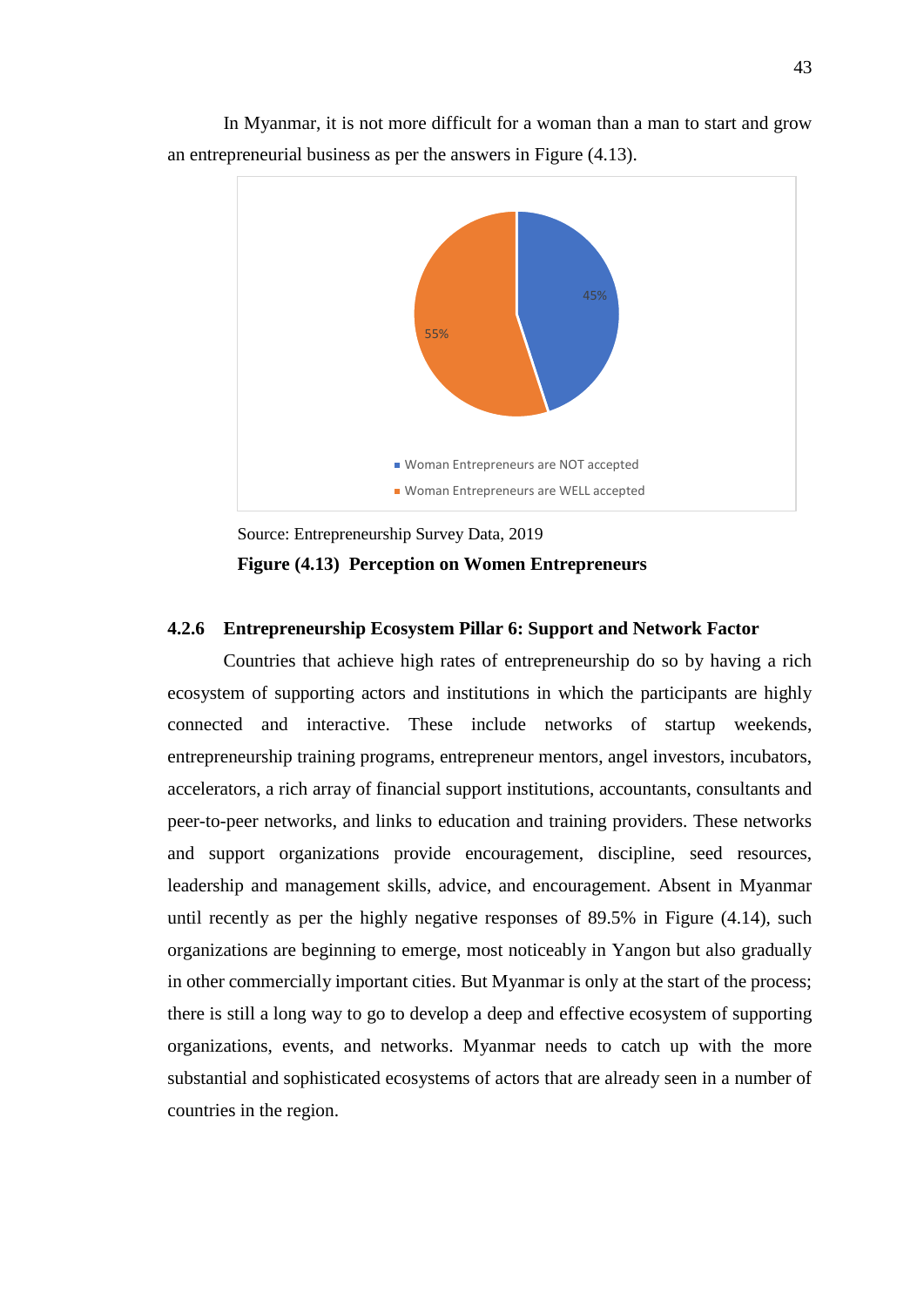In Myanmar, it is not more difficult for a woman than a man to start and grow an entrepreneurial business as per the answers in Figure (4.13).

Source: Entrepreneurship Survey Data, 2019

**Figure (4.13) Perception on Women Entrepreneurs**

### 4.2.6 Entrepreneurship Ecosystem Pillar 6: Support and Network Factor

Countries that achieve high rates of entrepreneurship do so by having a rich ecosystem of supporting actors and institutions in which the participants are highly connected and interactive. These include networks of startup weekends, entrepreneurship training programs, entrepreneur mentors, angel investors, incubators, accelerators, a rich array of financial support institutions, accountants, consultants and peer-to-peer networks, and links to education and training providers. These networks and support organizations provide encouragement, discipline, seed resources, leadership and management skills, advice, and encouragement. Absent in Myanmar until recently as per the highly negative responses of 89.5% in Figure (4.14), such organizations are beginning to emerge, most noticeably in Yangon but also gradually in other commercially important cities. But Myanmar is only at the start of the process; there is still a long way to go to develop a deep and effective ecosystem of supporting organizations, events, and networks. Myanmar needs to catch up with the more substantial and sophisticated ecosystems of actors that are already seen in a number of countries in the region.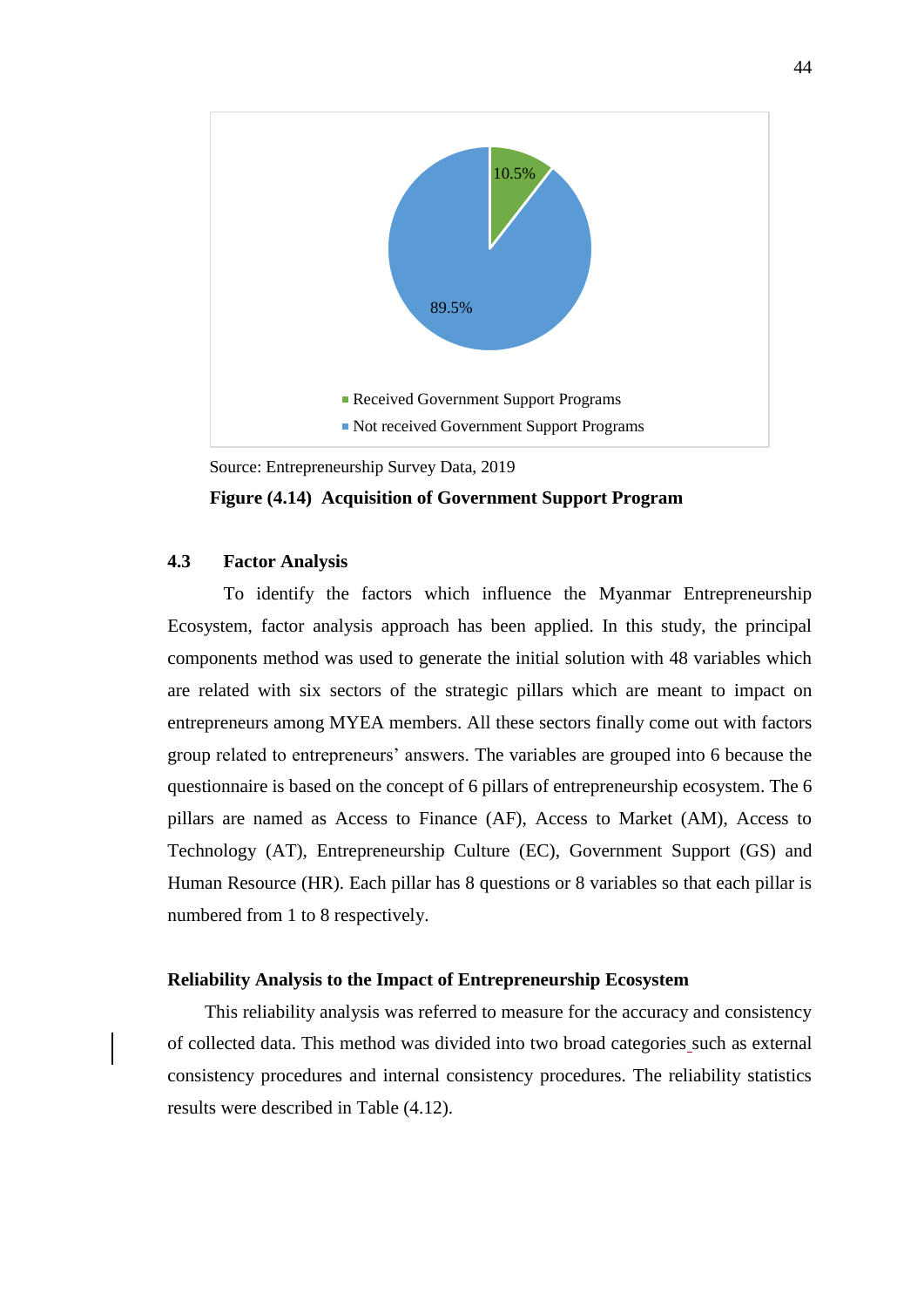Source: Entrepreneurship Survey Data, 2019

**Figure (4.14) Acquisition of Government Support Program**

## 4.3 Factor Analysis

To identify the factors which influence the Myanmar Entrepreneurship Ecosystem, factor analysis approach has been applied. In this study, the principal components method was used to generate the initial solution with 48 variables which are related with six sectors of the strategic pillars which are meant to impact on entrepreneurs among MYEA members. All these sectors finally come out with factors group related to entrepreneurs' answers. The variables are grouped into 6 because the questionnaire is based on the concept of 6 pillars of entrepreneurship ecosystem. The 6 pillars are named as Access to Finance (AF), Access to Market (AM), Access to Technology (AT), Entrepreneurship Culture (EC), Government Support (GS) and Human Resource (HR). Each pillar has 8 questions or 8 variables so that each pillar is numbered from 1 to 8 respectively.

### Reliability Analysis to the Impact of Entrepreneurship Ecosystem

This reliability analysis was referred to measure for the accuracy and consistency of collected data. This method was divided into two broad categories such as external consistency procedures and internal consistency procedures. The reliability statistics results were described in Table (4.12).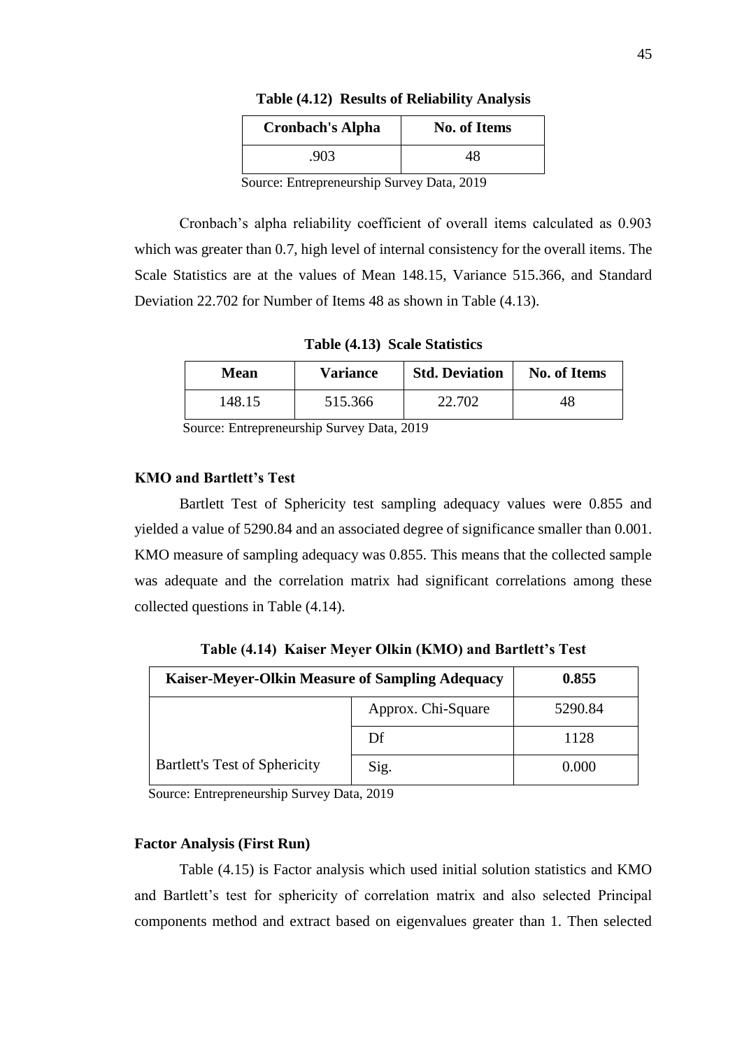**Table (4.12) Results of Reliability Analysis**

| Cronbach's Alpha | No. of Items |
|---|---|
| .903 | 48 |

Source: Entrepreneurship Survey Data, 2019

Cronbach's alpha reliability coefficient of overall items calculated as 0.903 which was greater than 0.7, high level of internal consistency for the overall items. The Scale Statistics are at the values of Mean 148.15, Variance 515.366, and Standard Deviation 22.702 for Number of Items 48 as shown in Table (4.13).

**Table (4.13) Scale Statistics**

| Mean | Variance | Std. Deviation | No. of Items |
|---|---|---|---|
| 148.15 | 515.366 | 22.702 | 48 |

Source: Entrepreneurship Survey Data, 2019

### KMO and Bartlett's Test

Bartlett Test of Sphericity test sampling adequacy values were 0.855 and yielded a value of 5290.84 and an associated degree of significance smaller than 0.001. KMO measure of sampling adequacy was 0.855. This means that the collected sample was adequate and the correlation matrix had significant correlations among these collected questions in Table (4.14).

**Table (4.14) Kaiser Meyer Olkin (KMO) and Bartlett's Test**

| Kaiser-Meyer-Olkin Measure of Sampling Adequacy | | 0.855 |
|---|---|---|
| Bartlett's Test of Sphericity | Approx. Chi-Square | 5290.84 |
| | Df | 1128 |
| | Sig. | 0.000 |

Source: Entrepreneurship Survey Data, 2019

### Factor Analysis (First Run)

Table (4.15) is Factor analysis which used initial solution statistics and KMO and Bartlett's test for sphericity of correlation matrix and also selected Principal components method and extract based on eigenvalues greater than 1. Then selected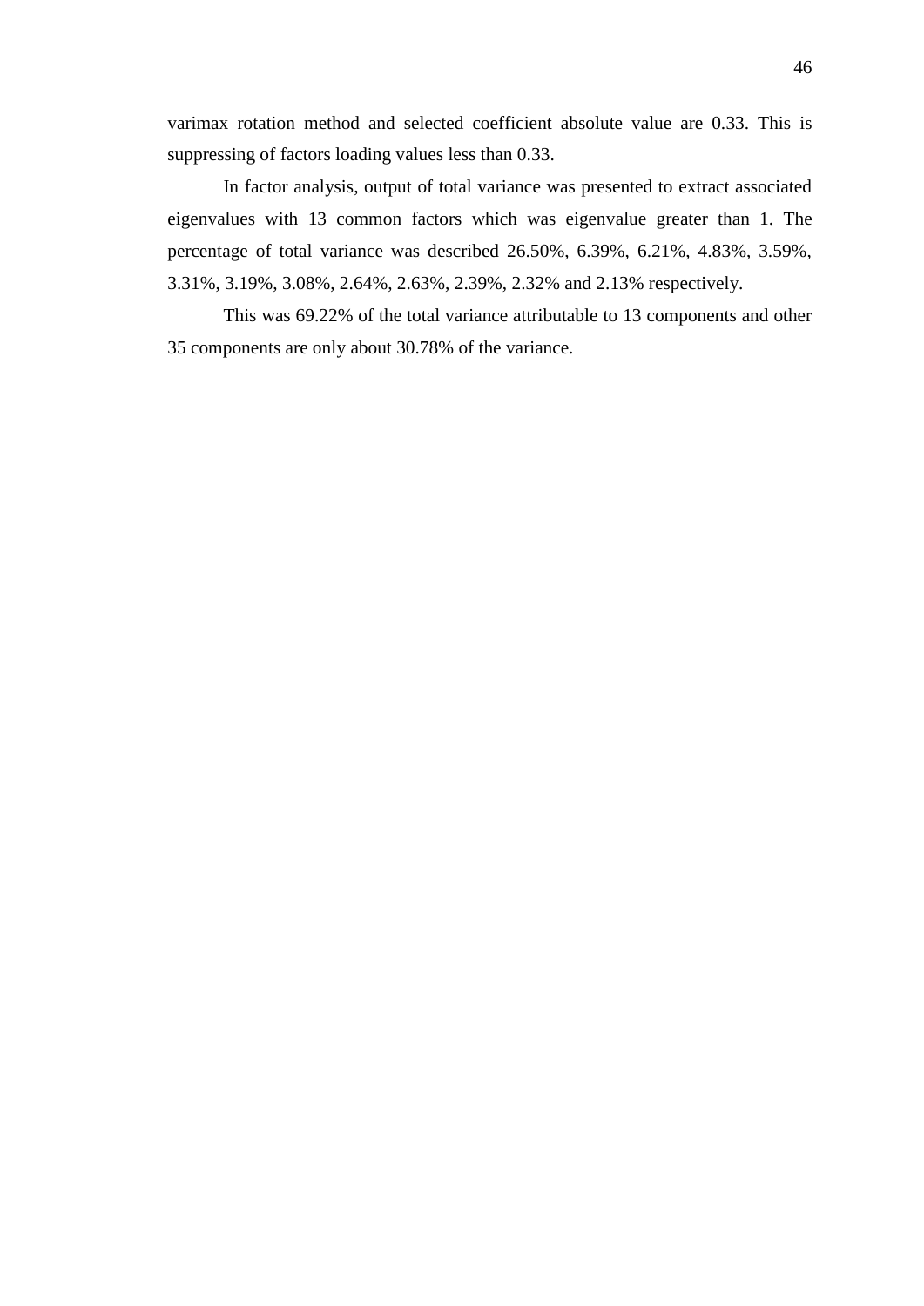varimax rotation method and selected coefficient absolute value are 0.33. This is suppressing of factors loading values less than 0.33.

In factor analysis, output of total variance was presented to extract associated eigenvalues with 13 common factors which was eigenvalue greater than 1. The percentage of total variance was described 26.50%, 6.39%, 6.21%, 4.83%, 3.59%, 3.31%, 3.19%, 3.08%, 2.64%, 2.63%, 2.39%, 2.32% and 2.13% respectively.

This was 69.22% of the total variance attributable to 13 components and other 35 components are only about 30.78% of the variance.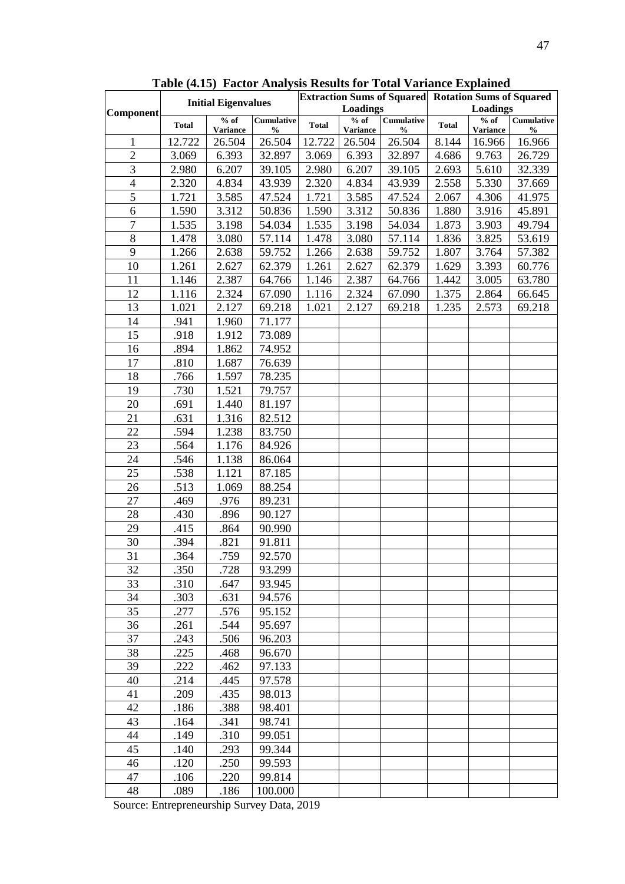**Table (4.15) Factor Analysis Results for Total Variance Explained**

| Component | Initial Eigenvalues | | | Extraction Sums of Squared Loadings | | | Rotation Sums of Squared Loadings | | |
|---|---|---|---|---|---|---|---|---|---|
| | Total | % of Variance | Cumulative % | Total | % of Variance | Cumulative % | Total | % of Variance | Cumulative % |
| 1 | 12.722 | 26.504 | 26.504 | 12.722 | 26.504 | 26.504 | 8.144 | 16.966 | 16.966 |
| 2 | 3.069 | 6.393 | 32.897 | 3.069 | 6.393 | 32.897 | 4.686 | 9.763 | 26.729 |
| 3 | 2.980 | 6.207 | 39.105 | 2.980 | 6.207 | 39.105 | 2.693 | 5.610 | 32.339 |
| 4 | 2.320 | 4.834 | 43.939 | 2.320 | 4.834 | 43.939 | 2.558 | 5.330 | 37.669 |
| 5 | 1.721 | 3.585 | 47.524 | 1.721 | 3.585 | 47.524 | 2.067 | 4.306 | 41.975 |
| 6 | 1.590 | 3.312 | 50.836 | 1.590 | 3.312 | 50.836 | 1.880 | 3.916 | 45.891 |
| 7 | 1.535 | 3.198 | 54.034 | 1.535 | 3.198 | 54.034 | 1.873 | 3.903 | 49.794 |
| 8 | 1.478 | 3.080 | 57.114 | 1.478 | 3.080 | 57.114 | 1.836 | 3.825 | 53.619 |
| 9 | 1.266 | 2.638 | 59.752 | 1.266 | 2.638 | 59.752 | 1.807 | 3.764 | 57.382 |
| 10 | 1.261 | 2.627 | 62.379 | 1.261 | 2.627 | 62.379 | 1.629 | 3.393 | 60.776 |
| 11 | 1.146 | 2.387 | 64.766 | 1.146 | 2.387 | 64.766 | 1.442 | 3.005 | 63.780 |
| 12 | 1.116 | 2.324 | 67.090 | 1.116 | 2.324 | 67.090 | 1.375 | 2.864 | 66.645 |
| 13 | 1.021 | 2.127 | 69.218 | 1.021 | 2.127 | 69.218 | 1.235 | 2.573 | 69.218 |
| 14 | .941 | 1.960 | 71.177 | | | | | | |
| 15 | .918 | 1.912 | 73.089 | | | | | | |
| 16 | .894 | 1.862 | 74.952 | | | | | | |
| 17 | .810 | 1.687 | 76.639 | | | | | | |
| 18 | .766 | 1.597 | 78.235 | | | | | | |
| 19 | .730 | 1.521 | 79.757 | | | | | | |
| 20 | .691 | 1.440 | 81.197 | | | | | | |
| 21 | .631 | 1.316 | 82.512 | | | | | | |
| 22 | .594 | 1.238 | 83.750 | | | | | | |
| 23 | .564 | 1.176 | 84.926 | | | | | | |
| 24 | .546 | 1.138 | 86.064 | | | | | | |
| 25 | .538 | 1.121 | 87.185 | | | | | | |
| 26 | .513 | 1.069 | 88.254 | | | | | | |
| 27 | .469 | .976 | 89.231 | | | | | | |
| 28 | .430 | .896 | 90.127 | | | | | | |
| 29 | .415 | .864 | 90.990 | | | | | | |
| 30 | .394 | .821 | 91.811 | | | | | | |
| 31 | .364 | .759 | 92.570 | | | | | | |
| 32 | .350 | .728 | 93.299 | | | | | | |
| 33 | .310 | .647 | 93.945 | | | | | | |
| 34 | .303 | .631 | 94.576 | | | | | | |
| 35 | .277 | .576 | 95.152 | | | | | | |
| 36 | .261 | .544 | 95.697 | | | | | | |
| 37 | .243 | .506 | 96.203 | | | | | | |
| 38 | .225 | .468 | 96.670 | | | | | | |
| 39 | .222 | .462 | 97.133 | | | | | | |
| 40 | .214 | .445 | 97.578 | | | | | | |
| 41 | .209 | .435 | 98.013 | | | | | | |
| 42 | .186 | .388 | 98.401 | | | | | | |
| 43 | .164 | .341 | 98.741 | | | | | | |
| 44 | .149 | .310 | 99.051 | | | | | | |
| 45 | .140 | .293 | 99.344 | | | | | | |
| 46 | .120 | .250 | 99.593 | | | | | | |
| 47 | .106 | .220 | 99.814 | | | | | | |
| 48 | .089 | .186 | 100.000 | | | | | | |

Source: Entrepreneurship Survey Data, 2019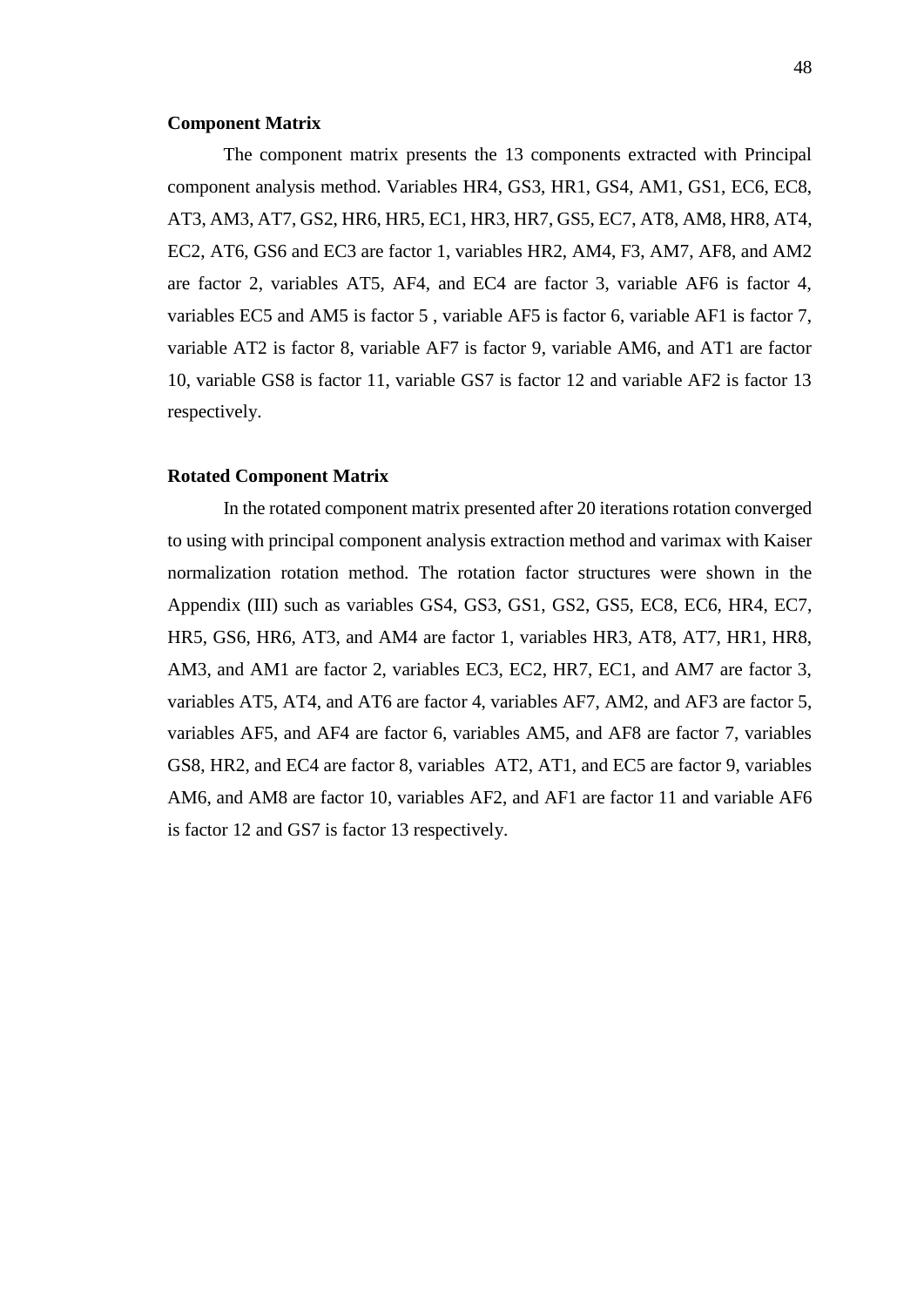**Component Matrix**

The component matrix presents the 13 components extracted with Principal component analysis method. Variables HR4, GS3, HR1, GS4, AM1, GS1, EC6, EC8, AT3, AM3, AT7, GS2, HR6, HR5, EC1, HR3, HR7, GS5, EC7, AT8, AM8, HR8, AT4, EC2, AT6, GS6 and EC3 are factor 1, variables HR2, AM4, F3, AM7, AF8, and AM2 are factor 2, variables AT5, AF4, and EC4 are factor 3, variable AF6 is factor 4, variables EC5 and AM5 is factor 5 , variable AF5 is factor 6, variable AF1 is factor 7, variable AT2 is factor 8, variable AF7 is factor 9, variable AM6, and AT1 are factor 10, variable GS8 is factor 11, variable GS7 is factor 12 and variable AF2 is factor 13 respectively.

**Rotated Component Matrix**

In the rotated component matrix presented after 20 iterations rotation converged to using with principal component analysis extraction method and varimax with Kaiser normalization rotation method. The rotation factor structures were shown in the Appendix (III) such as variables GS4, GS3, GS1, GS2, GS5, EC8, EC6, HR4, EC7, HR5, GS6, HR6, AT3, and AM4 are factor 1, variables HR3, AT8, AT7, HR1, HR8, AM3, and AM1 are factor 2, variables EC3, EC2, HR7, EC1, and AM7 are factor 3, variables AT5, AT4, and AT6 are factor 4, variables AF7, AM2, and AF3 are factor 5, variables AF5, and AF4 are factor 6, variables AM5, and AF8 are factor 7, variables GS8, HR2, and EC4 are factor 8, variables AT2, AT1, and EC5 are factor 9, variables AM6, and AM8 are factor 10, variables AF2, and AF1 are factor 11 and variable AF6 is factor 12 and GS7 is factor 13 respectively.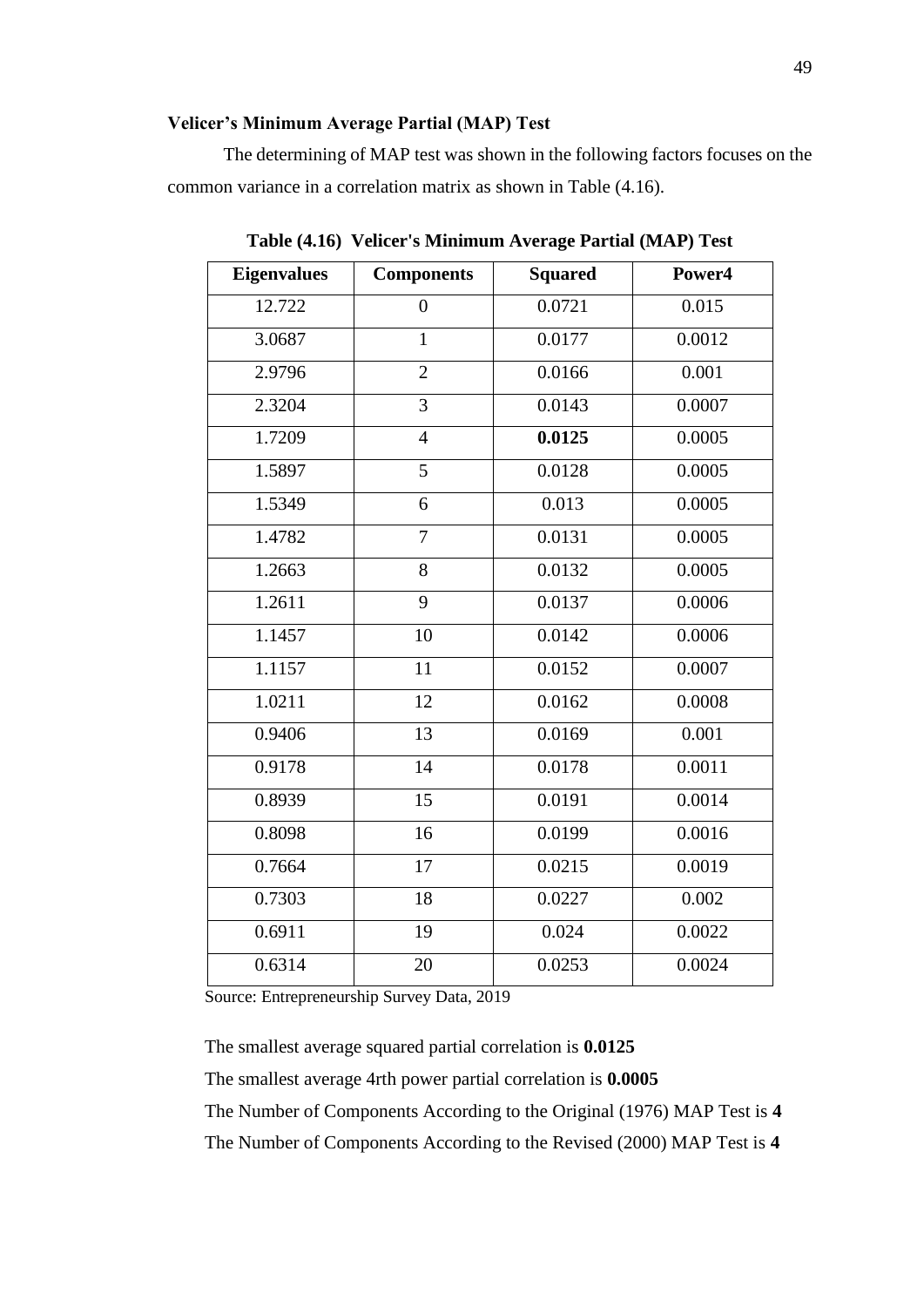### Velicer's Minimum Average Partial (MAP) Test

The determining of MAP test was shown in the following factors focuses on the common variance in a correlation matrix as shown in Table (4.16).

**Table (4.16) Velicer's Minimum Average Partial (MAP) Test**

| Eigenvalues | Components | Squared | Power4 |
|---|---|---|---|
| 12.722 | 0 | 0.0721 | 0.015 |
| 3.0687 | 1 | 0.0177 | 0.0012 |
| 2.9796 | 2 | 0.0166 | 0.001 |
| 2.3204 | 3 | 0.0143 | 0.0007 |
| 1.7209 | 4 | **0.0125** | 0.0005 |
| 1.5897 | 5 | 0.0128 | 0.0005 |
| 1.5349 | 6 | 0.013 | 0.0005 |
| 1.4782 | 7 | 0.0131 | 0.0005 |
| 1.2663 | 8 | 0.0132 | 0.0005 |
| 1.2611 | 9 | 0.0137 | 0.0006 |
| 1.1457 | 10 | 0.0142 | 0.0006 |
| 1.1157 | 11 | 0.0152 | 0.0007 |
| 1.0211 | 12 | 0.0162 | 0.0008 |
| 0.9406 | 13 | 0.0169 | 0.001 |
| 0.9178 | 14 | 0.0178 | 0.0011 |
| 0.8939 | 15 | 0.0191 | 0.0014 |
| 0.8098 | 16 | 0.0199 | 0.0016 |
| 0.7664 | 17 | 0.0215 | 0.0019 |
| 0.7303 | 18 | 0.0227 | 0.002 |
| 0.6911 | 19 | 0.024 | 0.0022 |
| 0.6314 | 20 | 0.0253 | 0.0024 |

Source: Entrepreneurship Survey Data, 2019

The smallest average squared partial correlation is **0.0125**

The smallest average 4rth power partial correlation is **0.0005**

The Number of Components According to the Original (1976) MAP Test is **4**

The Number of Components According to the Revised (2000) MAP Test is **4**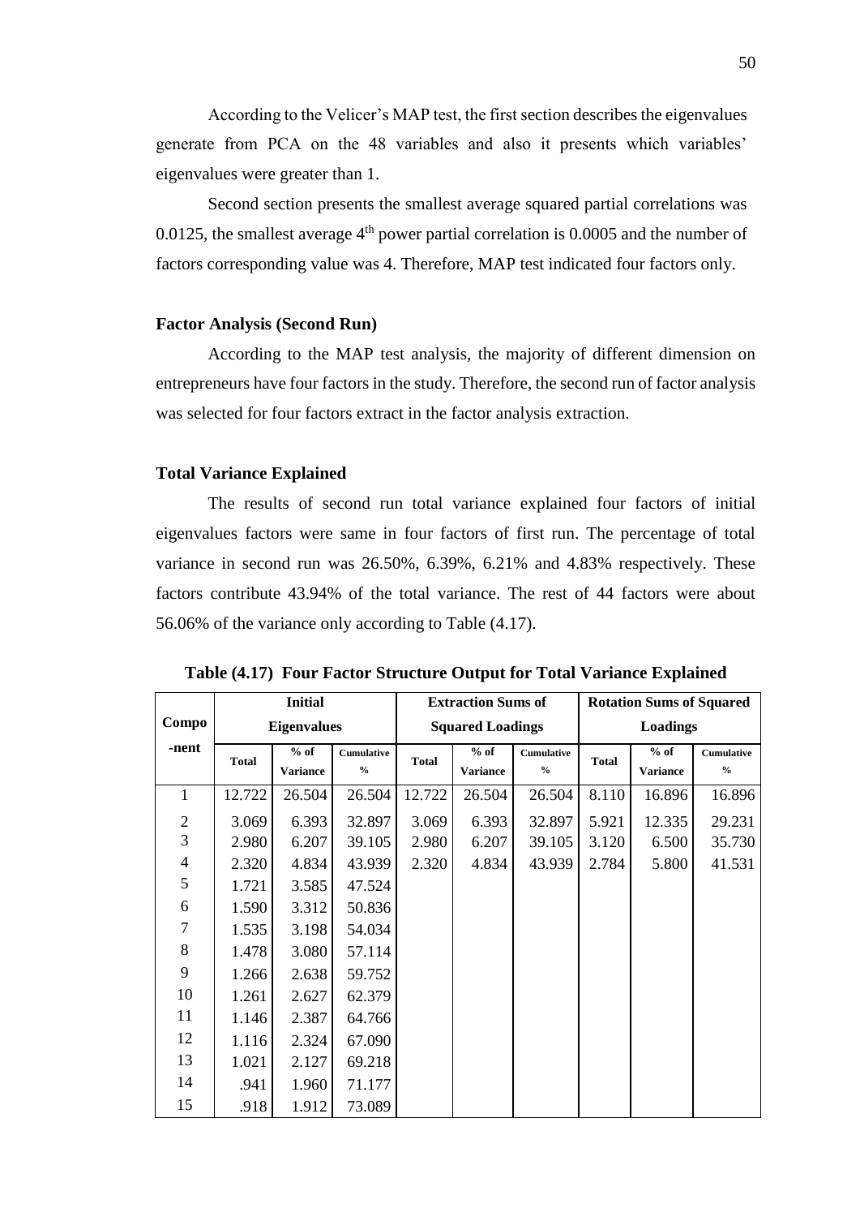According to the Velicer's MAP test, the first section describes the eigenvalues generate from PCA on the 48 variables and also it presents which variables' eigenvalues were greater than 1.

Second section presents the smallest average squared partial correlations was 0.0125, the smallest average 4$^{th}$ power partial correlation is 0.0005 and the number of factors corresponding value was 4. Therefore, MAP test indicated four factors only.

### Factor Analysis (Second Run)

According to the MAP test analysis, the majority of different dimension on entrepreneurs have four factors in the study. Therefore, the second run of factor analysis was selected for four factors extract in the factor analysis extraction.

### Total Variance Explained

The results of second run total variance explained four factors of initial eigenvalues factors were same in four factors of first run. The percentage of total variance in second run was 26.50%, 6.39%, 6.21% and 4.83% respectively. These factors contribute 43.94% of the total variance. The rest of 44 factors were about 56.06% of the variance only according to Table (4.17).

**Table (4.17) Four Factor Structure Output for Total Variance Explained**

| Component | Initial Eigenvalues | | | Extraction Sums of Squared Loadings | | | Rotation Sums of Squared Loadings | | |
|---|---|---|---|---|---|---|---|---|---|
| | Total | % of Variance | Cumulative % | Total | % of Variance | Cumulative % | Total | % of Variance | Cumulative % |
| 1 | 12.722 | 26.504 | 26.504 | 12.722 | 26.504 | 26.504 | 8.110 | 16.896 | 16.896 |
| 2 | 3.069 | 6.393 | 32.897 | 3.069 | 6.393 | 32.897 | 5.921 | 12.335 | 29.231 |
| 3 | 2.980 | 6.207 | 39.105 | 2.980 | 6.207 | 39.105 | 3.120 | 6.500 | 35.730 |
| 4 | 2.320 | 4.834 | 43.939 | 2.320 | 4.834 | 43.939 | 2.784 | 5.800 | 41.531 |
| 5 | 1.721 | 3.585 | 47.524 | | | | | | |
| 6 | 1.590 | 3.312 | 50.836 | | | | | | |
| 7 | 1.535 | 3.198 | 54.034 | | | | | | |
| 8 | 1.478 | 3.080 | 57.114 | | | | | | |
| 9 | 1.266 | 2.638 | 59.752 | | | | | | |
| 10 | 1.261 | 2.627 | 62.379 | | | | | | |
| 11 | 1.146 | 2.387 | 64.766 | | | | | | |
| 12 | 1.116 | 2.324 | 67.090 | | | | | | |
| 13 | 1.021 | 2.127 | 69.218 | | | | | | |
| 14 | .941 | 1.960 | 71.177 | | | | | | |
| 15 | .918 | 1.912 | 73.089 | | | | | | |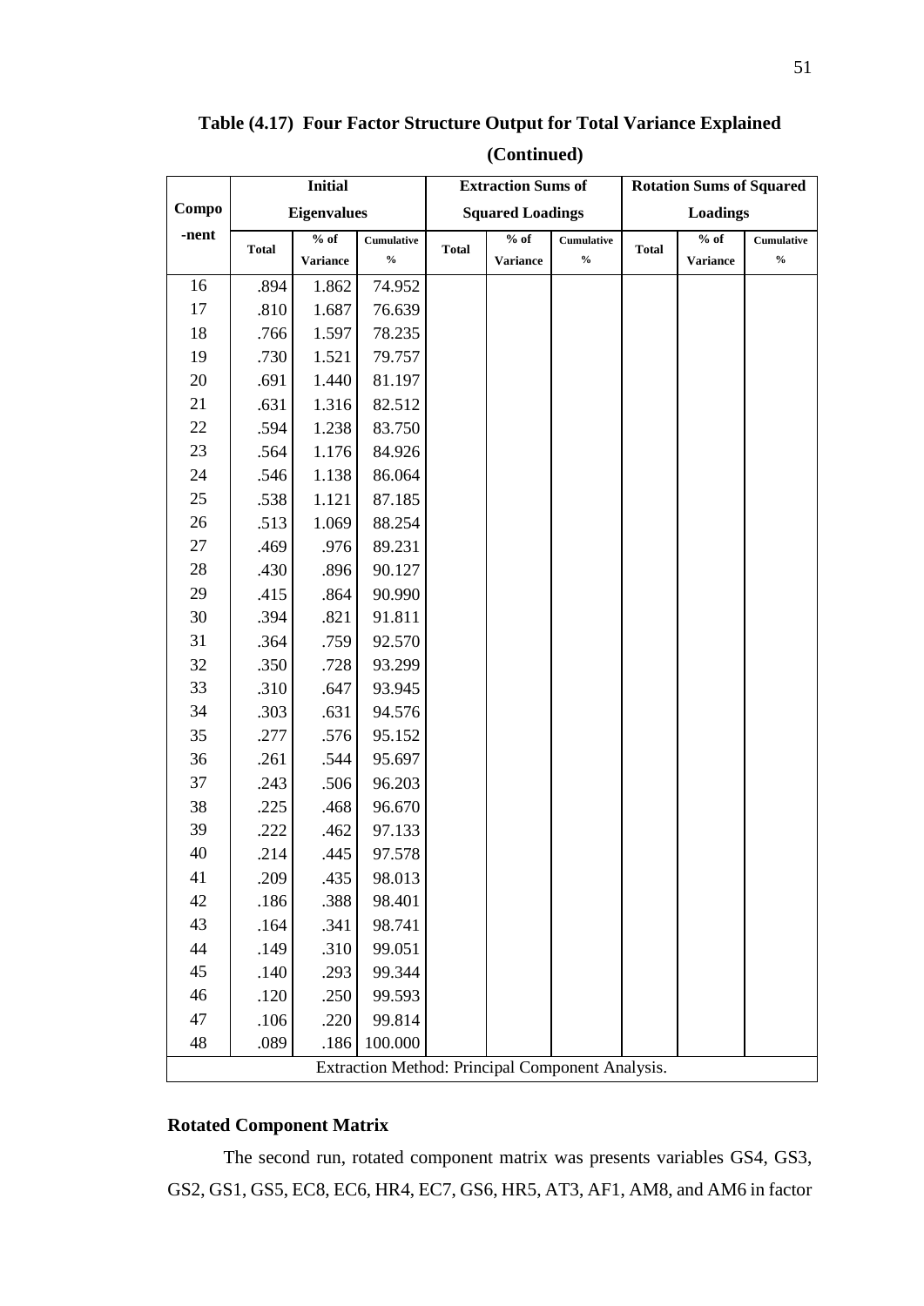**Table (4.17) Four Factor Structure Output for Total Variance Explained (Continued)**

| Compo-nent | Initial Eigenvalues | | | Extraction Sums of Squared Loadings | | | Rotation Sums of Squared Loadings | | |
|---|---|---|---|---|---|---|---|---|---|
| | Total | % of Variance | Cumulative % | Total | % of Variance | Cumulative % | Total | % of Variance | Cumulative % |
| 16 | .894 | 1.862 | 74.952 | | | | | | |
| 17 | .810 | 1.687 | 76.639 | | | | | | |
| 18 | .766 | 1.597 | 78.235 | | | | | | |
| 19 | .730 | 1.521 | 79.757 | | | | | | |
| 20 | .691 | 1.440 | 81.197 | | | | | | |
| 21 | .631 | 1.316 | 82.512 | | | | | | |
| 22 | .594 | 1.238 | 83.750 | | | | | | |
| 23 | .564 | 1.176 | 84.926 | | | | | | |
| 24 | .546 | 1.138 | 86.064 | | | | | | |
| 25 | .538 | 1.121 | 87.185 | | | | | | |
| 26 | .513 | 1.069 | 88.254 | | | | | | |
| 27 | .469 | .976 | 89.231 | | | | | | |
| 28 | .430 | .896 | 90.127 | | | | | | |
| 29 | .415 | .864 | 90.990 | | | | | | |
| 30 | .394 | .821 | 91.811 | | | | | | |
| 31 | .364 | .759 | 92.570 | | | | | | |
| 32 | .350 | .728 | 93.299 | | | | | | |
| 33 | .310 | .647 | 93.945 | | | | | | |
| 34 | .303 | .631 | 94.576 | | | | | | |
| 35 | .277 | .576 | 95.152 | | | | | | |
| 36 | .261 | .544 | 95.697 | | | | | | |
| 37 | .243 | .506 | 96.203 | | | | | | |
| 38 | .225 | .468 | 96.670 | | | | | | |
| 39 | .222 | .462 | 97.133 | | | | | | |
| 40 | .214 | .445 | 97.578 | | | | | | |
| 41 | .209 | .435 | 98.013 | | | | | | |
| 42 | .186 | .388 | 98.401 | | | | | | |
| 43 | .164 | .341 | 98.741 | | | | | | |
| 44 | .149 | .310 | 99.051 | | | | | | |
| 45 | .140 | .293 | 99.344 | | | | | | |
| 46 | .120 | .250 | 99.593 | | | | | | |
| 47 | .106 | .220 | 99.814 | | | | | | |
| 48 | .089 | .186 | 100.000 | | | | | | |
| Extraction Method: Principal Component Analysis. | | | | | | | | | |

## Rotated Component Matrix

The second run, rotated component matrix was presents variables GS4, GS3, GS2, GS1, GS5, EC8, EC6, HR4, EC7, GS6, HR5, AT3, AF1, AM8, and AM6 in factor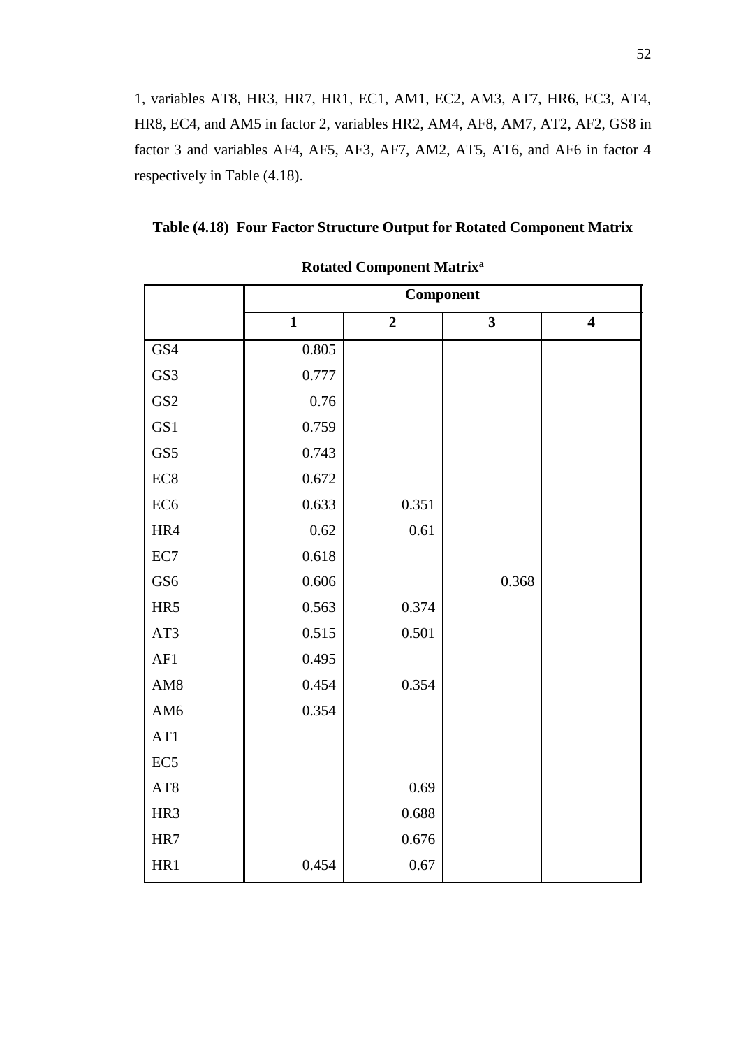1, variables AT8, HR3, HR7, HR1, EC1, AM1, EC2, AM3, AT7, HR6, EC3, AT4, HR8, EC4, and AM5 in factor 2, variables HR2, AM4, AF8, AM7, AT2, AF2, GS8 in factor 3 and variables AF4, AF5, AF3, AF7, AM2, AT5, AT6, and AF6 in factor 4 respectively in Table (4.18).

**Table (4.18) Four Factor Structure Output for Rotated Component Matrix**

**Rotated Component Matrix[a]**

| | Component | | | |
|---|---|---|---|---|
| | **1** | **2** | **3** | **4** |
| GS4 | 0.805 | | | |
| GS3 | 0.777 | | | |
| GS2 | 0.76 | | | |
| GS1 | 0.759 | | | |
| GS5 | 0.743 | | | |
| EC8 | 0.672 | | | |
| EC6 | 0.633 | 0.351 | | |
| HR4 | 0.62 | 0.61 | | |
| EC7 | 0.618 | | | |
| GS6 | 0.606 | | 0.368 | |
| HR5 | 0.563 | 0.374 | | |
| AT3 | 0.515 | 0.501 | | |
| AF1 | 0.495 | | | |
| AM8 | 0.454 | 0.354 | | |
| AM6 | 0.354 | | | |
| AT1 | | | | |
| EC5 | | | | |
| AT8 | | 0.69 | | |
| HR3 | | 0.688 | | |
| HR7 | | 0.676 | | |
| HR1 | 0.454 | 0.67 | | |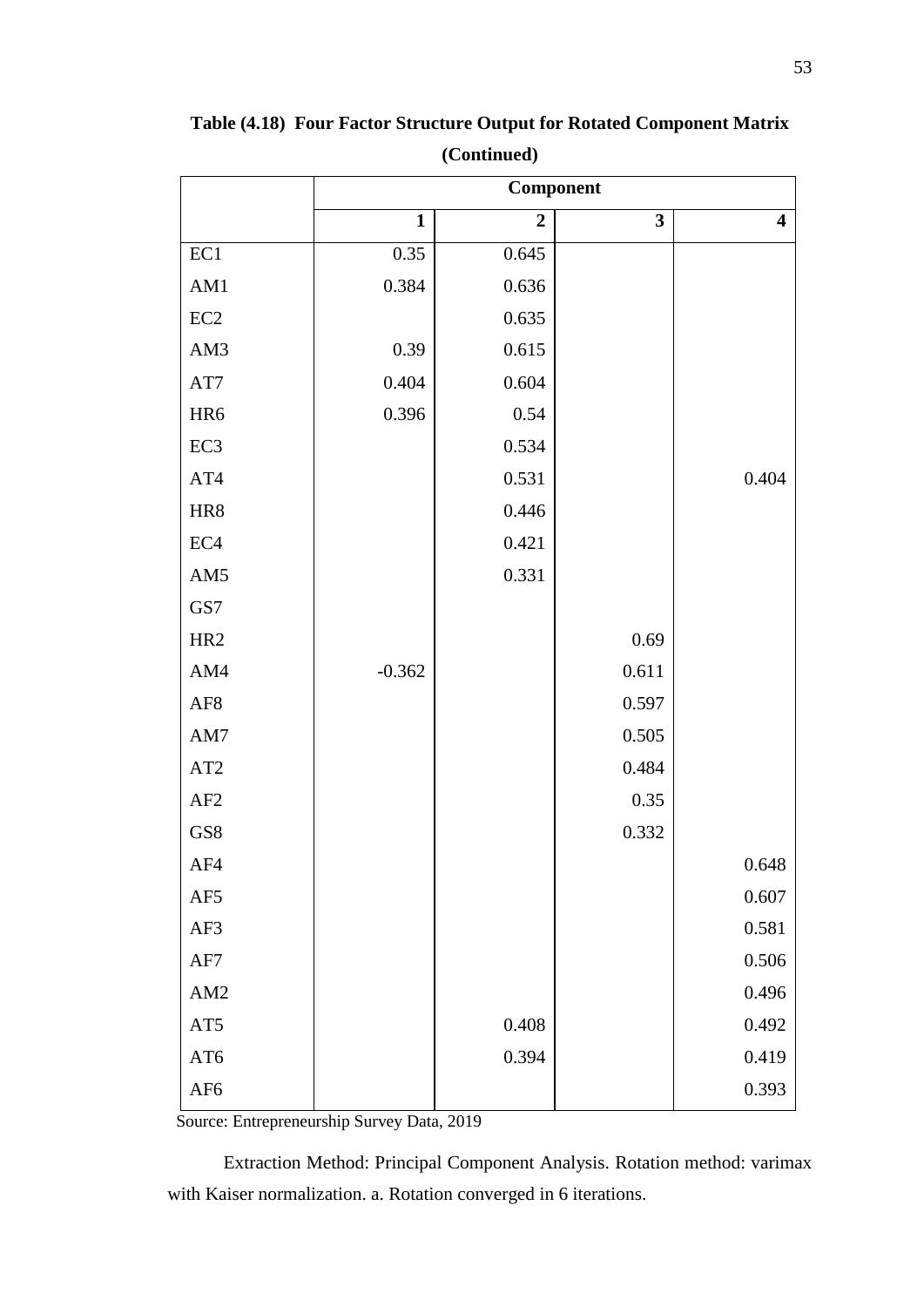**Table (4.18) Four Factor Structure Output for Rotated Component Matrix (Continued)**

| | Component | | | |
|---|---|---|---|---|
| | **1** | **2** | **3** | **4** |
| EC1 | 0.35 | 0.645 | | |
| AM1 | 0.384 | 0.636 | | |
| EC2 | | 0.635 | | |
| AM3 | 0.39 | 0.615 | | |
| AT7 | 0.404 | 0.604 | | |
| HR6 | 0.396 | 0.54 | | |
| EC3 | | 0.534 | | |
| AT4 | | 0.531 | | 0.404 |
| HR8 | | 0.446 | | |
| EC4 | | 0.421 | | |
| AM5 | | 0.331 | | |
| GS7 | | | | |
| HR2 | | | 0.69 | |
| AM4 | -0.362 | | 0.611 | |
| AF8 | | | 0.597 | |
| AM7 | | | 0.505 | |
| AT2 | | | 0.484 | |
| AF2 | | | 0.35 | |
| GS8 | | | 0.332 | |
| AF4 | | | | 0.648 |
| AF5 | | | | 0.607 |
| AF3 | | | | 0.581 |
| AF7 | | | | 0.506 |
| AM2 | | | | 0.496 |
| AT5 | | 0.408 | | 0.492 |
| AT6 | | 0.394 | | 0.419 |
| AF6 | | | | 0.393 |

Source: Entrepreneurship Survey Data, 2019

Extraction Method: Principal Component Analysis. Rotation method: varimax with Kaiser normalization. a. Rotation converged in 6 iterations.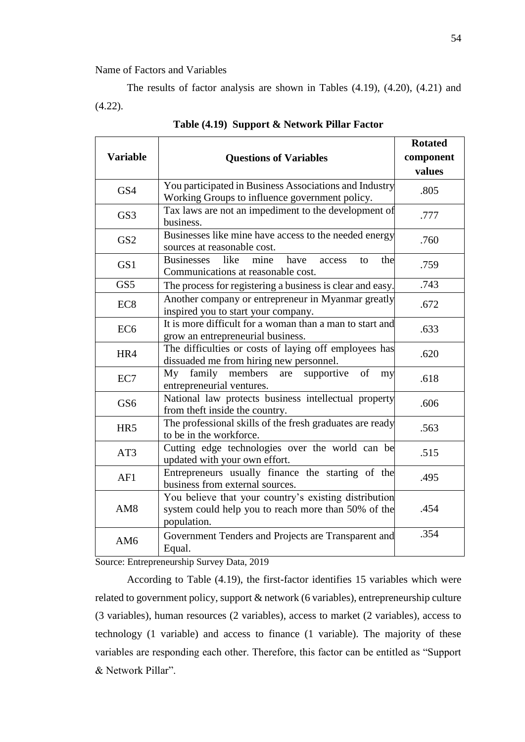Name of Factors and Variables

The results of factor analysis are shown in Tables (4.19), (4.20), (4.21) and (4.22).

**Table (4.19) Support & Network Pillar Factor**

| Variable | Questions of Variables | Rotated component values |
|---|---|---|
| GS4 | You participated in Business Associations and Industry Working Groups to influence government policy. | .805 |
| GS3 | Tax laws are not an impediment to the development of business. | .777 |
| GS2 | Businesses like mine have access to the needed energy sources at reasonable cost. | .760 |
| GS1 | Businesses like mine have access to the Communications at reasonable cost. | .759 |
| GS5 | The process for registering a business is clear and easy. | .743 |
| EC8 | Another company or entrepreneur in Myanmar greatly inspired you to start your company. | .672 |
| EC6 | It is more difficult for a woman than a man to start and grow an entrepreneurial business. | .633 |
| HR4 | The difficulties or costs of laying off employees has dissuaded me from hiring new personnel. | .620 |
| EC7 | My family members are supportive of my entrepreneurial ventures. | .618 |
| GS6 | National law protects business intellectual property from theft inside the country. | .606 |
| HR5 | The professional skills of the fresh graduates are ready to be in the workforce. | .563 |
| AT3 | Cutting edge technologies over the world can be updated with your own effort. | .515 |
| AF1 | Entrepreneurs usually finance the starting of the business from external sources. | .495 |
| AM8 | You believe that your country's existing distribution system could help you to reach more than 50% of the population. | .454 |
| AM6 | Government Tenders and Projects are Transparent and Equal. | .354 |

Source: Entrepreneurship Survey Data, 2019

According to Table (4.19), the first-factor identifies 15 variables which were related to government policy, support & network (6 variables), entrepreneurship culture (3 variables), human resources (2 variables), access to market (2 variables), access to technology (1 variable) and access to finance (1 variable). The majority of these variables are responding each other. Therefore, this factor can be entitled as "Support & Network Pillar".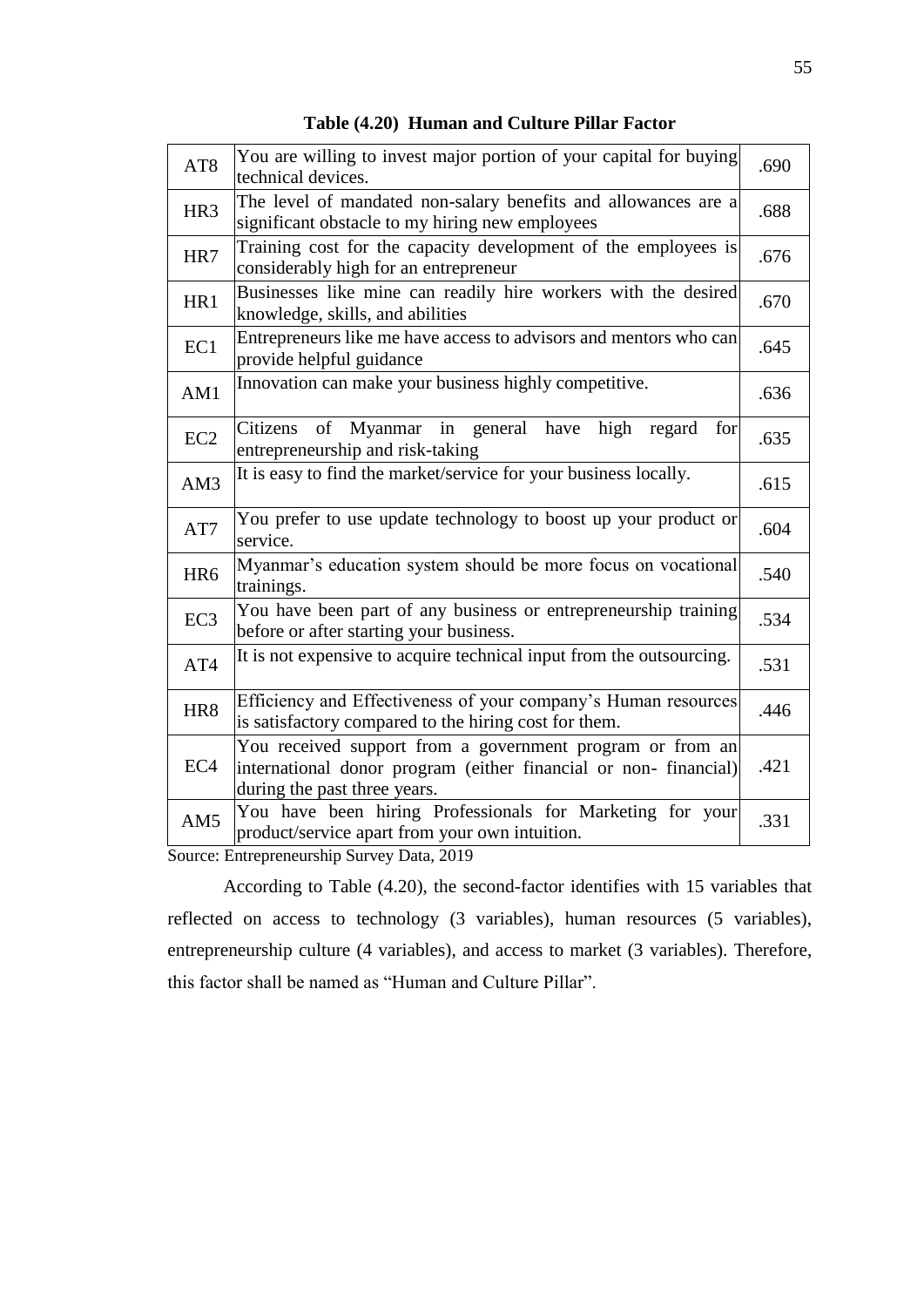**Table (4.20) Human and Culture Pillar Factor**

| | | |
|---|---|---|
| AT8 | You are willing to invest major portion of your capital for buying technical devices. | .690 |
| HR3 | The level of mandated non-salary benefits and allowances are a significant obstacle to my hiring new employees | .688 |
| HR7 | Training cost for the capacity development of the employees is considerably high for an entrepreneur | .676 |
| HR1 | Businesses like mine can readily hire workers with the desired knowledge, skills, and abilities | .670 |
| EC1 | Entrepreneurs like me have access to advisors and mentors who can provide helpful guidance | .645 |
| AM1 | Innovation can make your business highly competitive. | .636 |
| EC2 | Citizens of Myanmar in general have high regard for entrepreneurship and risk-taking | .635 |
| AM3 | It is easy to find the market/service for your business locally. | .615 |
| AT7 | You prefer to use update technology to boost up your product or service. | .604 |
| HR6 | Myanmar's education system should be more focus on vocational trainings. | .540 |
| EC3 | You have been part of any business or entrepreneurship training before or after starting your business. | .534 |
| AT4 | It is not expensive to acquire technical input from the outsourcing. | .531 |
| HR8 | Efficiency and Effectiveness of your company's Human resources is satisfactory compared to the hiring cost for them. | .446 |
| EC4 | You received support from a government program or from an international donor program (either financial or non- financial) during the past three years. | .421 |
| AM5 | You have been hiring Professionals for Marketing for your product/service apart from your own intuition. | .331 |

Source: Entrepreneurship Survey Data, 2019

According to Table (4.20), the second-factor identifies with 15 variables that reflected on access to technology (3 variables), human resources (5 variables), entrepreneurship culture (4 variables), and access to market (3 variables). Therefore, this factor shall be named as "Human and Culture Pillar".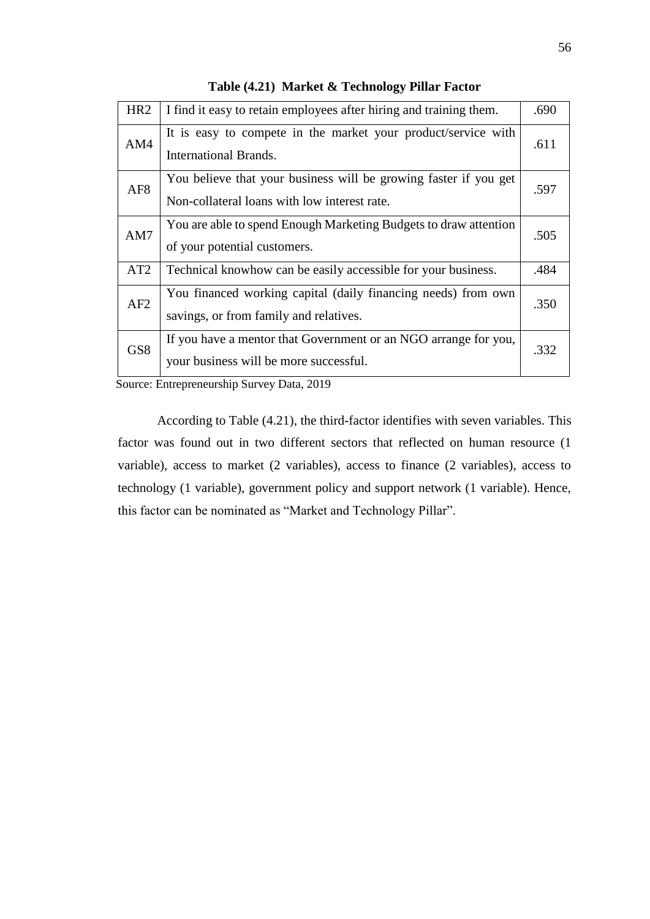**Table (4.21) Market & Technology Pillar Factor**

| | | |
|---|---|---|
| HR2 | I find it easy to retain employees after hiring and training them. | .690 |
| AM4 | It is easy to compete in the market your product/service with International Brands. | .611 |
| AF8 | You believe that your business will be growing faster if you get Non-collateral loans with low interest rate. | .597 |
| AM7 | You are able to spend Enough Marketing Budgets to draw attention of your potential customers. | .505 |
| AT2 | Technical knowhow can be easily accessible for your business. | .484 |
| AF2 | You financed working capital (daily financing needs) from own savings, or from family and relatives. | .350 |
| GS8 | If you have a mentor that Government or an NGO arrange for you, your business will be more successful. | .332 |

Source: Entrepreneurship Survey Data, 2019

According to Table (4.21), the third-factor identifies with seven variables. This factor was found out in two different sectors that reflected on human resource (1 variable), access to market (2 variables), access to finance (2 variables), access to technology (1 variable), government policy and support network (1 variable). Hence, this factor can be nominated as "Market and Technology Pillar".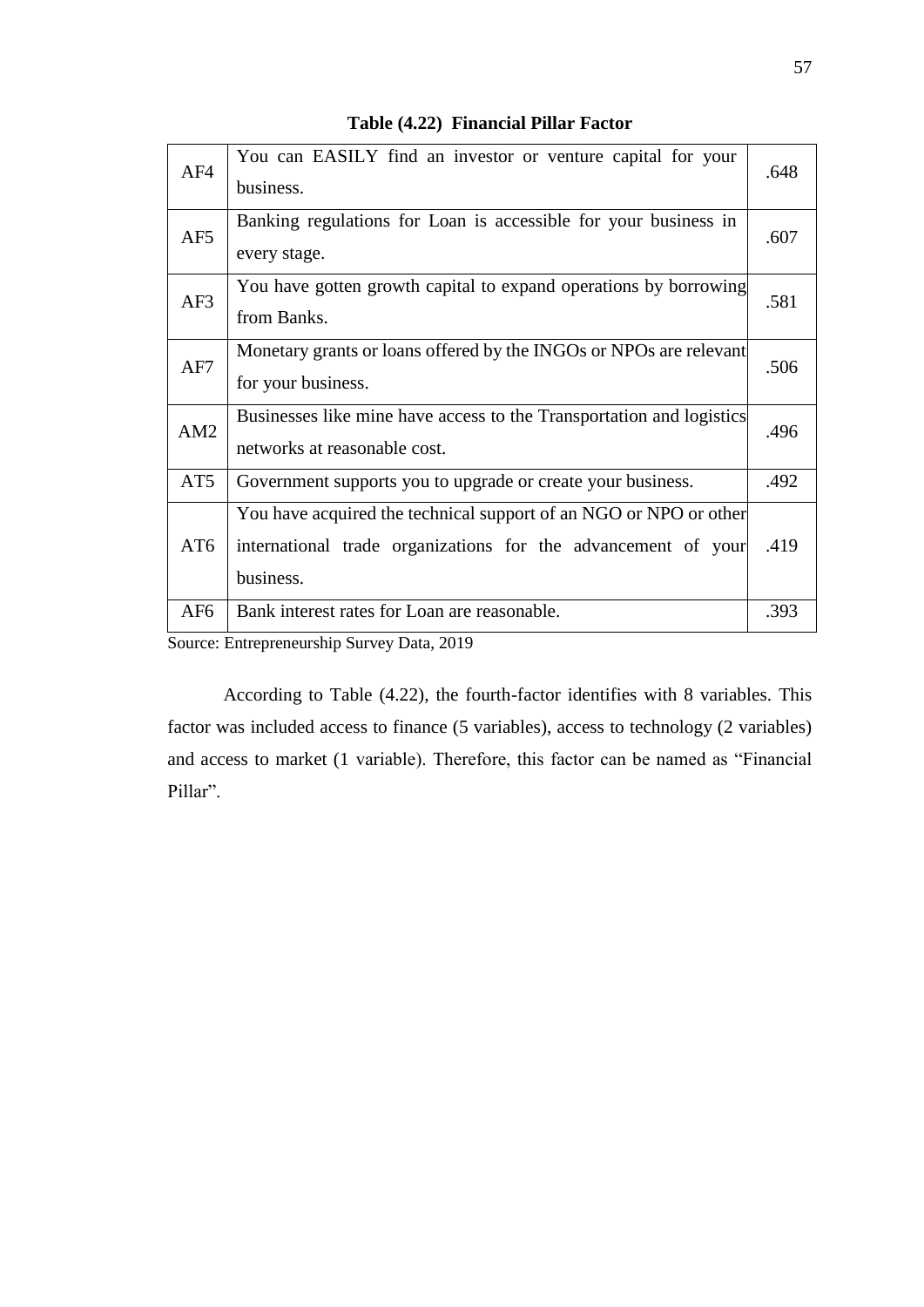**Table (4.22) Financial Pillar Factor**

| | | |
|---|---|---|
| AF4 | You can EASILY find an investor or venture capital for your business. | .648 |
| AF5 | Banking regulations for Loan is accessible for your business in every stage. | .607 |
| AF3 | You have gotten growth capital to expand operations by borrowing from Banks. | .581 |
| AF7 | Monetary grants or loans offered by the INGOs or NPOs are relevant for your business. | .506 |
| AM2 | Businesses like mine have access to the Transportation and logistics networks at reasonable cost. | .496 |
| AT5 | Government supports you to upgrade or create your business. | .492 |
| AT6 | You have acquired the technical support of an NGO or NPO or other international trade organizations for the advancement of your business. | .419 |
| AF6 | Bank interest rates for Loan are reasonable. | .393 |

Source: Entrepreneurship Survey Data, 2019

According to Table (4.22), the fourth-factor identifies with 8 variables. This factor was included access to finance (5 variables), access to technology (2 variables) and access to market (1 variable). Therefore, this factor can be named as "Financial Pillar".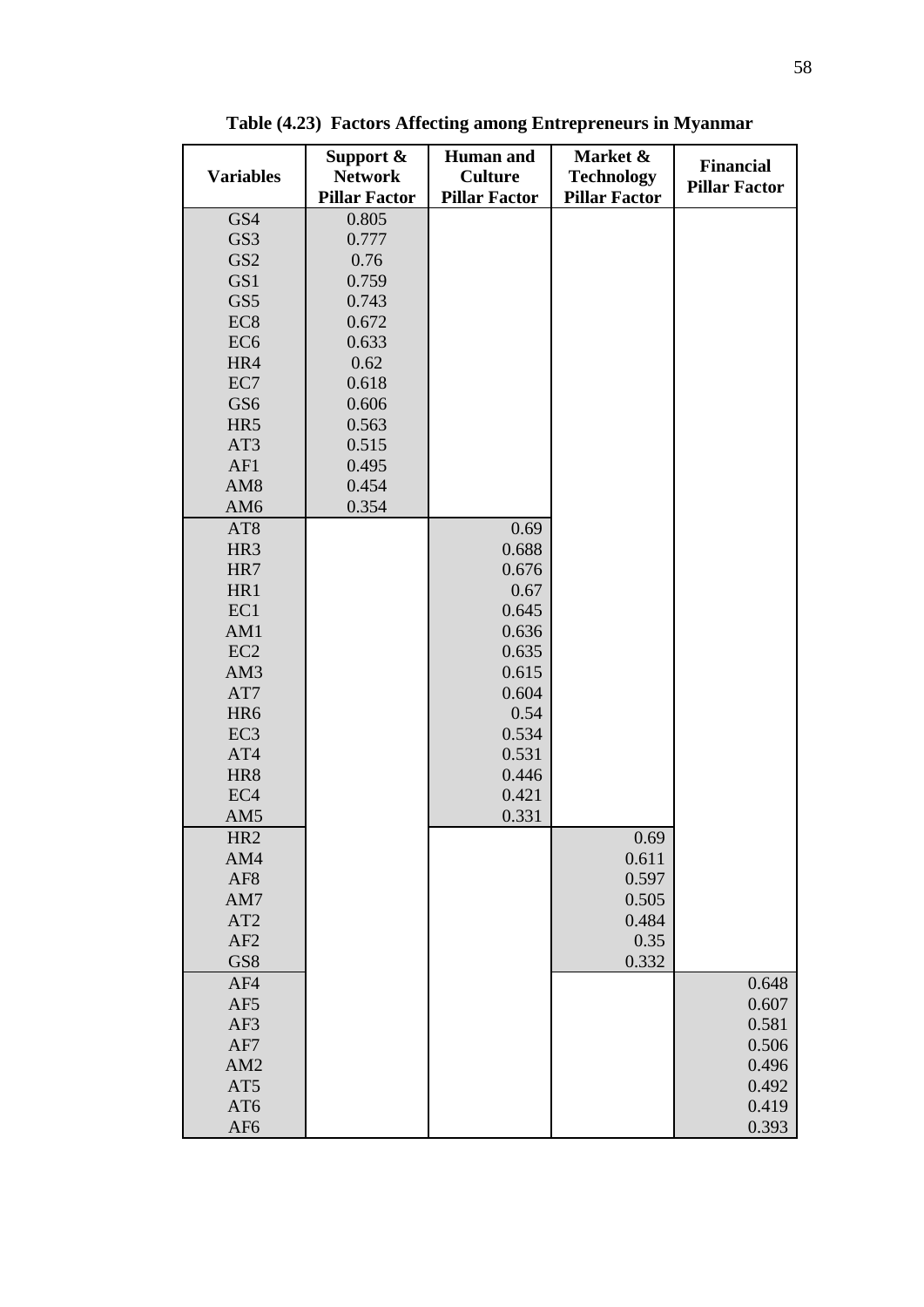**Table (4.23) Factors Affecting among Entrepreneurs in Myanmar**

| Variables | Support & Network Pillar Factor | Human and Culture Pillar Factor | Market & Technology Pillar Factor | Financial Pillar Factor |
|---|---|---|---|---|
| GS4 | 0.805 | | | |
| GS3 | 0.777 | | | |
| GS2 | 0.76 | | | |
| GS1 | 0.759 | | | |
| GS5 | 0.743 | | | |
| EC8 | 0.672 | | | |
| EC6 | 0.633 | | | |
| HR4 | 0.62 | | | |
| EC7 | 0.618 | | | |
| GS6 | 0.606 | | | |
| HR5 | 0.563 | | | |
| AT3 | 0.515 | | | |
| AF1 | 0.495 | | | |
| AM8 | 0.454 | | | |
| AM6 | 0.354 | | | |
| AT8 | | 0.69 | | |
| HR3 | | 0.688 | | |
| HR7 | | 0.676 | | |
| HR1 | | 0.67 | | |
| EC1 | | 0.645 | | |
| AM1 | | 0.636 | | |
| EC2 | | 0.635 | | |
| AM3 | | 0.615 | | |
| AT7 | | 0.604 | | |
| HR6 | | 0.54 | | |
| EC3 | | 0.534 | | |
| AT4 | | 0.531 | | |
| HR8 | | 0.446 | | |
| EC4 | | 0.421 | | |
| AM5 | | 0.331 | | |
| HR2 | | | 0.69 | |
| AM4 | | | 0.611 | |
| AF8 | | | 0.597 | |
| AM7 | | | 0.505 | |
| AT2 | | | 0.484 | |
| AF2 | | | 0.35 | |
| GS8 | | | 0.332 | |
| AF4 | | | | 0.648 |
| AF5 | | | | 0.607 |
| AF3 | | | | 0.581 |
| AF7 | | | | 0.506 |
| AM2 | | | | 0.496 |
| AT5 | | | | 0.492 |
| AT6 | | | | 0.419 |
| AF6 | | | | 0.393 |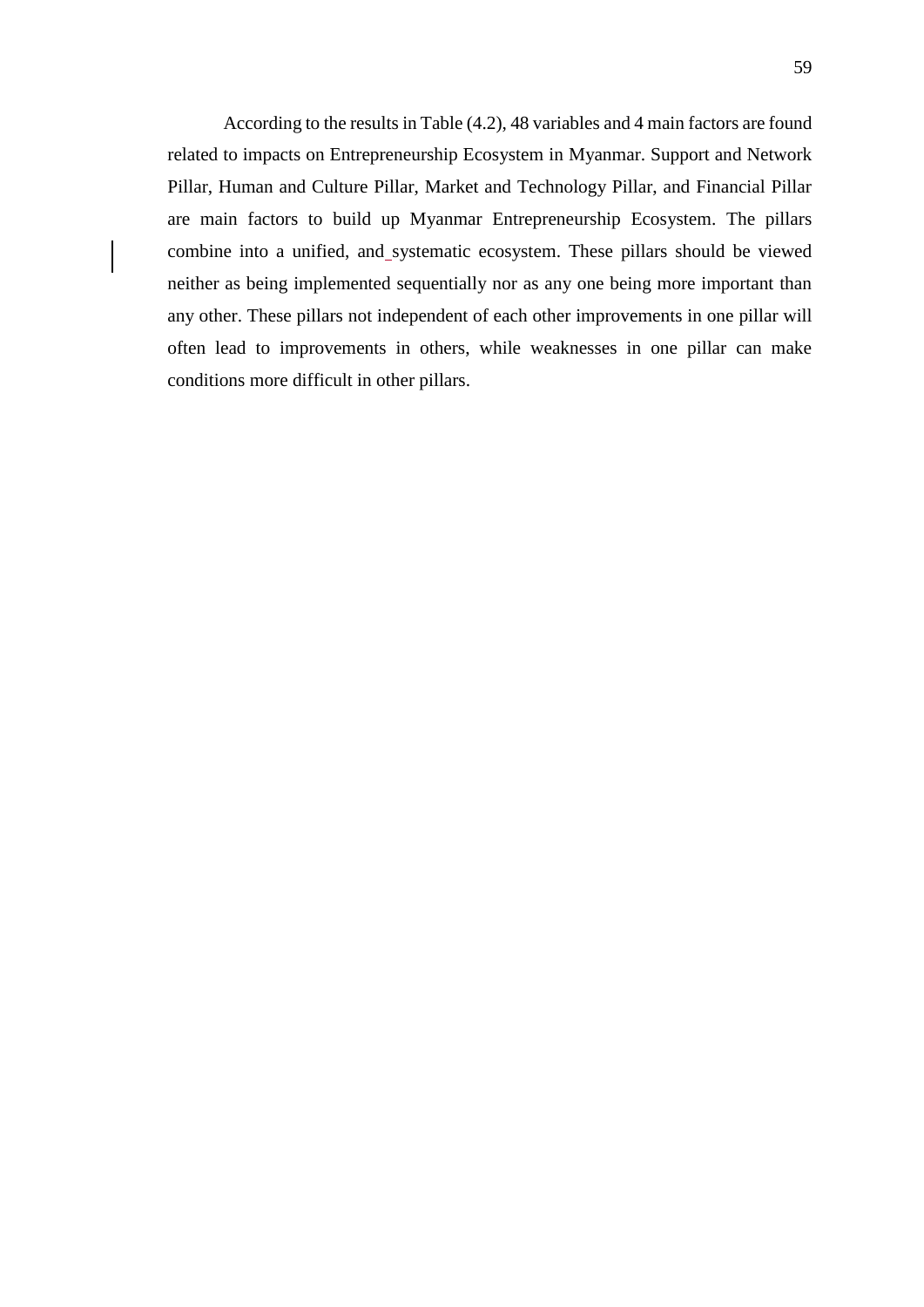According to the results in Table (4.2), 48 variables and 4 main factors are found related to impacts on Entrepreneurship Ecosystem in Myanmar. Support and Network Pillar, Human and Culture Pillar, Market and Technology Pillar, and Financial Pillar are main factors to build up Myanmar Entrepreneurship Ecosystem. The pillars combine into a unified, and systematic ecosystem. These pillars should be viewed neither as being implemented sequentially nor as any one being more important than any other. These pillars not independent of each other improvements in one pillar will often lead to improvements in others, while weaknesses in one pillar can make conditions more difficult in other pillars.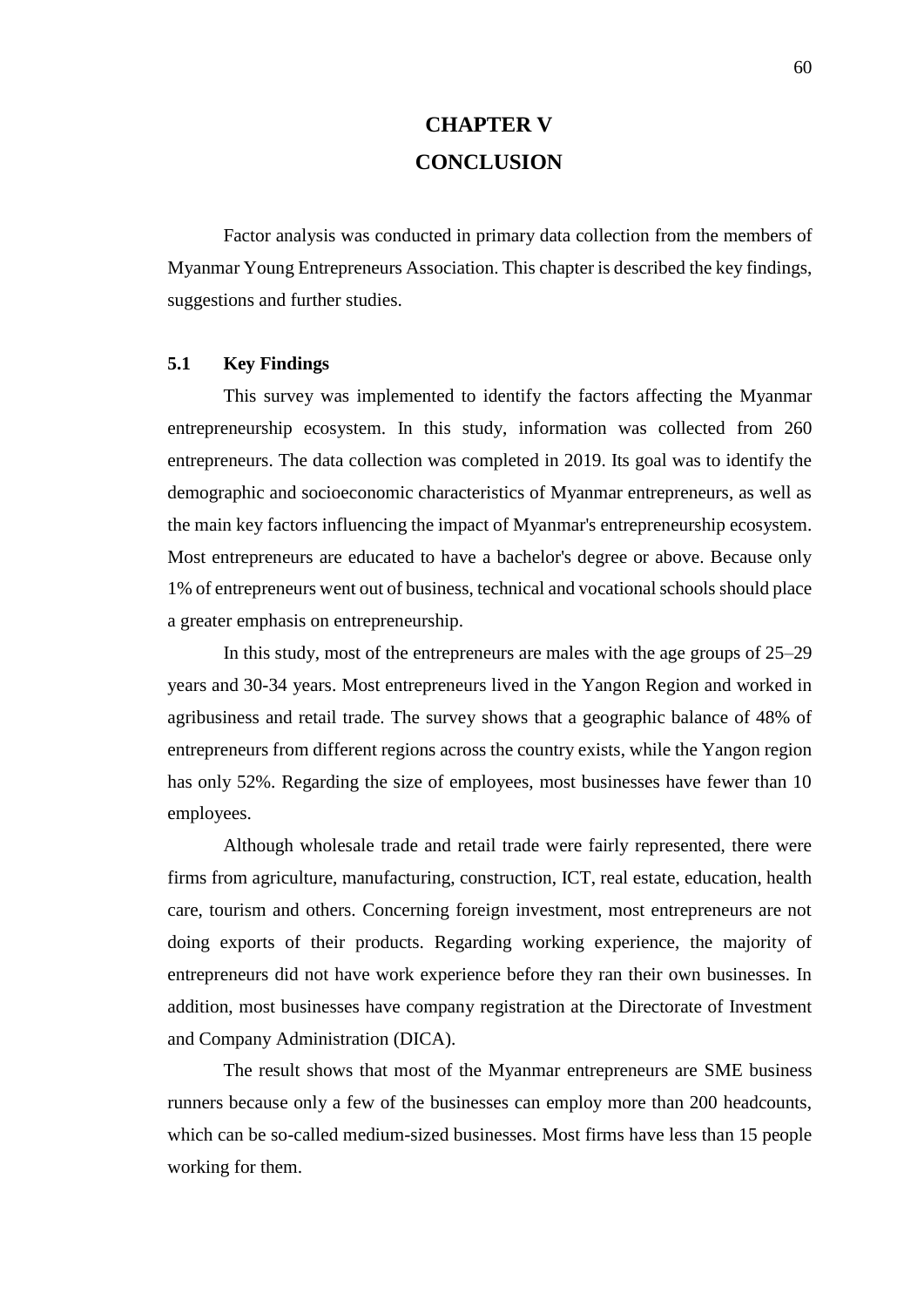# CHAPTER V

# CONCLUSION

Factor analysis was conducted in primary data collection from the members of Myanmar Young Entrepreneurs Association. This chapter is described the key findings, suggestions and further studies.

## 5.1 Key Findings

This survey was implemented to identify the factors affecting the Myanmar entrepreneurship ecosystem. In this study, information was collected from 260 entrepreneurs. The data collection was completed in 2019. Its goal was to identify the demographic and socioeconomic characteristics of Myanmar entrepreneurs, as well as the main key factors influencing the impact of Myanmar's entrepreneurship ecosystem. Most entrepreneurs are educated to have a bachelor's degree or above. Because only 1% of entrepreneurs went out of business, technical and vocational schools should place a greater emphasis on entrepreneurship.

In this study, most of the entrepreneurs are males with the age groups of 25–29 years and 30-34 years. Most entrepreneurs lived in the Yangon Region and worked in agribusiness and retail trade. The survey shows that a geographic balance of 48% of entrepreneurs from different regions across the country exists, while the Yangon region has only 52%. Regarding the size of employees, most businesses have fewer than 10 employees.

Although wholesale trade and retail trade were fairly represented, there were firms from agriculture, manufacturing, construction, ICT, real estate, education, health care, tourism and others. Concerning foreign investment, most entrepreneurs are not doing exports of their products. Regarding working experience, the majority of entrepreneurs did not have work experience before they ran their own businesses. In addition, most businesses have company registration at the Directorate of Investment and Company Administration (DICA).

The result shows that most of the Myanmar entrepreneurs are SME business runners because only a few of the businesses can employ more than 200 headcounts, which can be so-called medium-sized businesses. Most firms have less than 15 people working for them.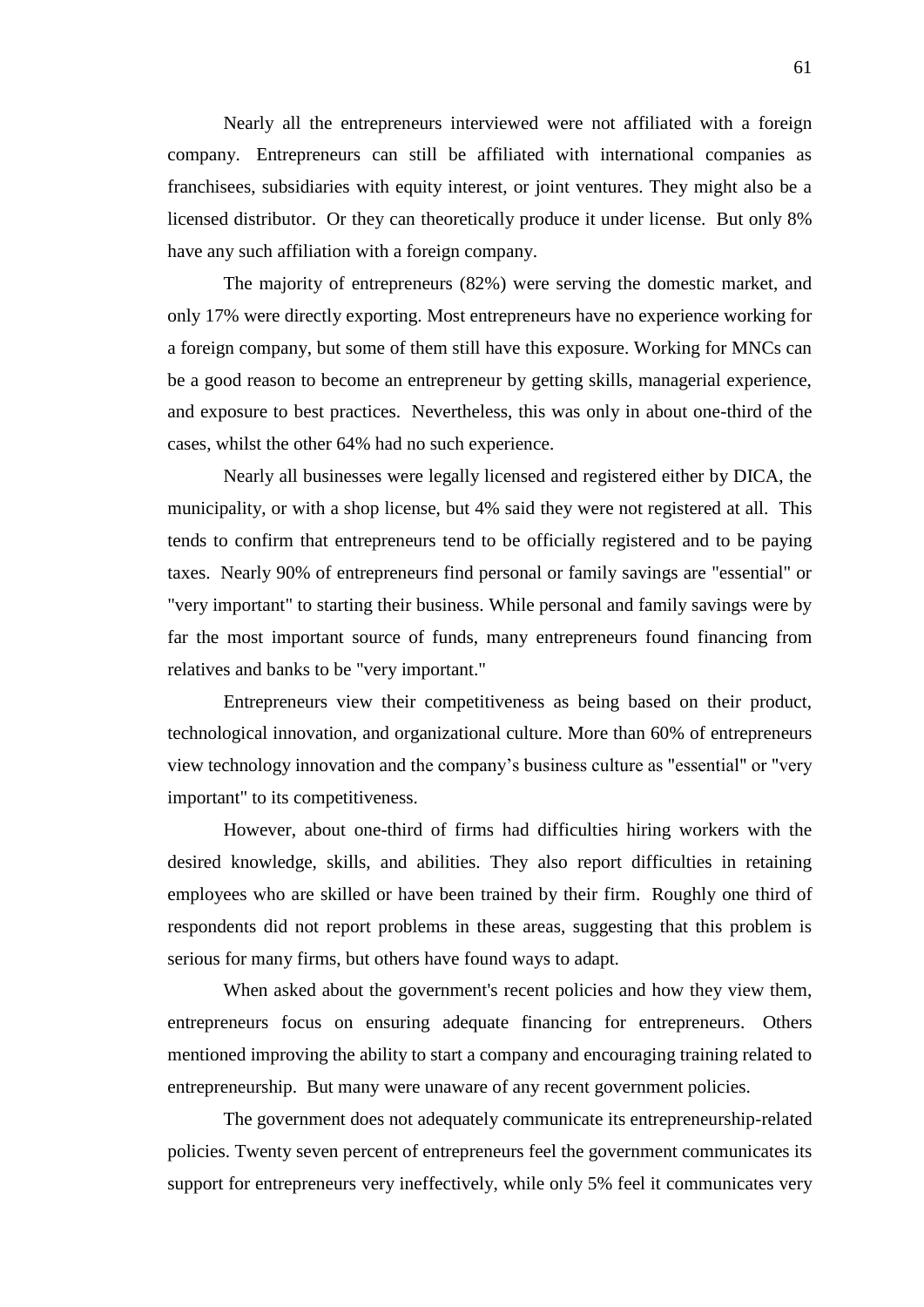Nearly all the entrepreneurs interviewed were not affiliated with a foreign company. Entrepreneurs can still be affiliated with international companies as franchisees, subsidiaries with equity interest, or joint ventures. They might also be a licensed distributor. Or they can theoretically produce it under license. But only 8% have any such affiliation with a foreign company.

The majority of entrepreneurs (82%) were serving the domestic market, and only 17% were directly exporting. Most entrepreneurs have no experience working for a foreign company, but some of them still have this exposure. Working for MNCs can be a good reason to become an entrepreneur by getting skills, managerial experience, and exposure to best practices. Nevertheless, this was only in about one-third of the cases, whilst the other 64% had no such experience.

Nearly all businesses were legally licensed and registered either by DICA, the municipality, or with a shop license, but 4% said they were not registered at all. This tends to confirm that entrepreneurs tend to be officially registered and to be paying taxes. Nearly 90% of entrepreneurs find personal or family savings are "essential" or "very important" to starting their business. While personal and family savings were by far the most important source of funds, many entrepreneurs found financing from relatives and banks to be "very important."

Entrepreneurs view their competitiveness as being based on their product, technological innovation, and organizational culture. More than 60% of entrepreneurs view technology innovation and the company's business culture as "essential" or "very important" to its competitiveness.

However, about one-third of firms had difficulties hiring workers with the desired knowledge, skills, and abilities. They also report difficulties in retaining employees who are skilled or have been trained by their firm. Roughly one third of respondents did not report problems in these areas, suggesting that this problem is serious for many firms, but others have found ways to adapt.

When asked about the government's recent policies and how they view them, entrepreneurs focus on ensuring adequate financing for entrepreneurs. Others mentioned improving the ability to start a company and encouraging training related to entrepreneurship. But many were unaware of any recent government policies.

The government does not adequately communicate its entrepreneurship-related policies. Twenty seven percent of entrepreneurs feel the government communicates its support for entrepreneurs very ineffectively, while only 5% feel it communicates very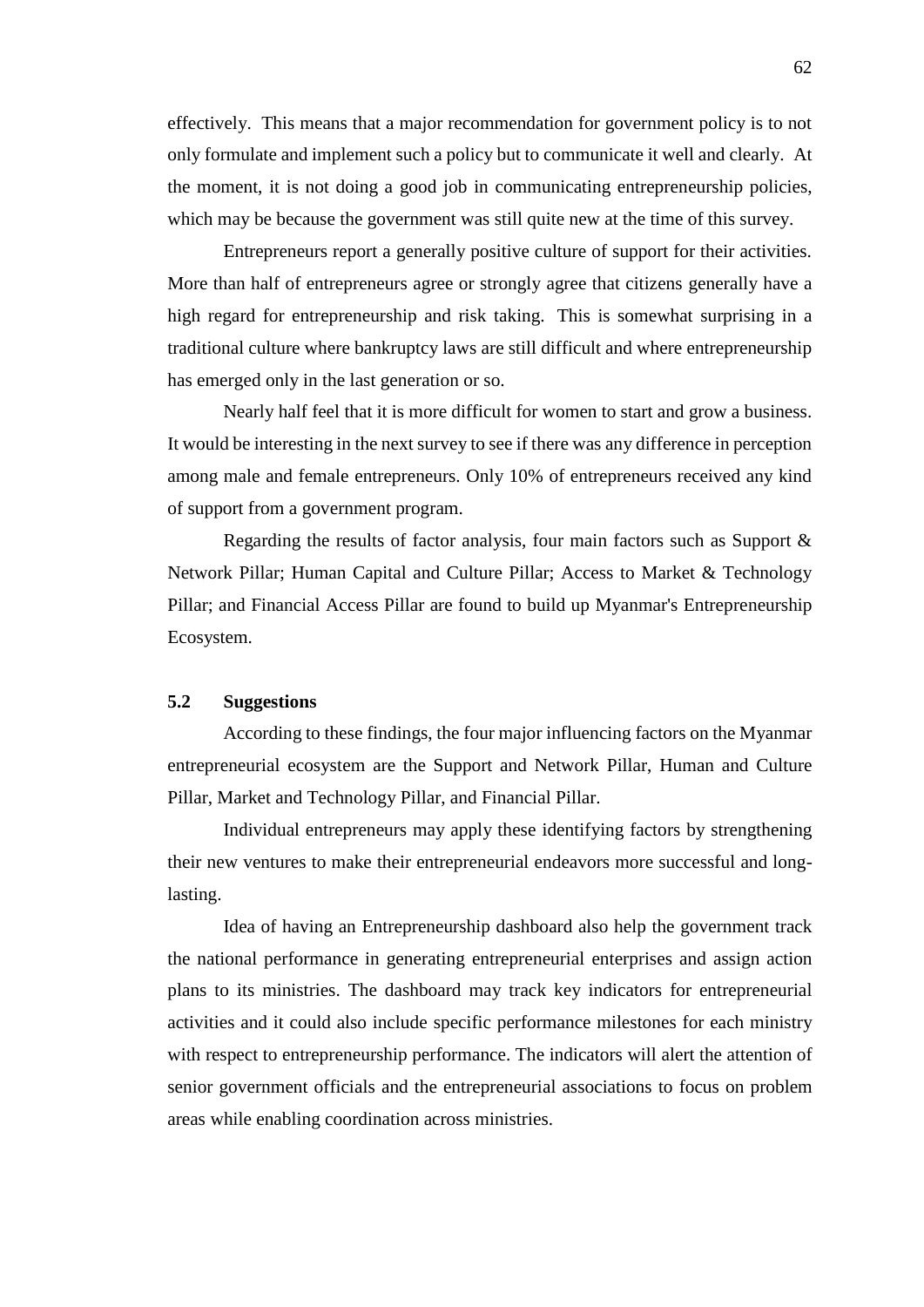effectively. This means that a major recommendation for government policy is to not only formulate and implement such a policy but to communicate it well and clearly. At the moment, it is not doing a good job in communicating entrepreneurship policies, which may be because the government was still quite new at the time of this survey.

Entrepreneurs report a generally positive culture of support for their activities. More than half of entrepreneurs agree or strongly agree that citizens generally have a high regard for entrepreneurship and risk taking. This is somewhat surprising in a traditional culture where bankruptcy laws are still difficult and where entrepreneurship has emerged only in the last generation or so.

Nearly half feel that it is more difficult for women to start and grow a business. It would be interesting in the next survey to see if there was any difference in perception among male and female entrepreneurs. Only 10% of entrepreneurs received any kind of support from a government program.

Regarding the results of factor analysis, four main factors such as Support & Network Pillar; Human Capital and Culture Pillar; Access to Market & Technology Pillar; and Financial Access Pillar are found to build up Myanmar's Entrepreneurship Ecosystem.

## 5.2 Suggestions

According to these findings, the four major influencing factors on the Myanmar entrepreneurial ecosystem are the Support and Network Pillar, Human and Culture Pillar, Market and Technology Pillar, and Financial Pillar.

Individual entrepreneurs may apply these identifying factors by strengthening their new ventures to make their entrepreneurial endeavors more successful and long-lasting.

Idea of having an Entrepreneurship dashboard also help the government track the national performance in generating entrepreneurial enterprises and assign action plans to its ministries. The dashboard may track key indicators for entrepreneurial activities and it could also include specific performance milestones for each ministry with respect to entrepreneurship performance. The indicators will alert the attention of senior government officials and the entrepreneurial associations to focus on problem areas while enabling coordination across ministries.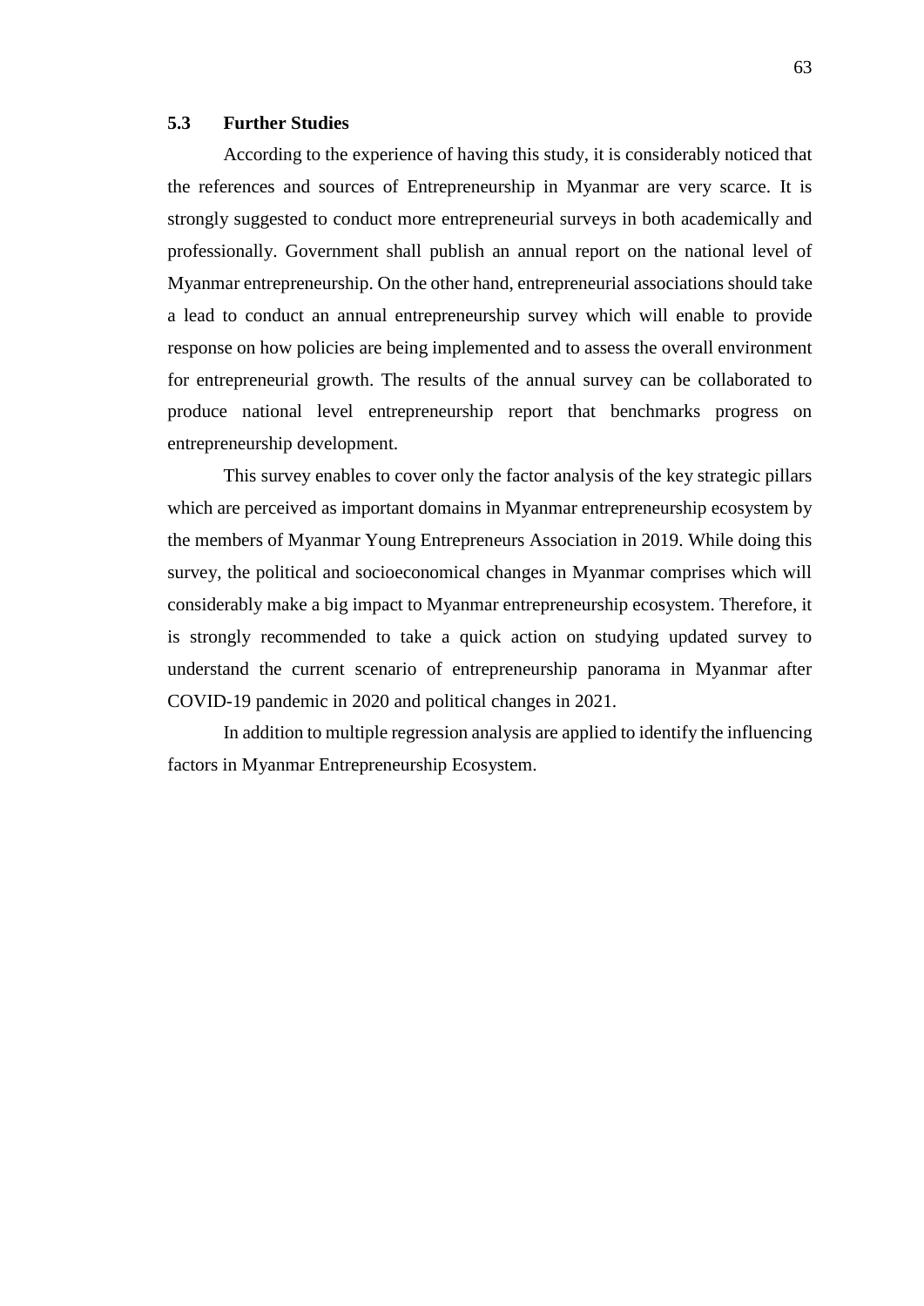## 5.3 Further Studies

According to the experience of having this study, it is considerably noticed that the references and sources of Entrepreneurship in Myanmar are very scarce. It is strongly suggested to conduct more entrepreneurial surveys in both academically and professionally. Government shall publish an annual report on the national level of Myanmar entrepreneurship. On the other hand, entrepreneurial associations should take a lead to conduct an annual entrepreneurship survey which will enable to provide response on how policies are being implemented and to assess the overall environment for entrepreneurial growth. The results of the annual survey can be collaborated to produce national level entrepreneurship report that benchmarks progress on entrepreneurship development.

This survey enables to cover only the factor analysis of the key strategic pillars which are perceived as important domains in Myanmar entrepreneurship ecosystem by the members of Myanmar Young Entrepreneurs Association in 2019. While doing this survey, the political and socioeconomical changes in Myanmar comprises which will considerably make a big impact to Myanmar entrepreneurship ecosystem. Therefore, it is strongly recommended to take a quick action on studying updated survey to understand the current scenario of entrepreneurship panorama in Myanmar after COVID-19 pandemic in 2020 and political changes in 2021.

In addition to multiple regression analysis are applied to identify the influencing factors in Myanmar Entrepreneurship Ecosystem.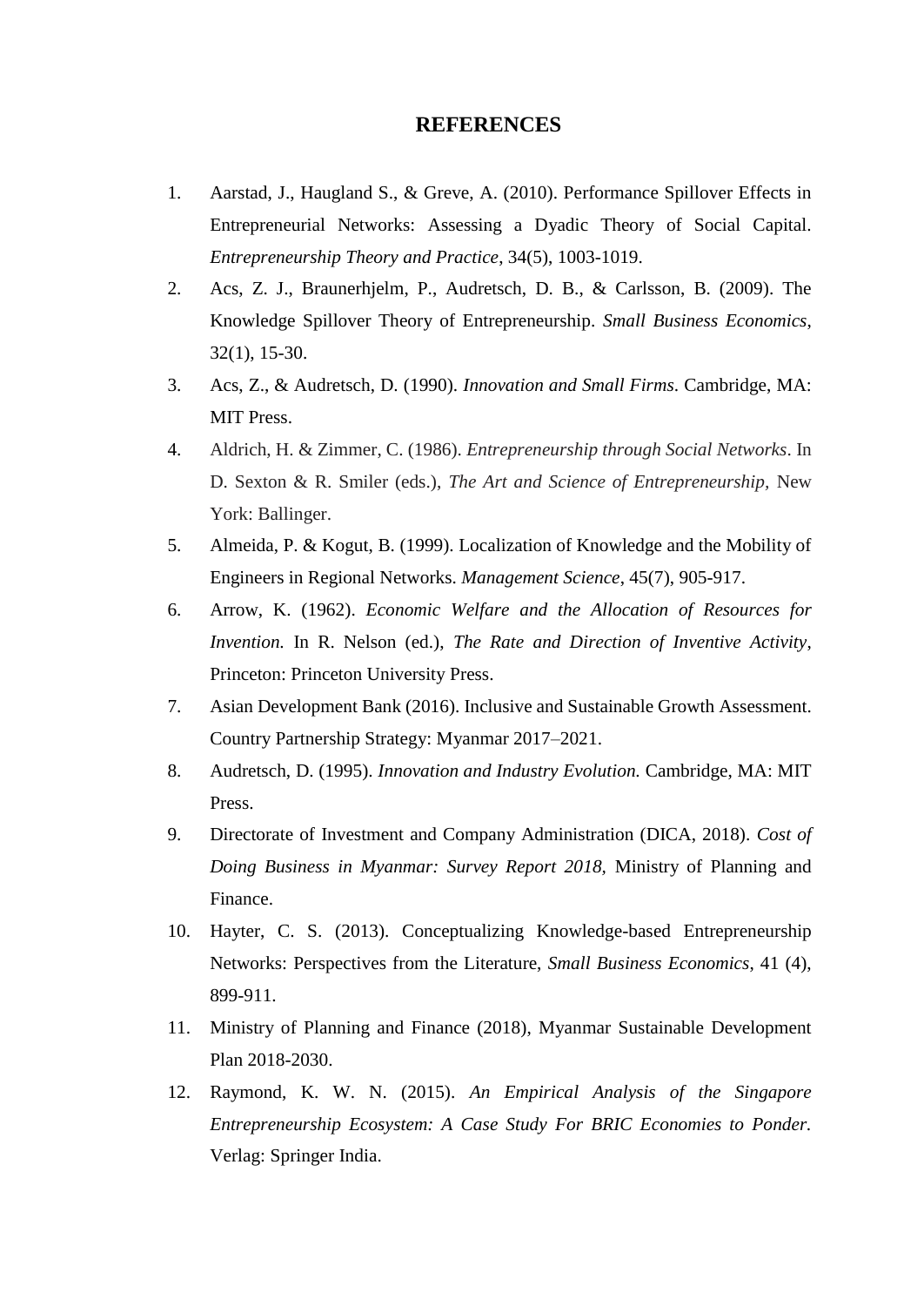# REFERENCES

1. Aarstad, J., Haugland S., & Greve, A. (2010). Performance Spillover Effects in Entrepreneurial Networks: Assessing a Dyadic Theory of Social Capital. *Entrepreneurship Theory and Practice*, 34(5), 1003-1019.
2. Acs, Z. J., Braunerhjelm, P., Audretsch, D. B., & Carlsson, B. (2009). The Knowledge Spillover Theory of Entrepreneurship. *Small Business Economics*, 32(1), 15-30.
3. Acs, Z., & Audretsch, D. (1990). *Innovation and Small Firms*. Cambridge, MA: MIT Press.
4. Aldrich, H. & Zimmer, C. (1986). *Entrepreneurship through Social Networks*. In D. Sexton & R. Smiler (eds.), *The Art and Science of Entrepreneurship,* New York: Ballinger.
5. Almeida, P. & Kogut, B. (1999). Localization of Knowledge and the Mobility of Engineers in Regional Networks. *Management Science*, 45(7), 905-917.
6. Arrow, K. (1962). *Economic Welfare and the Allocation of Resources for Invention.* In R. Nelson (ed.), *The Rate and Direction of Inventive Activity*, Princeton: Princeton University Press.
7. Asian Development Bank (2016). Inclusive and Sustainable Growth Assessment. Country Partnership Strategy: Myanmar 2017–2021.
8. Audretsch, D. (1995). *Innovation and Industry Evolution.* Cambridge, MA: MIT Press.
9. Directorate of Investment and Company Administration (DICA, 2018). *Cost of Doing Business in Myanmar: Survey Report 2018,* Ministry of Planning and Finance.
10. Hayter, C. S. (2013). Conceptualizing Knowledge-based Entrepreneurship Networks: Perspectives from the Literature, *Small Business Economics*, 41 (4), 899-911.
11. Ministry of Planning and Finance (2018), Myanmar Sustainable Development Plan 2018-2030.
12. Raymond, K. W. N. (2015). *An Empirical Analysis of the Singapore Entrepreneurship Ecosystem: A Case Study For BRIC Economies to Ponder.* Verlag: Springer India.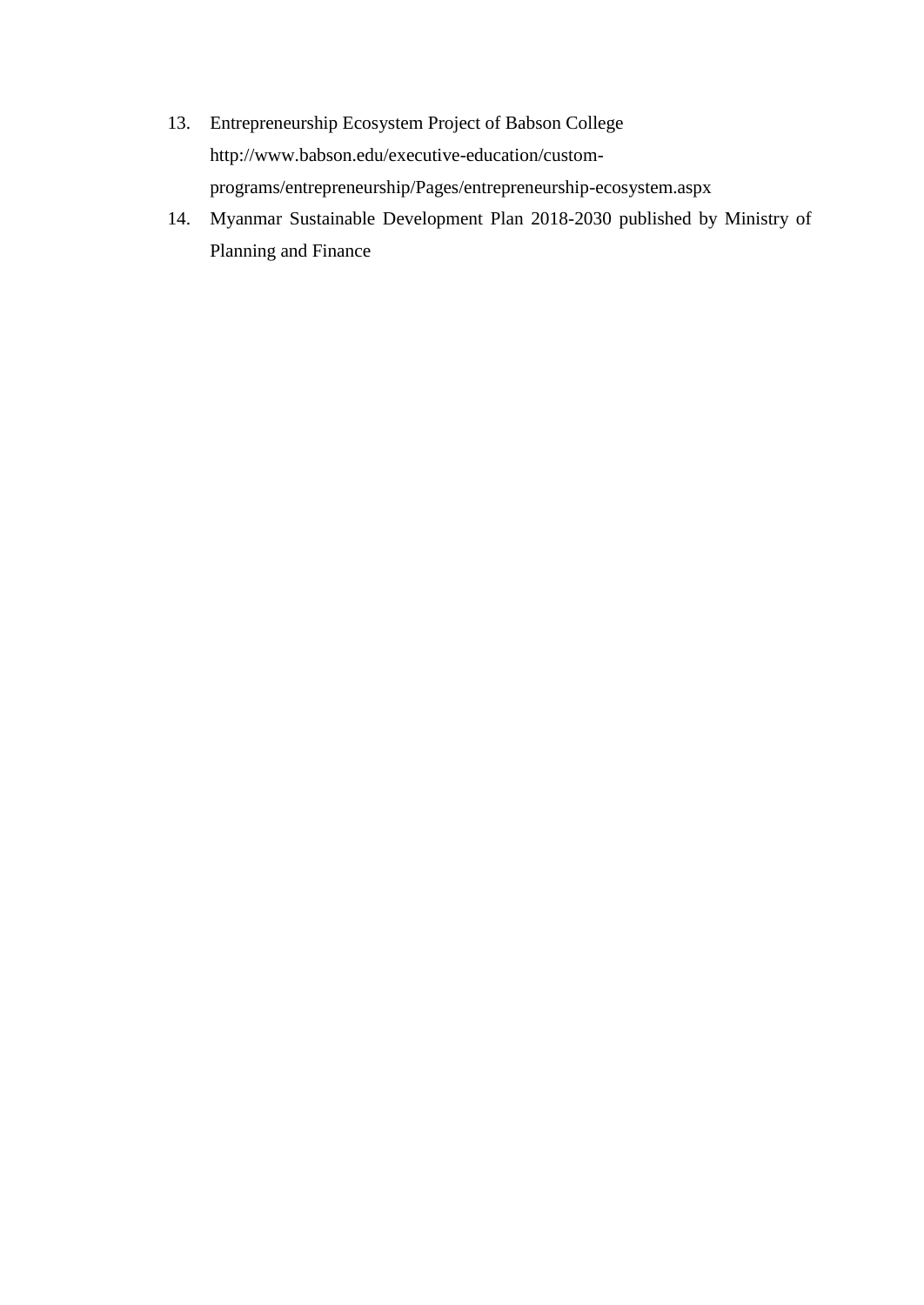13. Entrepreneurship Ecosystem Project of Babson College http://www.babson.edu/executive-education/custom-programs/entrepreneurship/Pages/entrepreneurship-ecosystem.aspx
14. Myanmar Sustainable Development Plan 2018-2030 published by Ministry of Planning and Finance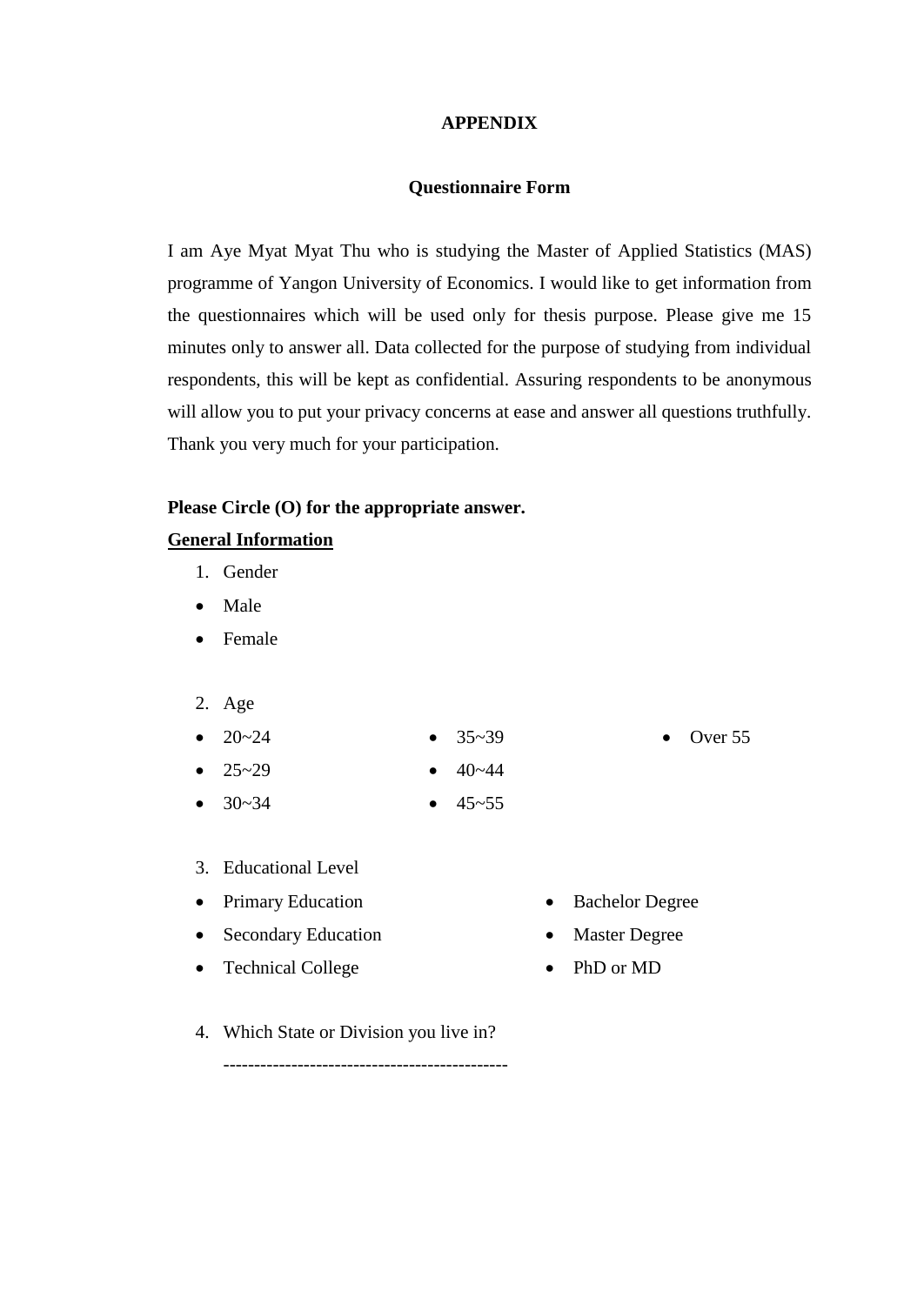# APPENDIX

## Questionnaire Form

I am Aye Myat Myat Thu who is studying the Master of Applied Statistics (MAS) programme of Yangon University of Economics. I would like to get information from the questionnaires which will be used only for thesis purpose. Please give me 15 minutes only to answer all. Data collected for the purpose of studying from individual respondents, this will be kept as confidential. Assuring respondents to be anonymous will allow you to put your privacy concerns at ease and answer all questions truthfully. Thank you very much for your participation.

**Please Circle (O) for the appropriate answer.**

**General Information**

1. Gender
- Male
- Female

2. Age
- 20~24
- 25~29
- 30~34
- 35~39
- 40~44
- 45~55
- Over 55

3. Educational Level
- Primary Education
- Secondary Education
- Technical College
- Bachelor Degree
- Master Degree
- PhD or MD

4. Which State or Division you live in?

   ---------------------------------------------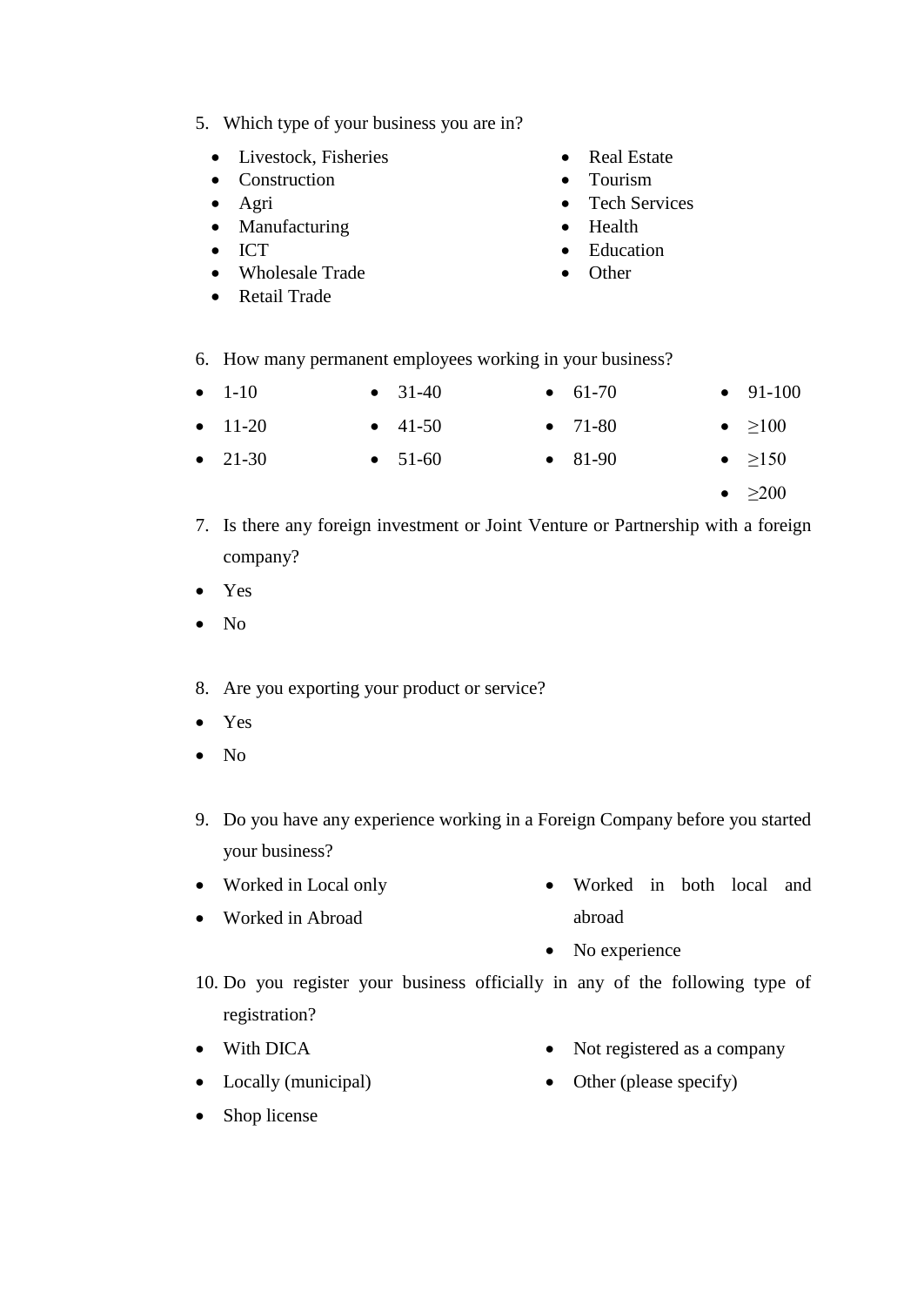5. Which type of your business you are in?

- Livestock, Fisheries
- Construction
- Agri
- Manufacturing
- ICT
- Wholesale Trade
- Retail Trade
- Real Estate
- Tourism
- Tech Services
- Health
- Education
- Other

6. How many permanent employees working in your business?

- 1-10
- 11-20
- 21-30
- 31-40
- 41-50
- 51-60
- 61-70
- 71-80
- 81-90
- 91-100
- ≥100
- ≥150
- ≥200

7. Is there any foreign investment or Joint Venture or Partnership with a foreign company?

- Yes
- No

8. Are you exporting your product or service?

- Yes
- No

9. Do you have any experience working in a Foreign Company before you started your business?

- Worked in Local only
- Worked in Abroad
- Worked in both local and abroad
- No experience

10. Do you register your business officially in any of the following type of registration?

- With DICA
- Locally (municipal)
- Shop license
- Not registered as a company
- Other (please specify)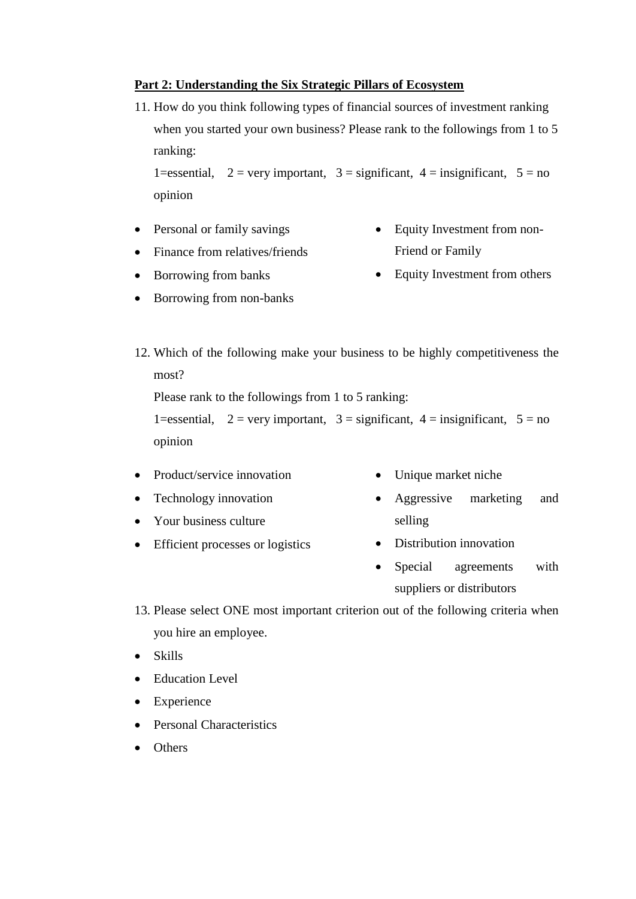**<u>Part 2: Understanding the Six Strategic Pillars of Ecosystem</u>**

11. How do you think following types of financial sources of investment ranking when you started your own business? Please rank to the followings from 1 to 5 ranking:

    1=essential, 2 = very important, 3 = significant, 4 = insignificant, 5 = no opinion

- Personal or family savings
- Finance from relatives/friends
- Borrowing from banks
- Borrowing from non-banks
- Equity Investment from non-Friend or Family
- Equity Investment from others

12. Which of the following make your business to be highly competitiveness the most?

    Please rank to the followings from 1 to 5 ranking:

    1=essential, 2 = very important, 3 = significant, 4 = insignificant, 5 = no opinion

- Product/service innovation
- Technology innovation
- Your business culture
- Efficient processes or logistics
- Unique market niche
- Aggressive marketing and selling
- Distribution innovation
- Special agreements with suppliers or distributors

13. Please select ONE most important criterion out of the following criteria when you hire an employee.

- Skills
- Education Level
- Experience
- Personal Characteristics
- Others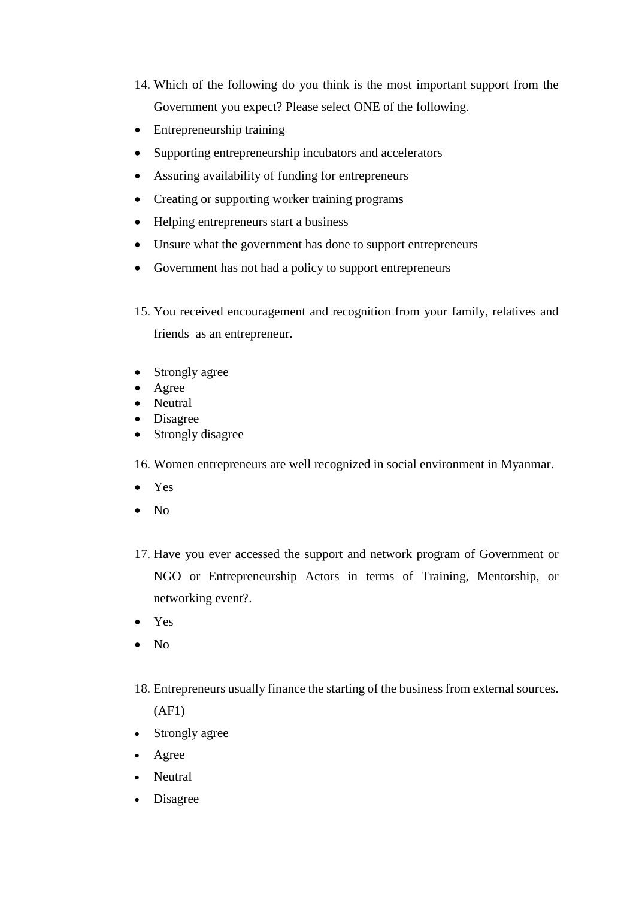14. Which of the following do you think is the most important support from the Government you expect? Please select ONE of the following.

- Entrepreneurship training
- Supporting entrepreneurship incubators and accelerators
- Assuring availability of funding for entrepreneurs
- Creating or supporting worker training programs
- Helping entrepreneurs start a business
- Unsure what the government has done to support entrepreneurs
- Government has not had a policy to support entrepreneurs

15. You received encouragement and recognition from your family, relatives and friends as an entrepreneur.

- Strongly agree
- Agree
- Neutral
- Disagree
- Strongly disagree

16. Women entrepreneurs are well recognized in social environment in Myanmar.

- Yes
- No

17. Have you ever accessed the support and network program of Government or NGO or Entrepreneurship Actors in terms of Training, Mentorship, or networking event?.

- Yes
- No

18. Entrepreneurs usually finance the starting of the business from external sources. (AF1)

- Strongly agree
- Agree
- Neutral
- Disagree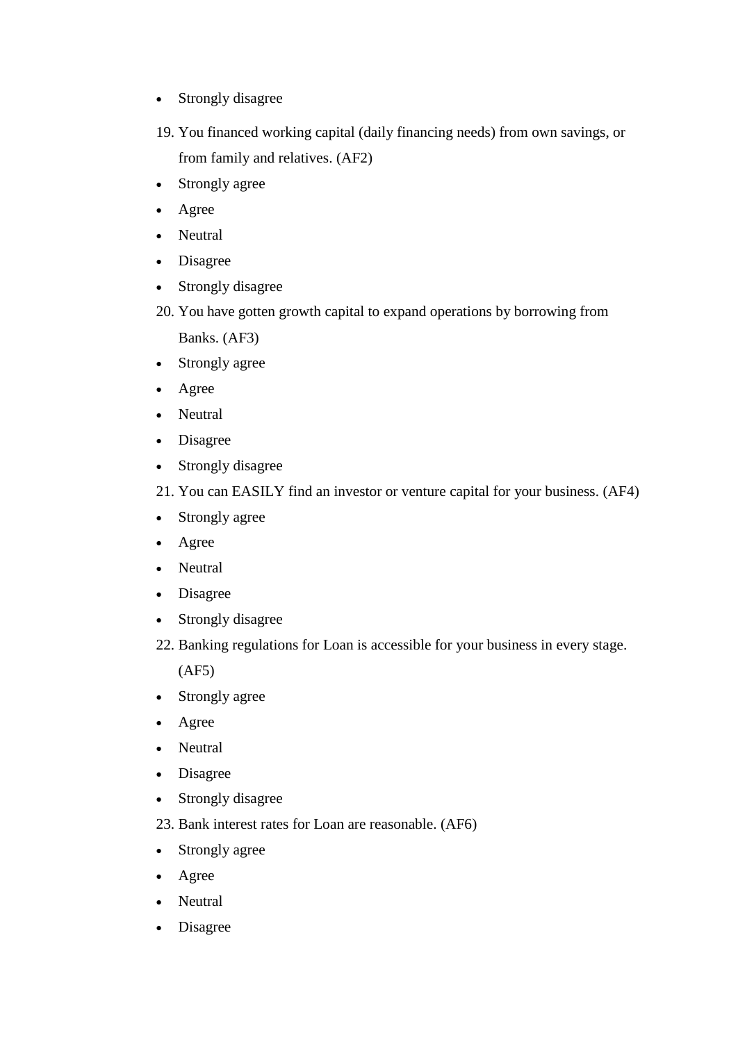- Strongly disagree

19. You financed working capital (daily financing needs) from own savings, or from family and relatives. (AF2)

- Strongly agree
- Agree
- Neutral
- Disagree
- Strongly disagree

20. You have gotten growth capital to expand operations by borrowing from Banks. (AF3)

- Strongly agree
- Agree
- Neutral
- Disagree
- Strongly disagree

21. You can EASILY find an investor or venture capital for your business. (AF4)

- Strongly agree
- Agree
- Neutral
- Disagree
- Strongly disagree

22. Banking regulations for Loan is accessible for your business in every stage. (AF5)

- Strongly agree
- Agree
- Neutral
- Disagree
- Strongly disagree

23. Bank interest rates for Loan are reasonable. (AF6)

- Strongly agree
- Agree
- Neutral
- Disagree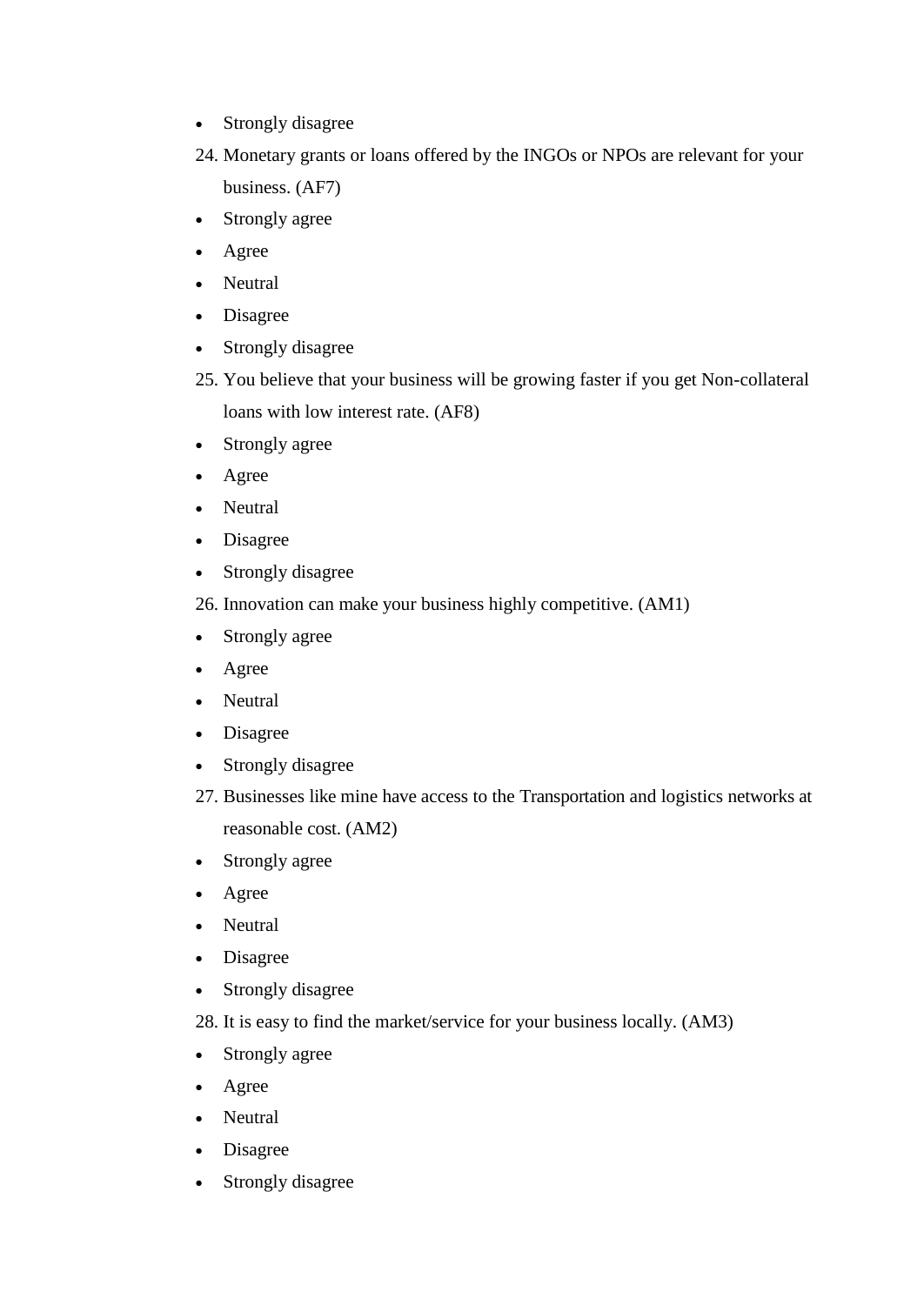- Strongly disagree

24. Monetary grants or loans offered by the INGOs or NPOs are relevant for your business. (AF7)

- Strongly agree
- Agree
- Neutral
- Disagree
- Strongly disagree

25. You believe that your business will be growing faster if you get Non-collateral loans with low interest rate. (AF8)

- Strongly agree
- Agree
- Neutral
- Disagree
- Strongly disagree

26. Innovation can make your business highly competitive. (AM1)

- Strongly agree
- Agree
- Neutral
- Disagree
- Strongly disagree

27. Businesses like mine have access to the Transportation and logistics networks at reasonable cost. (AM2)

- Strongly agree
- Agree
- Neutral
- Disagree
- Strongly disagree

28. It is easy to find the market/service for your business locally. (AM3)

- Strongly agree
- Agree
- Neutral
- Disagree
- Strongly disagree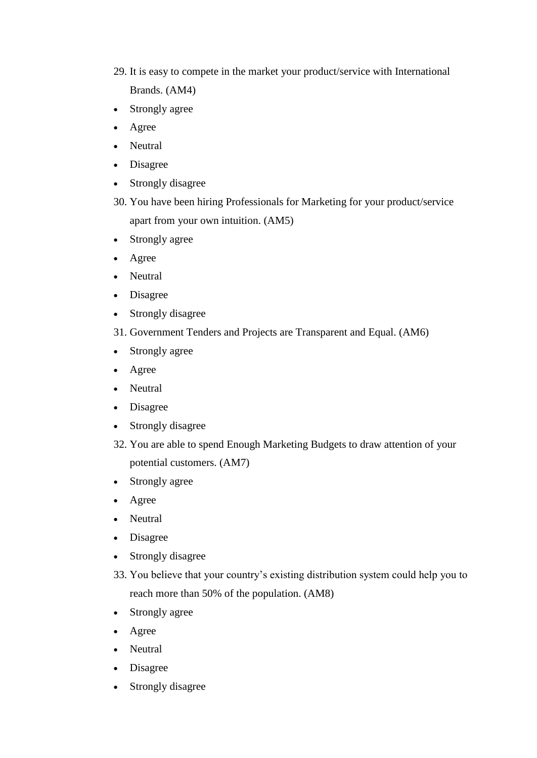29. It is easy to compete in the market your product/service with International Brands. (AM4)

- Strongly agree
- Agree
- Neutral
- Disagree
- Strongly disagree

30. You have been hiring Professionals for Marketing for your product/service apart from your own intuition. (AM5)

- Strongly agree
- Agree
- Neutral
- Disagree
- Strongly disagree

31. Government Tenders and Projects are Transparent and Equal. (AM6)

- Strongly agree
- Agree
- Neutral
- Disagree
- Strongly disagree

32. You are able to spend Enough Marketing Budgets to draw attention of your potential customers. (AM7)

- Strongly agree
- Agree
- Neutral
- Disagree
- Strongly disagree

33. You believe that your country's existing distribution system could help you to reach more than 50% of the population. (AM8)

- Strongly agree
- Agree
- Neutral
- Disagree
- Strongly disagree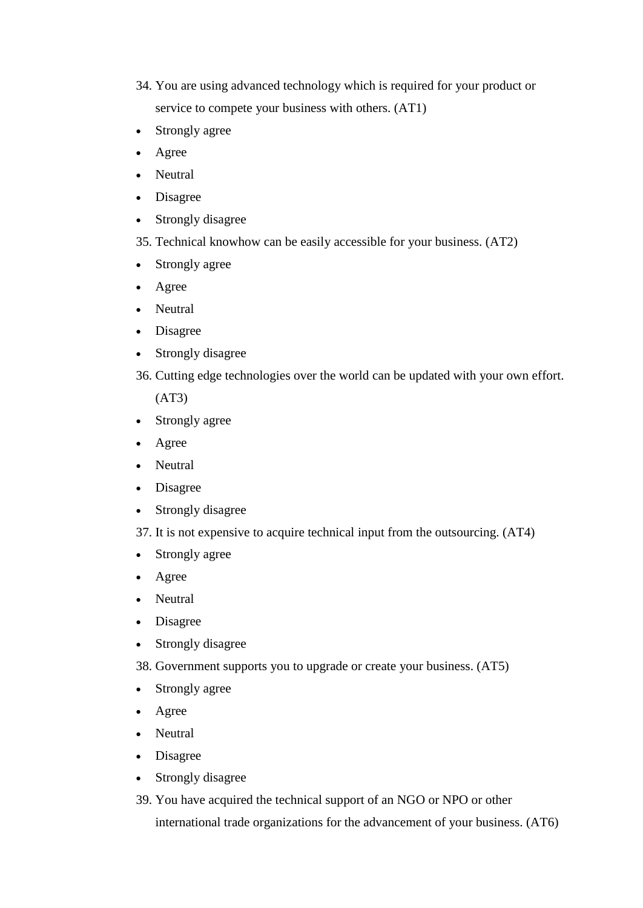34. You are using advanced technology which is required for your product or service to compete your business with others. (AT1)

- Strongly agree
- Agree
- Neutral
- Disagree
- Strongly disagree

35. Technical knowhow can be easily accessible for your business. (AT2)

- Strongly agree
- Agree
- Neutral
- Disagree
- Strongly disagree

36. Cutting edge technologies over the world can be updated with your own effort. (AT3)

- Strongly agree
- Agree
- Neutral
- Disagree
- Strongly disagree

37. It is not expensive to acquire technical input from the outsourcing. (AT4)

- Strongly agree
- Agree
- Neutral
- Disagree
- Strongly disagree

38. Government supports you to upgrade or create your business. (AT5)

- Strongly agree
- Agree
- Neutral
- Disagree
- Strongly disagree

39. You have acquired the technical support of an NGO or NPO or other international trade organizations for the advancement of your business. (AT6)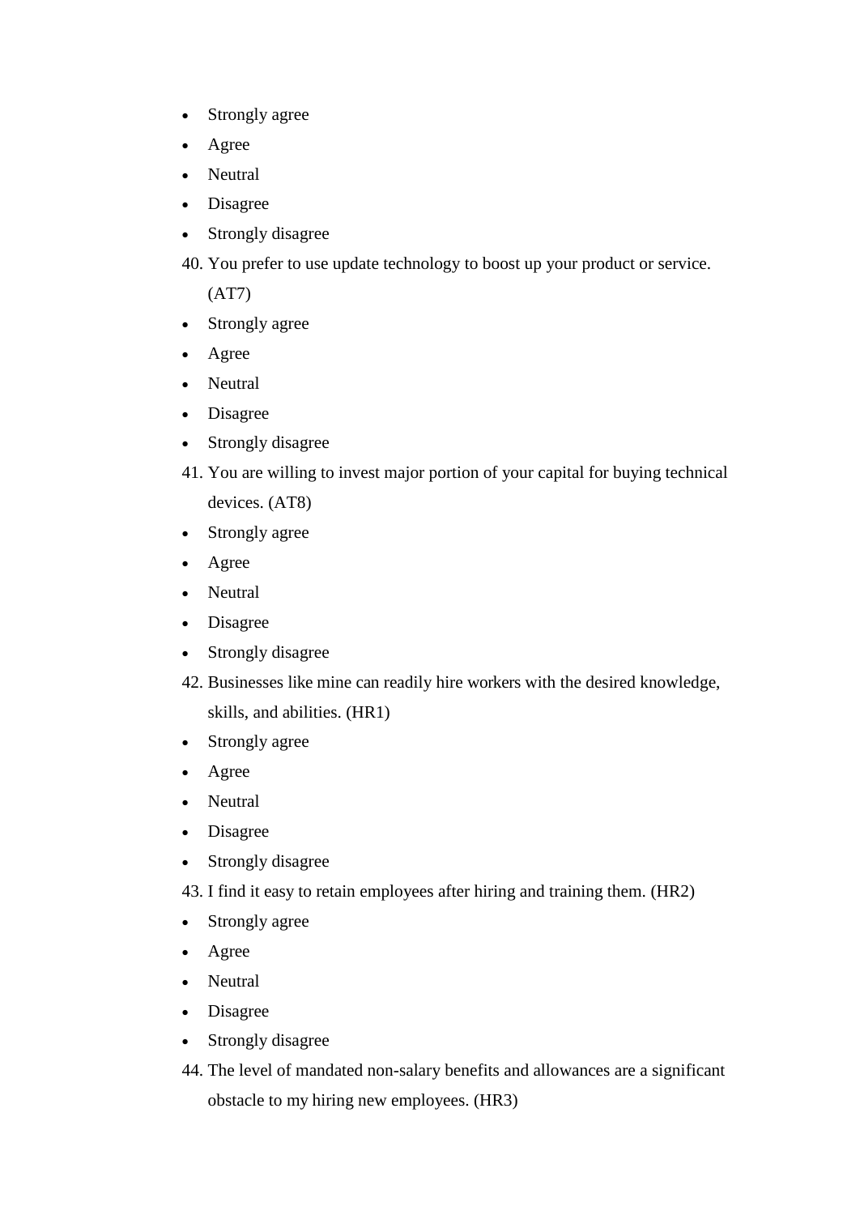- Strongly agree
- Agree
- Neutral
- Disagree
- Strongly disagree

40. You prefer to use update technology to boost up your product or service. (AT7)

- Strongly agree
- Agree
- Neutral
- Disagree
- Strongly disagree

41. You are willing to invest major portion of your capital for buying technical devices. (AT8)

- Strongly agree
- Agree
- Neutral
- Disagree
- Strongly disagree

42. Businesses like mine can readily hire workers with the desired knowledge, skills, and abilities. (HR1)

- Strongly agree
- Agree
- Neutral
- Disagree
- Strongly disagree

43. I find it easy to retain employees after hiring and training them. (HR2)

- Strongly agree
- Agree
- Neutral
- Disagree
- Strongly disagree

44. The level of mandated non-salary benefits and allowances are a significant obstacle to my hiring new employees. (HR3)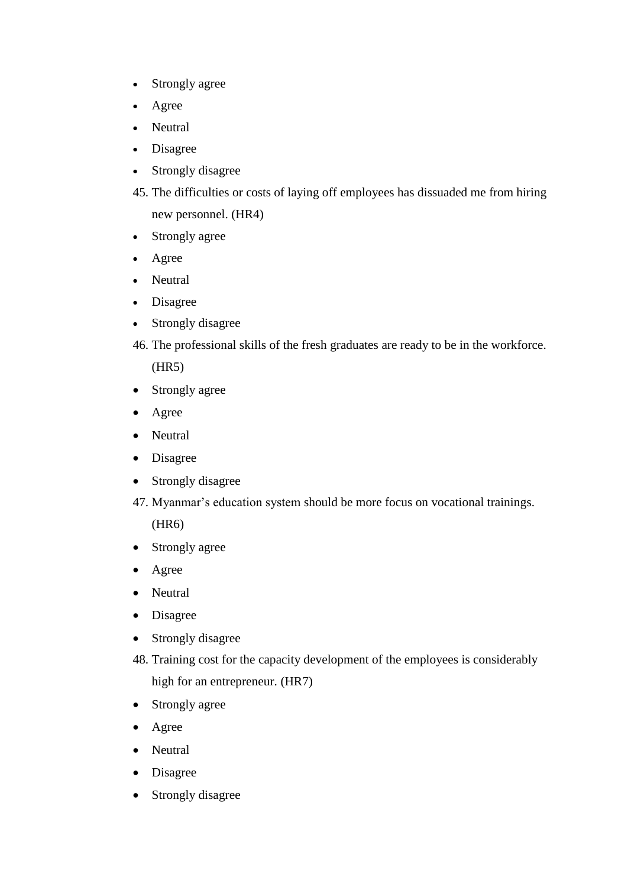- Strongly agree
- Agree
- Neutral
- Disagree
- Strongly disagree

45. The difficulties or costs of laying off employees has dissuaded me from hiring new personnel. (HR4)

- Strongly agree
- Agree
- Neutral
- Disagree
- Strongly disagree

46. The professional skills of the fresh graduates are ready to be in the workforce. (HR5)

- Strongly agree
- Agree
- Neutral
- Disagree
- Strongly disagree

47. Myanmar's education system should be more focus on vocational trainings. (HR6)

- Strongly agree
- Agree
- Neutral
- Disagree
- Strongly disagree

48. Training cost for the capacity development of the employees is considerably high for an entrepreneur. (HR7)

- Strongly agree
- Agree
- Neutral
- Disagree
- Strongly disagree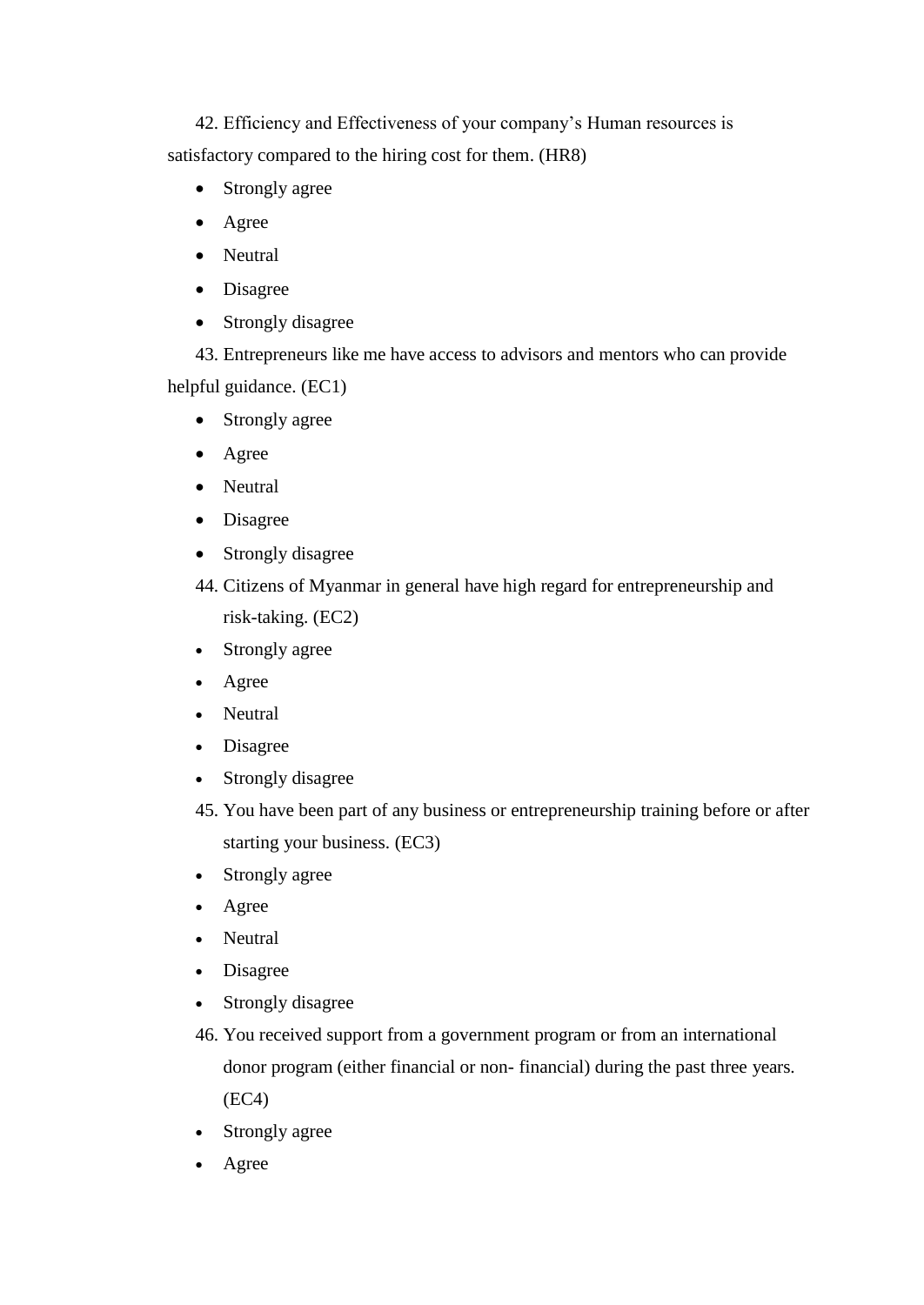42. Efficiency and Effectiveness of your company's Human resources is satisfactory compared to the hiring cost for them. (HR8)

- Strongly agree
- Agree
- Neutral
- Disagree
- Strongly disagree

43. Entrepreneurs like me have access to advisors and mentors who can provide helpful guidance. (EC1)

- Strongly agree
- Agree
- Neutral
- Disagree
- Strongly disagree

44. Citizens of Myanmar in general have high regard for entrepreneurship and risk-taking. (EC2)

- Strongly agree
- Agree
- Neutral
- Disagree
- Strongly disagree

45. You have been part of any business or entrepreneurship training before or after starting your business. (EC3)

- Strongly agree
- Agree
- Neutral
- Disagree
- Strongly disagree

46. You received support from a government program or from an international donor program (either financial or non- financial) during the past three years. (EC4)

- Strongly agree
- Agree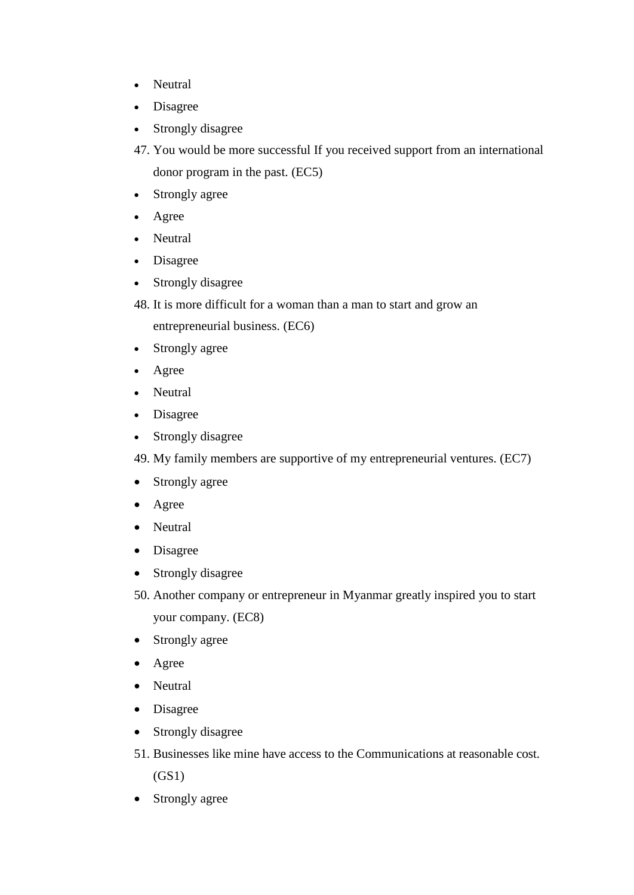- Neutral
- Disagree
- Strongly disagree

47. You would be more successful If you received support from an international donor program in the past. (EC5)

- Strongly agree
- Agree
- Neutral
- Disagree
- Strongly disagree

48. It is more difficult for a woman than a man to start and grow an entrepreneurial business. (EC6)

- Strongly agree
- Agree
- Neutral
- Disagree
- Strongly disagree

49. My family members are supportive of my entrepreneurial ventures. (EC7)

- Strongly agree
- Agree
- Neutral
- Disagree
- Strongly disagree

50. Another company or entrepreneur in Myanmar greatly inspired you to start your company. (EC8)

- Strongly agree
- Agree
- Neutral
- Disagree
- Strongly disagree

51. Businesses like mine have access to the Communications at reasonable cost. (GS1)

- Strongly agree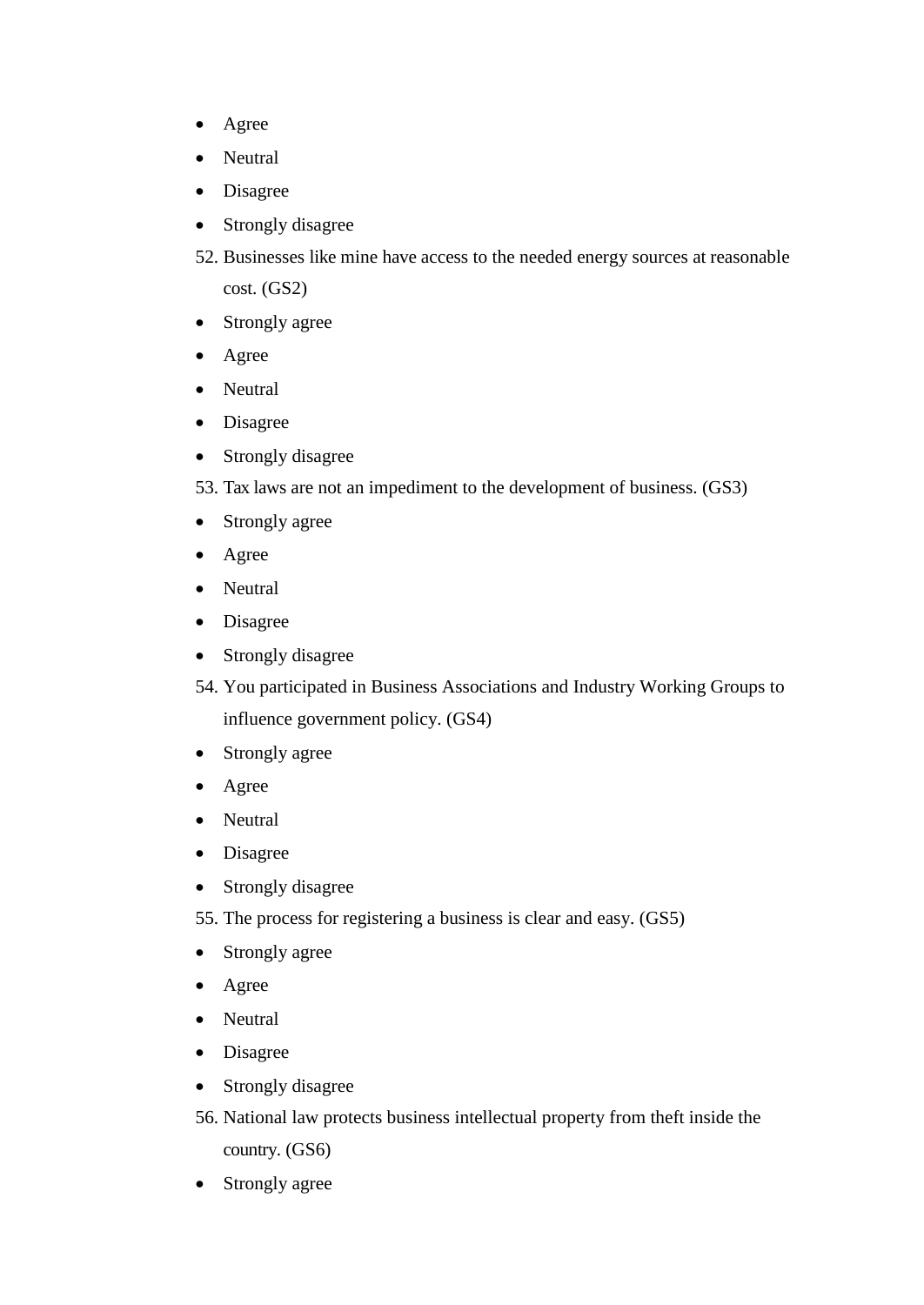- Agree
- Neutral
- Disagree
- Strongly disagree

52. Businesses like mine have access to the needed energy sources at reasonable cost. (GS2)

- Strongly agree
- Agree
- Neutral
- Disagree
- Strongly disagree

53. Tax laws are not an impediment to the development of business. (GS3)

- Strongly agree
- Agree
- Neutral
- Disagree
- Strongly disagree

54. You participated in Business Associations and Industry Working Groups to influence government policy. (GS4)

- Strongly agree
- Agree
- Neutral
- Disagree
- Strongly disagree

55. The process for registering a business is clear and easy. (GS5)

- Strongly agree
- Agree
- Neutral
- Disagree
- Strongly disagree

56. National law protects business intellectual property from theft inside the country. (GS6)

- Strongly agree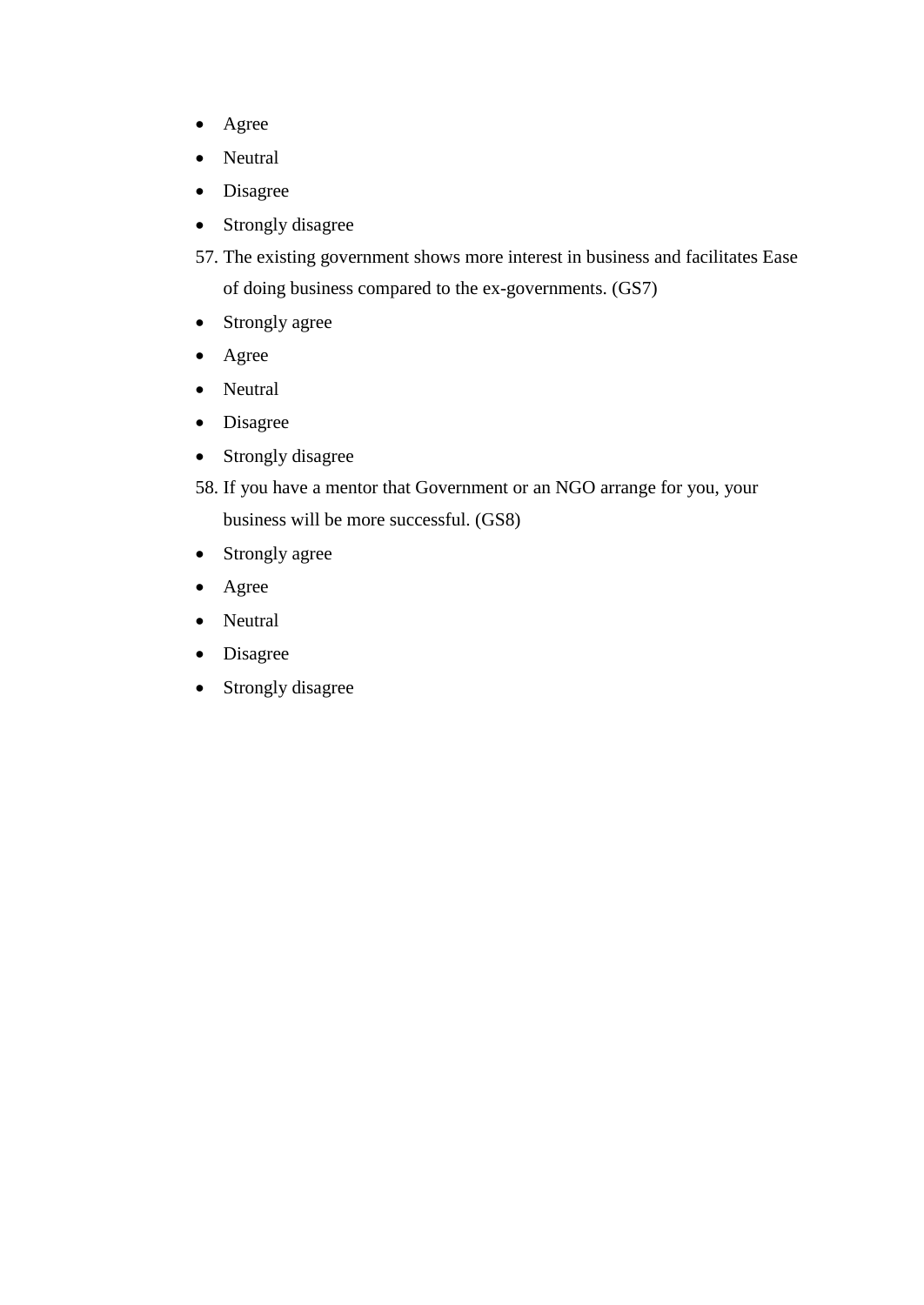- Agree
- Neutral
- Disagree
- Strongly disagree

57. The existing government shows more interest in business and facilitates Ease of doing business compared to the ex-governments. (GS7)

- Strongly agree
- Agree
- Neutral
- Disagree
- Strongly disagree

58. If you have a mentor that Government or an NGO arrange for you, your business will be more successful. (GS8)

- Strongly agree
- Agree
- Neutral
- Disagree
- Strongly disagree